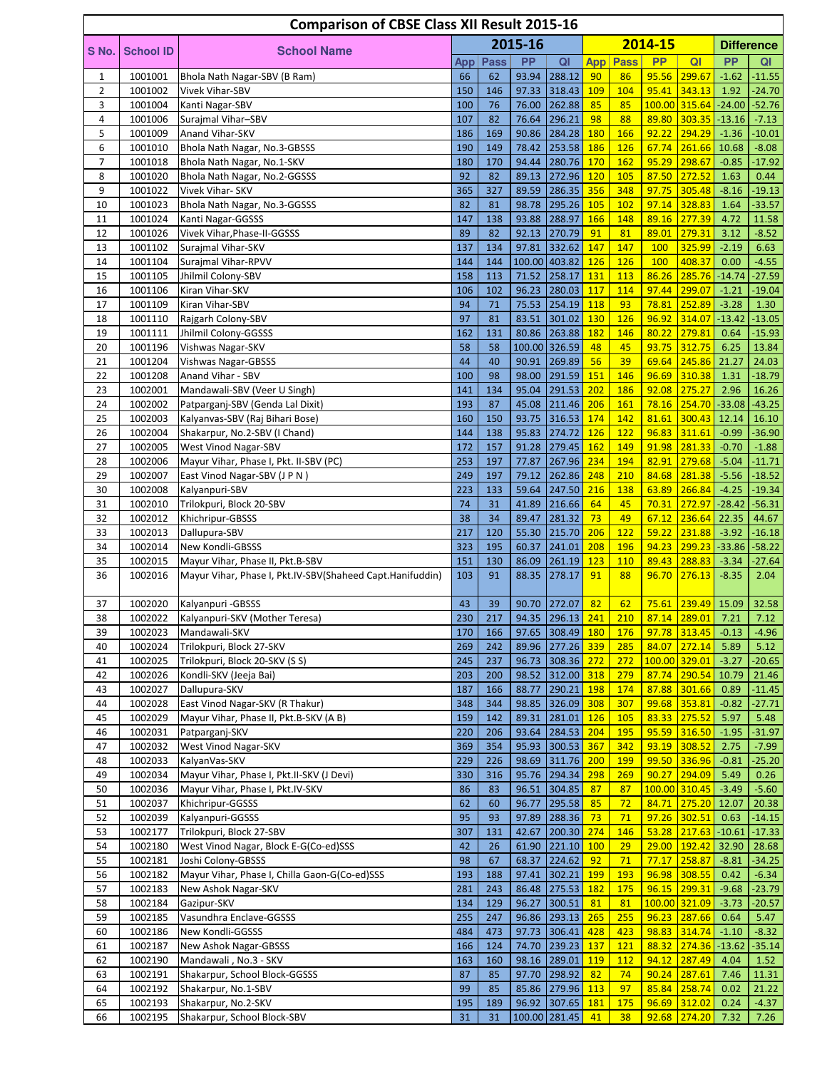# Comparison of CBSE Class XII Result 2015-16

| S No. | School ID | School Name | 2015-16 | | | | 2014-15 | | | | Difference | |
|---|---|---|---|---|---|---|---|---|---|---|---|---|
| | | | App | Pass | PP | QI | App | Pass | PP | QI | PP | QI |
| 1 | 1001001 | Bhola Nath Nagar-SBV (B Ram) | 66 | 62 | 93.94 | 288.12 | 90 | 86 | 95.56 | 299.67 | -1.62 | -11.55 |
| 2 | 1001002 | Vivek Vihar-SBV | 150 | 146 | 97.33 | 318.43 | 109 | 104 | 95.41 | 343.13 | 1.92 | -24.70 |
| 3 | 1001004 | Kanti Nagar-SBV | 100 | 76 | 76.00 | 262.88 | 85 | 85 | 100.00 | 315.64 | -24.00 | -52.76 |
| 4 | 1001006 | Surajmal Vihar–SBV | 107 | 82 | 76.64 | 296.21 | 98 | 88 | 89.80 | 303.35 | -13.16 | -7.13 |
| 5 | 1001009 | Anand Vihar-SKV | 186 | 169 | 90.86 | 284.28 | 180 | 166 | 92.22 | 294.29 | -1.36 | -10.01 |
| 6 | 1001010 | Bhola Nath Nagar, No.3-GBSSS | 190 | 149 | 78.42 | 253.58 | 186 | 126 | 67.74 | 261.66 | 10.68 | -8.08 |
| 7 | 1001018 | Bhola Nath Nagar, No.1-SKV | 180 | 170 | 94.44 | 280.76 | 170 | 162 | 95.29 | 298.67 | -0.85 | -17.92 |
| 8 | 1001020 | Bhola Nath Nagar, No.2-GGSSS | 92 | 82 | 89.13 | 272.96 | 120 | 105 | 87.50 | 272.52 | 1.63 | 0.44 |
| 9 | 1001022 | Vivek Vihar- SKV | 365 | 327 | 89.59 | 286.35 | 356 | 348 | 97.75 | 305.48 | -8.16 | -19.13 |
| 10 | 1001023 | Bhola Nath Nagar, No.3-GGSSS | 82 | 81 | 98.78 | 295.26 | 105 | 102 | 97.14 | 328.83 | 1.64 | -33.57 |
| 11 | 1001024 | Kanti Nagar-GGSSS | 147 | 138 | 93.88 | 288.97 | 166 | 148 | 89.16 | 277.39 | 4.72 | 11.58 |
| 12 | 1001026 | Vivek Vihar,Phase-II-GGSSS | 89 | 82 | 92.13 | 270.79 | 91 | 81 | 89.01 | 279.31 | 3.12 | -8.52 |
| 13 | 1001102 | Surajmal Vihar-SKV | 137 | 134 | 97.81 | 332.62 | 147 | 147 | 100 | 325.99 | -2.19 | 6.63 |
| 14 | 1001104 | Surajmal Vihar-RPVV | 144 | 144 | 100.00 | 403.82 | 126 | 126 | 100 | 408.37 | 0.00 | -4.55 |
| 15 | 1001105 | Jhilmil Colony-SBV | 158 | 113 | 71.52 | 258.17 | 131 | 113 | 86.26 | 285.76 | -14.74 | -27.59 |
| 16 | 1001106 | Kiran Vihar-SKV | 106 | 102 | 96.23 | 280.03 | 117 | 114 | 97.44 | 299.07 | -1.21 | -19.04 |
| 17 | 1001109 | Kiran Vihar-SBV | 94 | 71 | 75.53 | 254.19 | 118 | 93 | 78.81 | 252.89 | -3.28 | 1.30 |
| 18 | 1001110 | Rajgarh Colony-SBV | 97 | 81 | 83.51 | 301.02 | 130 | 126 | 96.92 | 314.07 | -13.42 | -13.05 |
| 19 | 1001111 | Jhilmil Colony-GGSSS | 162 | 131 | 80.86 | 263.88 | 182 | 146 | 80.22 | 279.81 | 0.64 | -15.93 |
| 20 | 1001196 | Vishwas Nagar-SKV | 58 | 58 | 100.00 | 326.59 | 48 | 45 | 93.75 | 312.75 | 6.25 | 13.84 |
| 21 | 1001204 | Vishwas Nagar-GBSSS | 44 | 40 | 90.91 | 269.89 | 56 | 39 | 69.64 | 245.86 | 21.27 | 24.03 |
| 22 | 1001208 | Anand Vihar - SBV | 100 | 98 | 98.00 | 291.59 | 151 | 146 | 96.69 | 310.38 | 1.31 | -18.79 |
| 23 | 1002001 | Mandawali-SBV (Veer U Singh) | 141 | 134 | 95.04 | 291.53 | 202 | 186 | 92.08 | 275.27 | 2.96 | 16.26 |
| 24 | 1002002 | Patparganj-SBV (Genda Lal Dixit) | 193 | 87 | 45.08 | 211.46 | 206 | 161 | 78.16 | 254.70 | -33.08 | -43.25 |
| 25 | 1002003 | Kalyanvas-SBV (Raj Bihari Bose) | 160 | 150 | 93.75 | 316.53 | 174 | 142 | 81.61 | 300.43 | 12.14 | 16.10 |
| 26 | 1002004 | Shakarpur, No.2-SBV (I Chand) | 144 | 138 | 95.83 | 274.72 | 126 | 122 | 96.83 | 311.61 | -0.99 | -36.90 |
| 27 | 1002005 | West Vinod Nagar-SBV | 172 | 157 | 91.28 | 279.45 | 162 | 149 | 91.98 | 281.33 | -0.70 | -1.88 |
| 28 | 1002006 | Mayur Vihar, Phase I, Pkt. II-SBV (PC) | 253 | 197 | 77.87 | 267.96 | 234 | 194 | 82.91 | 279.68 | -5.04 | -11.71 |
| 29 | 1002007 | East Vinod Nagar-SBV (J P N ) | 249 | 197 | 79.12 | 262.86 | 248 | 210 | 84.68 | 281.38 | -5.56 | -18.52 |
| 30 | 1002008 | Kalyanpuri-SBV | 223 | 133 | 59.64 | 247.50 | 216 | 138 | 63.89 | 266.84 | -4.25 | -19.34 |
| 31 | 1002010 | Trilokpuri, Block 20-SBV | 74 | 31 | 41.89 | 216.66 | 64 | 45 | 70.31 | 272.97 | -28.42 | -56.31 |
| 32 | 1002012 | Khichripur-GBSSS | 38 | 34 | 89.47 | 281.32 | 73 | 49 | 67.12 | 236.64 | 22.35 | 44.67 |
| 33 | 1002013 | Dallupura-SBV | 217 | 120 | 55.30 | 215.70 | 206 | 122 | 59.22 | 231.88 | -3.92 | -16.18 |
| 34 | 1002014 | New Kondli-GBSSS | 323 | 195 | 60.37 | 241.01 | 208 | 196 | 94.23 | 299.23 | -33.86 | -58.22 |
| 35 | 1002015 | Mayur Vihar, Phase II, Pkt.B-SBV | 151 | 130 | 86.09 | 261.19 | 123 | 110 | 89.43 | 288.83 | -3.34 | -27.64 |
| 36 | 1002016 | Mayur Vihar, Phase I, Pkt.IV-SBV(Shaheed Capt.Hanifuddin) | 103 | 91 | 88.35 | 278.17 | 91 | 88 | 96.70 | 276.13 | -8.35 | 2.04 |
| 37 | 1002020 | Kalyanpuri -GBSSS | 43 | 39 | 90.70 | 272.07 | 82 | 62 | 75.61 | 239.49 | 15.09 | 32.58 |
| 38 | 1002022 | Kalyanpuri-SKV (Mother Teresa) | 230 | 217 | 94.35 | 296.13 | 241 | 210 | 87.14 | 289.01 | 7.21 | 7.12 |
| 39 | 1002023 | Mandawali-SKV | 170 | 166 | 97.65 | 308.49 | 180 | 176 | 97.78 | 313.45 | -0.13 | -4.96 |
| 40 | 1002024 | Trilokpuri, Block 27-SKV | 269 | 242 | 89.96 | 277.26 | 339 | 285 | 84.07 | 272.14 | 5.89 | 5.12 |
| 41 | 1002025 | Trilokpuri, Block 20-SKV (S S) | 245 | 237 | 96.73 | 308.36 | 272 | 272 | 100.00 | 329.01 | -3.27 | -20.65 |
| 42 | 1002026 | Kondli-SKV (Jeeja Bai) | 203 | 200 | 98.52 | 312.00 | 318 | 279 | 87.74 | 290.54 | 10.79 | 21.46 |
| 43 | 1002027 | Dallupura-SKV | 187 | 166 | 88.77 | 290.21 | 198 | 174 | 87.88 | 301.66 | 0.89 | -11.45 |
| 44 | 1002028 | East Vinod Nagar-SKV (R Thakur) | 348 | 344 | 98.85 | 326.09 | 308 | 307 | 99.68 | 353.81 | -0.82 | -27.71 |
| 45 | 1002029 | Mayur Vihar, Phase II, Pkt.B-SKV (A B) | 159 | 142 | 89.31 | 281.01 | 126 | 105 | 83.33 | 275.52 | 5.97 | 5.48 |
| 46 | 1002031 | Patparganj-SKV | 220 | 206 | 93.64 | 284.53 | 204 | 195 | 95.59 | 316.50 | -1.95 | -31.97 |
| 47 | 1002032 | West Vinod Nagar-SKV | 369 | 354 | 95.93 | 300.53 | 367 | 342 | 93.19 | 308.52 | 2.75 | -7.99 |
| 48 | 1002033 | KalyanVas-SKV | 229 | 226 | 98.69 | 311.76 | 200 | 199 | 99.50 | 336.96 | -0.81 | -25.20 |
| 49 | 1002034 | Mayur Vihar, Phase I, Pkt.II-SKV (J Devi) | 330 | 316 | 95.76 | 294.34 | 298 | 269 | 90.27 | 294.09 | 5.49 | 0.26 |
| 50 | 1002036 | Mayur Vihar, Phase I, Pkt.IV-SKV | 86 | 83 | 96.51 | 304.85 | 87 | 87 | 100.00 | 310.45 | -3.49 | -5.60 |
| 51 | 1002037 | Khichripur-GGSSS | 62 | 60 | 96.77 | 295.58 | 85 | 72 | 84.71 | 275.20 | 12.07 | 20.38 |
| 52 | 1002039 | Kalyanpuri-GGSSS | 95 | 93 | 97.89 | 288.36 | 73 | 71 | 97.26 | 302.51 | 0.63 | -14.15 |
| 53 | 1002177 | Trilokpuri, Block 27-SBV | 307 | 131 | 42.67 | 200.30 | 274 | 146 | 53.28 | 217.63 | -10.61 | -17.33 |
| 54 | 1002180 | West Vinod Nagar, Block E-G(Co-ed)SSS | 42 | 26 | 61.90 | 221.10 | 100 | 29 | 29.00 | 192.42 | 32.90 | 28.68 |
| 55 | 1002181 | Joshi Colony-GBSSS | 98 | 67 | 68.37 | 224.62 | 92 | 71 | 77.17 | 258.87 | -8.81 | -34.25 |
| 56 | 1002182 | Mayur Vihar, Phase I, Chilla Gaon-G(Co-ed)SSS | 193 | 188 | 97.41 | 302.21 | 199 | 193 | 96.98 | 308.55 | 0.42 | -6.34 |
| 57 | 1002183 | New Ashok Nagar-SKV | 281 | 243 | 86.48 | 275.53 | 182 | 175 | 96.15 | 299.31 | -9.68 | -23.79 |
| 58 | 1002184 | Gazipur-SKV | 134 | 129 | 96.27 | 300.51 | 81 | 81 | 100.00 | 321.09 | -3.73 | -20.57 |
| 59 | 1002185 | Vasundhra Enclave-GGSSS | 255 | 247 | 96.86 | 293.13 | 265 | 255 | 96.23 | 287.66 | 0.64 | 5.47 |
| 60 | 1002186 | New Kondli-GGSSS | 484 | 473 | 97.73 | 306.41 | 428 | 423 | 98.83 | 314.74 | -1.10 | -8.32 |
| 61 | 1002187 | New Ashok Nagar-GBSSS | 166 | 124 | 74.70 | 239.23 | 137 | 121 | 88.32 | 274.36 | -13.62 | -35.14 |
| 62 | 1002190 | Mandawali , No.3 - SKV | 163 | 160 | 98.16 | 289.01 | 119 | 112 | 94.12 | 287.49 | 4.04 | 1.52 |
| 63 | 1002191 | Shakarpur, School Block-GGSSS | 87 | 85 | 97.70 | 298.92 | 82 | 74 | 90.24 | 287.61 | 7.46 | 11.31 |
| 64 | 1002192 | Shakarpur, No.1-SBV | 99 | 85 | 85.86 | 279.96 | 113 | 97 | 85.84 | 258.74 | 0.02 | 21.22 |
| 65 | 1002193 | Shakarpur, No.2-SKV | 195 | 189 | 96.92 | 307.65 | 181 | 175 | 96.69 | 312.02 | 0.24 | -4.37 |
| 66 | 1002195 | Shakarpur, School Block-SBV | 31 | 31 | 100.00 | 281.45 | 41 | 38 | 92.68 | 274.20 | 7.32 | 7.26 |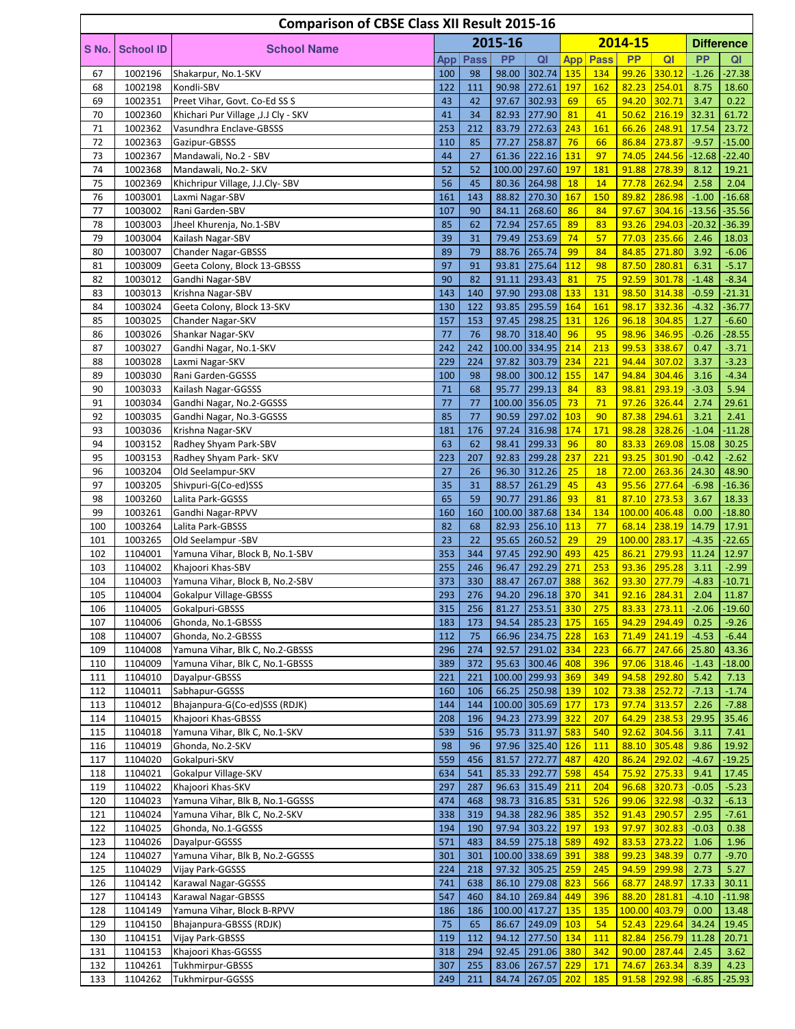# Comparison of CBSE Class XII Result 2015-16

| S No. | School ID | School Name | 2015-16 | | | | 2014-15 | | | | Difference | |
|---|---|---|---|---|---|---|---|---|---|---|---|---|
| | | | App | Pass | PP | QI | App | Pass | PP | QI | PP | QI |
| 67 | 1002196 | Shakarpur, No.1-SKV | 100 | 98 | 98.00 | 302.74 | 135 | 134 | 99.26 | 330.12 | -1.26 | -27.38 |
| 68 | 1002198 | Kondli-SBV | 122 | 111 | 90.98 | 272.61 | 197 | 162 | 82.23 | 254.01 | 8.75 | 18.60 |
| 69 | 1002351 | Preet Vihar, Govt. Co-Ed SS S | 43 | 42 | 97.67 | 302.93 | 69 | 65 | 94.20 | 302.71 | 3.47 | 0.22 |
| 70 | 1002360 | Khichari Pur Village ,J.J Cly - SKV | 41 | 34 | 82.93 | 277.90 | 81 | 41 | 50.62 | 216.19 | 32.31 | 61.72 |
| 71 | 1002362 | Vasundhra Enclave-GBSSS | 253 | 212 | 83.79 | 272.63 | 243 | 161 | 66.26 | 248.91 | 17.54 | 23.72 |
| 72 | 1002363 | Gazipur-GBSSS | 110 | 85 | 77.27 | 258.87 | 76 | 66 | 86.84 | 273.87 | -9.57 | -15.00 |
| 73 | 1002367 | Mandawali, No.2 - SBV | 44 | 27 | 61.36 | 222.16 | 131 | 97 | 74.05 | 244.56 | -12.68 | -22.40 |
| 74 | 1002368 | Mandawali, No.2- SKV | 52 | 52 | 100.00 | 297.60 | 197 | 181 | 91.88 | 278.39 | 8.12 | 19.21 |
| 75 | 1002369 | Khichripur Village, J.J.Cly- SBV | 56 | 45 | 80.36 | 264.98 | 18 | 14 | 77.78 | 262.94 | 2.58 | 2.04 |
| 76 | 1003001 | Laxmi Nagar-SBV | 161 | 143 | 88.82 | 270.30 | 167 | 150 | 89.82 | 286.98 | -1.00 | -16.68 |
| 77 | 1003002 | Rani Garden-SBV | 107 | 90 | 84.11 | 268.60 | 86 | 84 | 97.67 | 304.16 | -13.56 | -35.56 |
| 78 | 1003003 | Jheel Khurenja, No.1-SBV | 85 | 62 | 72.94 | 257.65 | 89 | 83 | 93.26 | 294.03 | -20.32 | -36.39 |
| 79 | 1003004 | Kailash Nagar-SBV | 39 | 31 | 79.49 | 253.69 | 74 | 57 | 77.03 | 235.66 | 2.46 | 18.03 |
| 80 | 1003007 | Chander Nagar-GBSSS | 89 | 79 | 88.76 | 265.74 | 99 | 84 | 84.85 | 271.80 | 3.92 | -6.06 |
| 81 | 1003009 | Geeta Colony, Block 13-GBSSS | 97 | 91 | 93.81 | 275.64 | 112 | 98 | 87.50 | 280.81 | 6.31 | -5.17 |
| 82 | 1003012 | Gandhi Nagar-SBV | 90 | 82 | 91.11 | 293.43 | 81 | 75 | 92.59 | 301.78 | -1.48 | -8.34 |
| 83 | 1003013 | Krishna Nagar-SBV | 143 | 140 | 97.90 | 293.08 | 133 | 131 | 98.50 | 314.38 | -0.59 | -21.31 |
| 84 | 1003024 | Geeta Colony, Block 13-SKV | 130 | 122 | 93.85 | 295.59 | 164 | 161 | 98.17 | 332.36 | -4.32 | -36.77 |
| 85 | 1003025 | Chander Nagar-SKV | 157 | 153 | 97.45 | 298.25 | 131 | 126 | 96.18 | 304.85 | 1.27 | -6.60 |
| 86 | 1003026 | Shankar Nagar-SKV | 77 | 76 | 98.70 | 318.40 | 96 | 95 | 98.96 | 346.95 | -0.26 | -28.55 |
| 87 | 1003027 | Gandhi Nagar, No.1-SKV | 242 | 242 | 100.00 | 334.95 | 214 | 213 | 99.53 | 338.67 | 0.47 | -3.71 |
| 88 | 1003028 | Laxmi Nagar-SKV | 229 | 224 | 97.82 | 303.79 | 234 | 221 | 94.44 | 307.02 | 3.37 | -3.23 |
| 89 | 1003030 | Rani Garden-GGSSS | 100 | 98 | 98.00 | 300.12 | 155 | 147 | 94.84 | 304.46 | 3.16 | -4.34 |
| 90 | 1003033 | Kailash Nagar-GGSSS | 71 | 68 | 95.77 | 299.13 | 84 | 83 | 98.81 | 293.19 | -3.03 | 5.94 |
| 91 | 1003034 | Gandhi Nagar, No.2-GGSSS | 77 | 77 | 100.00 | 356.05 | 73 | 71 | 97.26 | 326.44 | 2.74 | 29.61 |
| 92 | 1003035 | Gandhi Nagar, No.3-GGSSS | 85 | 77 | 90.59 | 297.02 | 103 | 90 | 87.38 | 294.61 | 3.21 | 2.41 |
| 93 | 1003036 | Krishna Nagar-SKV | 181 | 176 | 97.24 | 316.98 | 174 | 171 | 98.28 | 328.26 | -1.04 | -11.28 |
| 94 | 1003152 | Radhey Shyam Park-SBV | 63 | 62 | 98.41 | 299.33 | 96 | 80 | 83.33 | 269.08 | 15.08 | 30.25 |
| 95 | 1003153 | Radhey Shyam Park- SKV | 223 | 207 | 92.83 | 299.28 | 237 | 221 | 93.25 | 301.90 | -0.42 | -2.62 |
| 96 | 1003204 | Old Seelampur-SKV | 27 | 26 | 96.30 | 312.26 | 25 | 18 | 72.00 | 263.36 | 24.30 | 48.90 |
| 97 | 1003205 | Shivpuri-G(Co-ed)SSS | 35 | 31 | 88.57 | 261.29 | 45 | 43 | 95.56 | 277.64 | -6.98 | -16.36 |
| 98 | 1003260 | Lalita Park-GGSSS | 65 | 59 | 90.77 | 291.86 | 93 | 81 | 87.10 | 273.53 | 3.67 | 18.33 |
| 99 | 1003261 | Gandhi Nagar-RPVV | 160 | 160 | 100.00 | 387.68 | 134 | 134 | 100.00 | 406.48 | 0.00 | -18.80 |
| 100 | 1003264 | Lalita Park-GBSSS | 82 | 68 | 82.93 | 256.10 | 113 | 77 | 68.14 | 238.19 | 14.79 | 17.91 |
| 101 | 1003265 | Old Seelampur -SBV | 23 | 22 | 95.65 | 260.52 | 29 | 29 | 100.00 | 283.17 | -4.35 | -22.65 |
| 102 | 1104001 | Yamuna Vihar, Block B, No.1-SBV | 353 | 344 | 97.45 | 292.90 | 493 | 425 | 86.21 | 279.93 | 11.24 | 12.97 |
| 103 | 1104002 | Khajoori Khas-SBV | 255 | 246 | 96.47 | 292.29 | 271 | 253 | 93.36 | 295.28 | 3.11 | -2.99 |
| 104 | 1104003 | Yamuna Vihar, Block B, No.2-SBV | 373 | 330 | 88.47 | 267.07 | 388 | 362 | 93.30 | 277.79 | -4.83 | -10.71 |
| 105 | 1104004 | Gokalpur Village-GBSSS | 293 | 276 | 94.20 | 296.18 | 370 | 341 | 92.16 | 284.31 | 2.04 | 11.87 |
| 106 | 1104005 | Gokalpuri-GBSSS | 315 | 256 | 81.27 | 253.51 | 330 | 275 | 83.33 | 273.11 | -2.06 | -19.60 |
| 107 | 1104006 | Ghonda, No.1-GBSSS | 183 | 173 | 94.54 | 285.23 | 175 | 165 | 94.29 | 294.49 | 0.25 | -9.26 |
| 108 | 1104007 | Ghonda, No.2-GBSSS | 112 | 75 | 66.96 | 234.75 | 228 | 163 | 71.49 | 241.19 | -4.53 | -6.44 |
| 109 | 1104008 | Yamuna Vihar, Blk C, No.2-GBSSS | 296 | 274 | 92.57 | 291.02 | 334 | 223 | 66.77 | 247.66 | 25.80 | 43.36 |
| 110 | 1104009 | Yamuna Vihar, Blk C, No.1-GBSSS | 389 | 372 | 95.63 | 300.46 | 408 | 396 | 97.06 | 318.46 | -1.43 | -18.00 |
| 111 | 1104010 | Dayalpur-GBSSS | 221 | 221 | 100.00 | 299.93 | 369 | 349 | 94.58 | 292.80 | 5.42 | 7.13 |
| 112 | 1104011 | Sabhapur-GGSSS | 160 | 106 | 66.25 | 250.98 | 139 | 102 | 73.38 | 252.72 | -7.13 | -1.74 |
| 113 | 1104012 | Bhajanpura-G(Co-ed)SSS (RDJK) | 144 | 144 | 100.00 | 305.69 | 177 | 173 | 97.74 | 313.57 | 2.26 | -7.88 |
| 114 | 1104015 | Khajoori Khas-GBSSS | 208 | 196 | 94.23 | 273.99 | 322 | 207 | 64.29 | 238.53 | 29.95 | 35.46 |
| 115 | 1104018 | Yamuna Vihar, Blk C, No.1-SKV | 539 | 516 | 95.73 | 311.97 | 583 | 540 | 92.62 | 304.56 | 3.11 | 7.41 |
| 116 | 1104019 | Ghonda, No.2-SKV | 98 | 96 | 97.96 | 325.40 | 126 | 111 | 88.10 | 305.48 | 9.86 | 19.92 |
| 117 | 1104020 | Gokalpuri-SKV | 559 | 456 | 81.57 | 272.77 | 487 | 420 | 86.24 | 292.02 | -4.67 | -19.25 |
| 118 | 1104021 | Gokalpur Village-SKV | 634 | 541 | 85.33 | 292.77 | 598 | 454 | 75.92 | 275.33 | 9.41 | 17.45 |
| 119 | 1104022 | Khajoori Khas-SKV | 297 | 287 | 96.63 | 315.49 | 211 | 204 | 96.68 | 320.73 | -0.05 | -5.23 |
| 120 | 1104023 | Yamuna Vihar, Blk B, No.1-GGSSS | 474 | 468 | 98.73 | 316.85 | 531 | 526 | 99.06 | 322.98 | -0.32 | -6.13 |
| 121 | 1104024 | Yamuna Vihar, Blk C, No.2-SKV | 338 | 319 | 94.38 | 282.96 | 385 | 352 | 91.43 | 290.57 | 2.95 | -7.61 |
| 122 | 1104025 | Ghonda, No.1-GGSSS | 194 | 190 | 97.94 | 303.22 | 197 | 193 | 97.97 | 302.83 | -0.03 | 0.38 |
| 123 | 1104026 | Dayalpur-GGSSS | 571 | 483 | 84.59 | 275.18 | 589 | 492 | 83.53 | 273.22 | 1.06 | 1.96 |
| 124 | 1104027 | Yamuna Vihar, Blk B, No.2-GGSSS | 301 | 301 | 100.00 | 338.69 | 391 | 388 | 99.23 | 348.39 | 0.77 | -9.70 |
| 125 | 1104029 | Vijay Park-GGSSS | 224 | 218 | 97.32 | 305.25 | 259 | 245 | 94.59 | 299.98 | 2.73 | 5.27 |
| 126 | 1104142 | Karawal Nagar-GGSSS | 741 | 638 | 86.10 | 279.08 | 823 | 566 | 68.77 | 248.97 | 17.33 | 30.11 |
| 127 | 1104143 | Karawal Nagar-GBSSS | 547 | 460 | 84.10 | 269.84 | 449 | 396 | 88.20 | 281.81 | -4.10 | -11.98 |
| 128 | 1104149 | Yamuna Vihar, Block B-RPVV | 186 | 186 | 100.00 | 417.27 | 135 | 135 | 100.00 | 403.79 | 0.00 | 13.48 |
| 129 | 1104150 | Bhajanpura-GBSSS (RDJK) | 75 | 65 | 86.67 | 249.09 | 103 | 54 | 52.43 | 229.64 | 34.24 | 19.45 |
| 130 | 1104151 | Vijay Park-GBSSS | 119 | 112 | 94.12 | 277.50 | 134 | 111 | 82.84 | 256.79 | 11.28 | 20.71 |
| 131 | 1104153 | Khajoori Khas-GGSSS | 318 | 294 | 92.45 | 291.06 | 380 | 342 | 90.00 | 287.44 | 2.45 | 3.62 |
| 132 | 1104261 | Tukhmirpur-GBSSS | 307 | 255 | 83.06 | 267.57 | 229 | 171 | 74.67 | 263.34 | 8.39 | 4.23 |
| 133 | 1104262 | Tukhmirpur-GGSSS | 249 | 211 | 84.74 | 267.05 | 202 | 185 | 91.58 | 292.98 | -6.85 | -25.93 |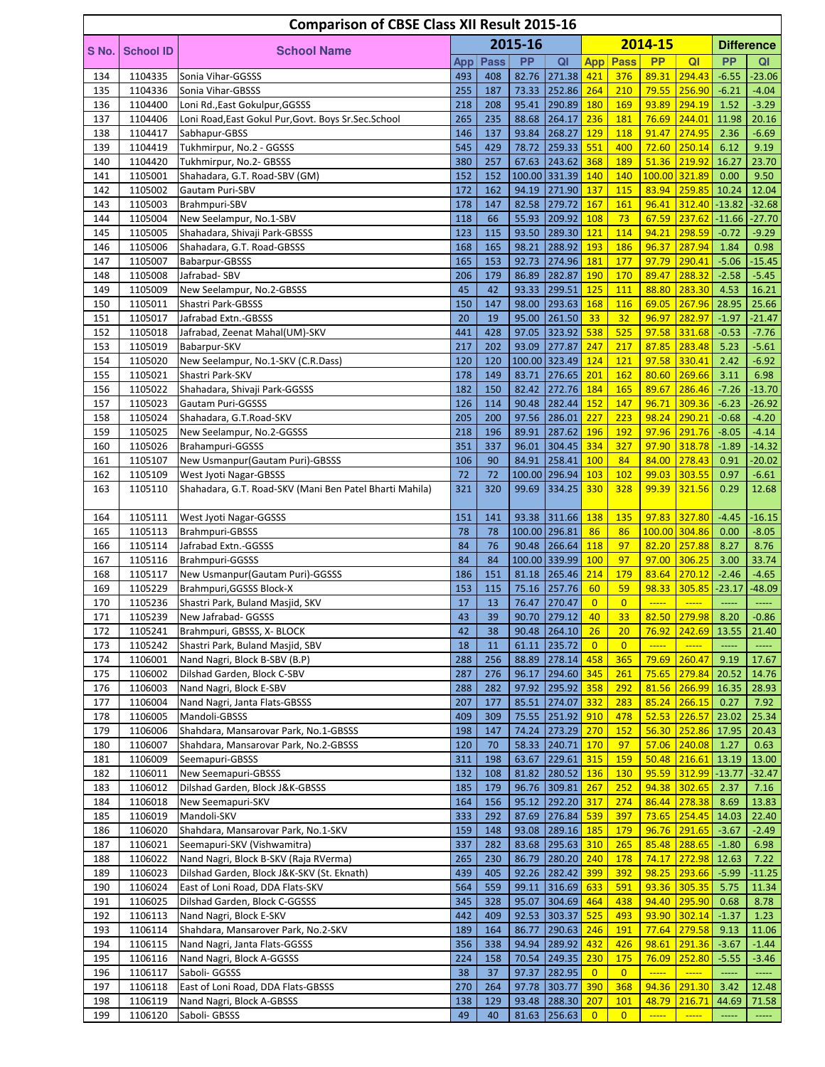# Comparison of CBSE Class XII Result 2015-16

| S No. | School ID | School Name | 2015-16 | | | | 2014-15 | | | | Difference | |
|---|---|---|---|---|---|---|---|---|---|---|---|---|
| | | | App | Pass | PP | QI | App | Pass | PP | QI | PP | QI |
| 134 | 1104335 | Sonia Vihar-GGSSS | 493 | 408 | 82.76 | 271.38 | 421 | 376 | 89.31 | 294.43 | -6.55 | -23.06 |
| 135 | 1104336 | Sonia Vihar-GBSSS | 255 | 187 | 73.33 | 252.86 | 264 | 210 | 79.55 | 256.90 | -6.21 | -4.04 |
| 136 | 1104400 | Loni Rd.,East Gokulpur,GGSSS | 218 | 208 | 95.41 | 290.89 | 180 | 169 | 93.89 | 294.19 | 1.52 | -3.29 |
| 137 | 1104406 | Loni Road,East Gokul Pur,Govt. Boys Sr.Sec.School | 265 | 235 | 88.68 | 264.17 | 236 | 181 | 76.69 | 244.01 | 11.98 | 20.16 |
| 138 | 1104417 | Sabhapur-GBSS | 146 | 137 | 93.84 | 268.27 | 129 | 118 | 91.47 | 274.95 | 2.36 | -6.69 |
| 139 | 1104419 | Tukhmirpur, No.2 - GGSSS | 545 | 429 | 78.72 | 259.33 | 551 | 400 | 72.60 | 250.14 | 6.12 | 9.19 |
| 140 | 1104420 | Tukhmirpur, No.2- GBSSS | 380 | 257 | 67.63 | 243.62 | 368 | 189 | 51.36 | 219.92 | 16.27 | 23.70 |
| 141 | 1105001 | Shahadara, G.T. Road-SBV (GM) | 152 | 152 | 100.00 | 331.39 | 140 | 140 | 100.00 | 321.89 | 0.00 | 9.50 |
| 142 | 1105002 | Gautam Puri-SBV | 172 | 162 | 94.19 | 271.90 | 137 | 115 | 83.94 | 259.85 | 10.24 | 12.04 |
| 143 | 1105003 | Brahmpuri-SBV | 178 | 147 | 82.58 | 279.72 | 167 | 161 | 96.41 | 312.40 | -13.82 | -32.68 |
| 144 | 1105004 | New Seelampur, No.1-SBV | 118 | 66 | 55.93 | 209.92 | 108 | 73 | 67.59 | 237.62 | -11.66 | -27.70 |
| 145 | 1105005 | Shahadara, Shivaji Park-GBSSS | 123 | 115 | 93.50 | 289.30 | 121 | 114 | 94.21 | 298.59 | -0.72 | -9.29 |
| 146 | 1105006 | Shahadara, G.T. Road-GBSSS | 168 | 165 | 98.21 | 288.92 | 193 | 186 | 96.37 | 287.94 | 1.84 | 0.98 |
| 147 | 1105007 | Babarpur-GBSSS | 165 | 153 | 92.73 | 274.96 | 181 | 177 | 97.79 | 290.41 | -5.06 | -15.45 |
| 148 | 1105008 | Jafrabad- SBV | 206 | 179 | 86.89 | 282.87 | 190 | 170 | 89.47 | 288.32 | -2.58 | -5.45 |
| 149 | 1105009 | New Seelampur, No.2-GBSSS | 45 | 42 | 93.33 | 299.51 | 125 | 111 | 88.80 | 283.30 | 4.53 | 16.21 |
| 150 | 1105011 | Shastri Park-GBSSS | 150 | 147 | 98.00 | 293.63 | 168 | 116 | 69.05 | 267.96 | 28.95 | 25.66 |
| 151 | 1105017 | Jafrabad Extn.-GBSSS | 20 | 19 | 95.00 | 261.50 | 33 | 32 | 96.97 | 282.97 | -1.97 | -21.47 |
| 152 | 1105018 | Jafrabad, Zeenat Mahal(UM)-SKV | 441 | 428 | 97.05 | 323.92 | 538 | 525 | 97.58 | 331.68 | -0.53 | -7.76 |
| 153 | 1105019 | Babarpur-SKV | 217 | 202 | 93.09 | 277.87 | 247 | 217 | 87.85 | 283.48 | 5.23 | -5.61 |
| 154 | 1105020 | New Seelampur, No.1-SKV (C.R.Dass) | 120 | 120 | 100.00 | 323.49 | 124 | 121 | 97.58 | 330.41 | 2.42 | -6.92 |
| 155 | 1105021 | Shastri Park-SKV | 178 | 149 | 83.71 | 276.65 | 201 | 162 | 80.60 | 269.66 | 3.11 | 6.98 |
| 156 | 1105022 | Shahadara, Shivaji Park-GGSSS | 182 | 150 | 82.42 | 272.76 | 184 | 165 | 89.67 | 286.46 | -7.26 | -13.70 |
| 157 | 1105023 | Gautam Puri-GGSSS | 126 | 114 | 90.48 | 282.44 | 152 | 147 | 96.71 | 309.36 | -6.23 | -26.92 |
| 158 | 1105024 | Shahadara, G.T.Road-SKV | 205 | 200 | 97.56 | 286.01 | 227 | 223 | 98.24 | 290.21 | -0.68 | -4.20 |
| 159 | 1105025 | New Seelampur, No.2-GGSSS | 218 | 196 | 89.91 | 287.62 | 196 | 192 | 97.96 | 291.76 | -8.05 | -4.14 |
| 160 | 1105026 | Brahampuri-GGSSS | 351 | 337 | 96.01 | 304.45 | 334 | 327 | 97.90 | 318.78 | -1.89 | -14.32 |
| 161 | 1105107 | New Usmanpur(Gautam Puri)-GBSSS | 106 | 90 | 84.91 | 258.41 | 100 | 84 | 84.00 | 278.43 | 0.91 | -20.02 |
| 162 | 1105109 | West Jyoti Nagar-GBSSS | 72 | 72 | 100.00 | 296.94 | 103 | 102 | 99.03 | 303.55 | 0.97 | -6.61 |
| 163 | 1105110 | Shahadara, G.T. Road-SKV (Mani Ben Patel Bharti Mahila) | 321 | 320 | 99.69 | 334.25 | 330 | 328 | 99.39 | 321.56 | 0.29 | 12.68 |
| 164 | 1105111 | West Jyoti Nagar-GGSSS | 151 | 141 | 93.38 | 311.66 | 138 | 135 | 97.83 | 327.80 | -4.45 | -16.15 |
| 165 | 1105113 | Brahmpuri-GBSSS | 78 | 78 | 100.00 | 296.81 | 86 | 86 | 100.00 | 304.86 | 0.00 | -8.05 |
| 166 | 1105114 | Jafrabad Extn.-GGSSS | 84 | 76 | 90.48 | 266.64 | 118 | 97 | 82.20 | 257.88 | 8.27 | 8.76 |
| 167 | 1105116 | Brahmpuri-GGSSS | 84 | 84 | 100.00 | 339.99 | 100 | 97 | 97.00 | 306.25 | 3.00 | 33.74 |
| 168 | 1105117 | New Usmanpur(Gautam Puri)-GGSSS | 186 | 151 | 81.18 | 265.46 | 214 | 179 | 83.64 | 270.12 | -2.46 | -4.65 |
| 169 | 1105229 | Brahmpuri,GGSSS Block-X | 153 | 115 | 75.16 | 257.76 | 60 | 59 | 98.33 | 305.85 | -23.17 | -48.09 |
| 170 | 1105236 | Shastri Park, Buland Masjid, SKV | 17 | 13 | 76.47 | 270.47 | 0 | 0 | ----- | ----- | ----- | ----- |
| 171 | 1105239 | New Jafrabad- GGSSS | 43 | 39 | 90.70 | 279.12 | 40 | 33 | 82.50 | 279.98 | 8.20 | -0.86 |
| 172 | 1105241 | Brahmpuri, GBSSS, X- BLOCK | 42 | 38 | 90.48 | 264.10 | 26 | 20 | 76.92 | 242.69 | 13.55 | 21.40 |
| 173 | 1105242 | Shastri Park, Buland Masjid, SBV | 18 | 11 | 61.11 | 235.72 | 0 | 0 | ----- | ----- | ----- | ----- |
| 174 | 1106001 | Nand Nagri, Block B-SBV (B.P) | 288 | 256 | 88.89 | 278.14 | 458 | 365 | 79.69 | 260.47 | 9.19 | 17.67 |
| 175 | 1106002 | Dilshad Garden, Block C-SBV | 287 | 276 | 96.17 | 294.60 | 345 | 261 | 75.65 | 279.84 | 20.52 | 14.76 |
| 176 | 1106003 | Nand Nagri, Block E-SBV | 288 | 282 | 97.92 | 295.92 | 358 | 292 | 81.56 | 266.99 | 16.35 | 28.93 |
| 177 | 1106004 | Nand Nagri, Janta Flats-GBSSS | 207 | 177 | 85.51 | 274.07 | 332 | 283 | 85.24 | 266.15 | 0.27 | 7.92 |
| 178 | 1106005 | Mandoli-GBSSS | 409 | 309 | 75.55 | 251.92 | 910 | 478 | 52.53 | 226.57 | 23.02 | 25.34 |
| 179 | 1106006 | Shahdara, Mansarovar Park, No.1-GBSSS | 198 | 147 | 74.24 | 273.29 | 270 | 152 | 56.30 | 252.86 | 17.95 | 20.43 |
| 180 | 1106007 | Shahdara, Mansarovar Park, No.2-GBSSS | 120 | 70 | 58.33 | 240.71 | 170 | 97 | 57.06 | 240.08 | 1.27 | 0.63 |
| 181 | 1106009 | Seemapuri-GBSSS | 311 | 198 | 63.67 | 229.61 | 315 | 159 | 50.48 | 216.61 | 13.19 | 13.00 |
| 182 | 1106011 | New Seemapuri-GBSSS | 132 | 108 | 81.82 | 280.52 | 136 | 130 | 95.59 | 312.99 | -13.77 | -32.47 |
| 183 | 1106012 | Dilshad Garden, Block J&K-GBSSS | 185 | 179 | 96.76 | 309.81 | 267 | 252 | 94.38 | 302.65 | 2.37 | 7.16 |
| 184 | 1106018 | New Seemapuri-SKV | 164 | 156 | 95.12 | 292.20 | 317 | 274 | 86.44 | 278.38 | 8.69 | 13.83 |
| 185 | 1106019 | Mandoli-SKV | 333 | 292 | 87.69 | 276.84 | 539 | 397 | 73.65 | 254.45 | 14.03 | 22.40 |
| 186 | 1106020 | Shahdara, Mansarovar Park, No.1-SKV | 159 | 148 | 93.08 | 289.16 | 185 | 179 | 96.76 | 291.65 | -3.67 | -2.49 |
| 187 | 1106021 | Seemapuri-SKV (Vishwamitra) | 337 | 282 | 83.68 | 295.63 | 310 | 265 | 85.48 | 288.65 | -1.80 | 6.98 |
| 188 | 1106022 | Nand Nagri, Block B-SKV (Raja RVerma) | 265 | 230 | 86.79 | 280.20 | 240 | 178 | 74.17 | 272.98 | 12.63 | 7.22 |
| 189 | 1106023 | Dilshad Garden, Block J&K-SKV (St. Eknath) | 439 | 405 | 92.26 | 282.42 | 399 | 392 | 98.25 | 293.66 | -5.99 | -11.25 |
| 190 | 1106024 | East of Loni Road, DDA Flats-SKV | 564 | 559 | 99.11 | 316.69 | 633 | 591 | 93.36 | 305.35 | 5.75 | 11.34 |
| 191 | 1106025 | Dilshad Garden, Block C-GGSSS | 345 | 328 | 95.07 | 304.69 | 464 | 438 | 94.40 | 295.90 | 0.68 | 8.78 |
| 192 | 1106113 | Nand Nagri, Block E-SKV | 442 | 409 | 92.53 | 303.37 | 525 | 493 | 93.90 | 302.14 | -1.37 | 1.23 |
| 193 | 1106114 | Shahdara, Mansarover Park, No.2-SKV | 189 | 164 | 86.77 | 290.63 | 246 | 191 | 77.64 | 279.58 | 9.13 | 11.06 |
| 194 | 1106115 | Nand Nagri, Janta Flats-GGSSS | 356 | 338 | 94.94 | 289.92 | 432 | 426 | 98.61 | 291.36 | -3.67 | -1.44 |
| 195 | 1106116 | Nand Nagri, Block A-GGSSS | 224 | 158 | 70.54 | 249.35 | 230 | 175 | 76.09 | 252.80 | -5.55 | -3.46 |
| 196 | 1106117 | Saboli- GGSSS | 38 | 37 | 97.37 | 282.95 | 0 | 0 | ----- | ----- | ----- | ----- |
| 197 | 1106118 | East of Loni Road, DDA Flats-GBSSS | 270 | 264 | 97.78 | 303.77 | 390 | 368 | 94.36 | 291.30 | 3.42 | 12.48 |
| 198 | 1106119 | Nand Nagri, Block A-GBSSS | 138 | 129 | 93.48 | 288.30 | 207 | 101 | 48.79 | 216.71 | 44.69 | 71.58 |
| 199 | 1106120 | Saboli- GBSSS | 49 | 40 | 81.63 | 256.63 | 0 | 0 | ----- | ----- | ----- | ----- |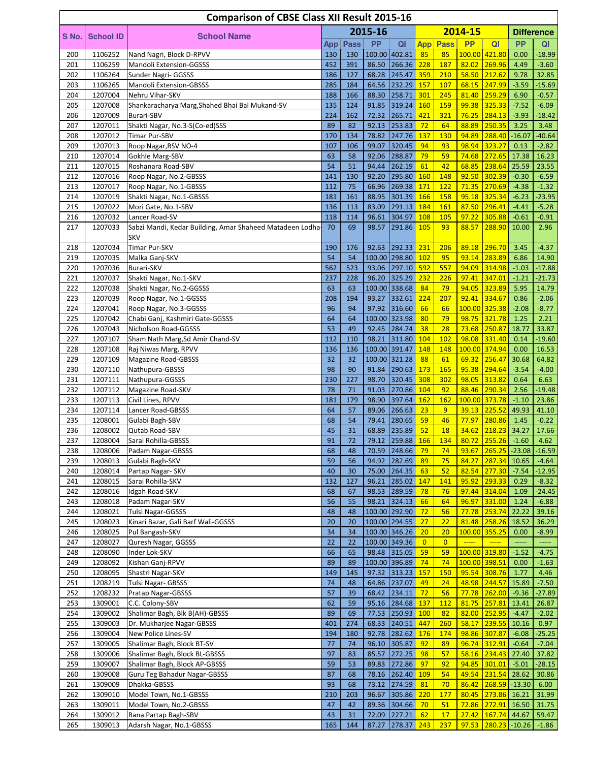# Comparison of CBSE Class XII Result 2015-16

| S No. | School ID | School Name | 2015-16 | | | | 2014-15 | | | | Difference | |
|---|---|---|---|---|---|---|---|---|---|---|---|---|
| | | | App | Pass | PP | QI | App | Pass | PP | QI | PP | QI |
| 200 | 1106252 | Nand Nagri, Block D-RPVV | 130 | 130 | 100.00 | 402.81 | 85 | 85 | 100.00 | 421.80 | 0.00 | -18.99 |
| 201 | 1106259 | Mandoli Extension-GGSSS | 452 | 391 | 86.50 | 266.36 | 228 | 187 | 82.02 | 269.96 | 4.49 | -3.60 |
| 202 | 1106264 | Sunder Nagri- GGSSS | 186 | 127 | 68.28 | 245.47 | 359 | 210 | 58.50 | 212.62 | 9.78 | 32.85 |
| 203 | 1106265 | Mandoli Extension-GBSSS | 285 | 184 | 64.56 | 232.29 | 157 | 107 | 68.15 | 247.99 | -3.59 | -15.69 |
| 204 | 1207004 | Nehru Vihar-SKV | 188 | 166 | 88.30 | 258.71 | 301 | 245 | 81.40 | 259.29 | 6.90 | -0.57 |
| 205 | 1207008 | Shankaracharya Marg,Shahed Bhai Bal Mukand-SV | 135 | 124 | 91.85 | 319.24 | 160 | 159 | 99.38 | 325.33 | -7.52 | -6.09 |
| 206 | 1207009 | Burari-SBV | 224 | 162 | 72.32 | 265.71 | 421 | 321 | 76.25 | 284.13 | -3.93 | -18.42 |
| 207 | 1207011 | Shakti Nagar, No.3-S(Co-ed)SSS | 89 | 82 | 92.13 | 253.83 | 72 | 64 | 88.89 | 250.35 | 3.25 | 3.48 |
| 208 | 1207012 | Timar Pur-SBV | 170 | 134 | 78.82 | 247.76 | 137 | 130 | 94.89 | 288.40 | -16.07 | -40.64 |
| 209 | 1207013 | Roop Nagar,RSV NO-4 | 107 | 106 | 99.07 | 320.45 | 94 | 93 | 98.94 | 323.27 | 0.13 | -2.82 |
| 210 | 1207014 | Gokhle Marg-SBV | 63 | 58 | 92.06 | 288.87 | 79 | 59 | 74.68 | 272.65 | 17.38 | 16.23 |
| 211 | 1207015 | Roshanara Road-SBV | 54 | 51 | 94.44 | 262.19 | 61 | 42 | 68.85 | 238.64 | 25.59 | 23.55 |
| 212 | 1207016 | Roop Nagar, No.2-GBSSS | 141 | 130 | 92.20 | 295.80 | 160 | 148 | 92.50 | 302.39 | -0.30 | -6.59 |
| 213 | 1207017 | Roop Nagar, No.1-GBSSS | 112 | 75 | 66.96 | 269.38 | 171 | 122 | 71.35 | 270.69 | -4.38 | -1.32 |
| 214 | 1207019 | Shakti Nagar, No.1-GBSSS | 181 | 161 | 88.95 | 301.39 | 166 | 158 | 95.18 | 325.34 | -6.23 | -23.95 |
| 215 | 1207022 | Mori Gate, No.1-SBV | 136 | 113 | 83.09 | 291.13 | 184 | 161 | 87.50 | 296.41 | -4.41 | -5.28 |
| 216 | 1207032 | Lancer Road-SV | 118 | 114 | 96.61 | 304.97 | 108 | 105 | 97.22 | 305.88 | -0.61 | -0.91 |
| 217 | 1207033 | Sabzi Mandi, Kedar Building, Amar Shaheed Matadeen Lodha-SKV | 70 | 69 | 98.57 | 291.86 | 105 | 93 | 88.57 | 288.90 | 10.00 | 2.96 |
| 218 | 1207034 | Timar Pur-SKV | 190 | 176 | 92.63 | 292.33 | 231 | 206 | 89.18 | 296.70 | 3.45 | -4.37 |
| 219 | 1207035 | Malka Ganj-SKV | 54 | 54 | 100.00 | 298.80 | 102 | 95 | 93.14 | 283.89 | 6.86 | 14.90 |
| 220 | 1207036 | Burari-SKV | 562 | 523 | 93.06 | 297.10 | 592 | 557 | 94.09 | 314.98 | -1.03 | -17.88 |
| 221 | 1207037 | Shakti Nagar, No.1-SKV | 237 | 228 | 96.20 | 325.29 | 232 | 226 | 97.41 | 347.01 | -1.21 | -21.73 |
| 222 | 1207038 | Shakti Nagar, No.2-GGSSS | 63 | 63 | 100.00 | 338.68 | 84 | 79 | 94.05 | 323.89 | 5.95 | 14.79 |
| 223 | 1207039 | Roop Nagar, No.1-GGSSS | 208 | 194 | 93.27 | 332.61 | 224 | 207 | 92.41 | 334.67 | 0.86 | -2.06 |
| 224 | 1207041 | Roop Nagar, No.3-GGSSS | 96 | 94 | 97.92 | 316.60 | 66 | 66 | 100.00 | 325.38 | -2.08 | -8.77 |
| 225 | 1207042 | Chabi Ganj, Kashmiri Gate-GGSSS | 64 | 64 | 100.00 | 323.98 | 80 | 79 | 98.75 | 321.78 | 1.25 | 2.21 |
| 226 | 1207043 | Nicholson Road-GGSSS | 53 | 49 | 92.45 | 284.74 | 38 | 28 | 73.68 | 250.87 | 18.77 | 33.87 |
| 227 | 1207107 | Sham Nath Marg,Sd Amir Chand-SV | 112 | 110 | 98.21 | 311.80 | 104 | 102 | 98.08 | 331.40 | 0.14 | -19.60 |
| 228 | 1207108 | Raj Niwas Marg, RPVV | 136 | 136 | 100.00 | 391.47 | 148 | 148 | 100.00 | 374.94 | 0.00 | 16.53 |
| 229 | 1207109 | Magazine Road-GBSSS | 32 | 32 | 100.00 | 321.28 | 88 | 61 | 69.32 | 256.47 | 30.68 | 64.82 |
| 230 | 1207110 | Nathupura-GBSSS | 98 | 90 | 91.84 | 290.63 | 173 | 165 | 95.38 | 294.64 | -3.54 | -4.00 |
| 231 | 1207111 | Nathupura-GGSSS | 230 | 227 | 98.70 | 320.45 | 308 | 302 | 98.05 | 313.82 | 0.64 | 6.63 |
| 232 | 1207112 | Magazine Road-SKV | 78 | 71 | 91.03 | 270.86 | 104 | 92 | 88.46 | 290.34 | 2.56 | -19.48 |
| 233 | 1207113 | Civil Lines, RPVV | 181 | 179 | 98.90 | 397.64 | 162 | 162 | 100.00 | 373.78 | -1.10 | 23.86 |
| 234 | 1207114 | Lancer Road-GBSSS | 64 | 57 | 89.06 | 266.63 | 23 | 9 | 39.13 | 225.52 | 49.93 | 41.10 |
| 235 | 1208001 | Gulabi Bagh-SBV | 68 | 54 | 79.41 | 280.65 | 59 | 46 | 77.97 | 280.86 | 1.45 | -0.22 |
| 236 | 1208002 | Qutab Road-SBV | 45 | 31 | 68.89 | 235.89 | 52 | 18 | 34.62 | 218.23 | 34.27 | 17.66 |
| 237 | 1208004 | Sarai Rohilla-GBSSS | 91 | 72 | 79.12 | 259.88 | 166 | 134 | 80.72 | 255.26 | -1.60 | 4.62 |
| 238 | 1208006 | Padam Nagar-GBSSS | 68 | 48 | 70.59 | 248.66 | 79 | 74 | 93.67 | 265.25 | -23.08 | -16.59 |
| 239 | 1208013 | Gulabi Bagh-SKV | 59 | 56 | 94.92 | 282.69 | 89 | 75 | 84.27 | 287.34 | 10.65 | -4.64 |
| 240 | 1208014 | Partap Nagar- SKV | 40 | 30 | 75.00 | 264.35 | 63 | 52 | 82.54 | 277.30 | -7.54 | -12.95 |
| 241 | 1208015 | Sarai Rohilla-SKV | 132 | 127 | 96.21 | 285.02 | 147 | 141 | 95.92 | 293.33 | 0.29 | -8.32 |
| 242 | 1208016 | Idgah Road-SKV | 68 | 67 | 98.53 | 289.59 | 78 | 76 | 97.44 | 314.04 | 1.09 | -24.45 |
| 243 | 1208018 | Padam Nagar-SKV | 56 | 55 | 98.21 | 324.13 | 66 | 64 | 96.97 | 331.00 | 1.24 | -6.88 |
| 244 | 1208021 | Tulsi Nagar-GGSSS | 48 | 48 | 100.00 | 292.90 | 72 | 56 | 77.78 | 253.74 | 22.22 | 39.16 |
| 245 | 1208023 | Kinari Bazar, Gali Barf Wali-GGSSS | 20 | 20 | 100.00 | 294.55 | 27 | 22 | 81.48 | 258.26 | 18.52 | 36.29 |
| 246 | 1208025 | Pul Bangash-SKV | 34 | 34 | 100.00 | 346.26 | 20 | 20 | 100.00 | 355.25 | 0.00 | -8.99 |
| 247 | 1208027 | Quresh Nagar, GGSSS | 22 | 22 | 100.00 | 349.36 | 0 | 0 | ----- | ----- | ----- | ----- |
| 248 | 1208090 | Inder Lok-SKV | 66 | 65 | 98.48 | 315.05 | 59 | 59 | 100.00 | 319.80 | -1.52 | -4.75 |
| 249 | 1208092 | Kishan Ganj-RPVV | 89 | 89 | 100.00 | 396.89 | 74 | 74 | 100.00 | 398.51 | 0.00 | -1.63 |
| 250 | 1208095 | Shastri Nagar-SKV | 149 | 145 | 97.32 | 313.23 | 157 | 150 | 95.54 | 308.76 | 1.77 | 4.46 |
| 251 | 1208219 | Tulsi Nagar- GBSSS | 74 | 48 | 64.86 | 237.07 | 49 | 24 | 48.98 | 244.57 | 15.89 | -7.50 |
| 252 | 1208232 | Pratap Nagar-GBSSS | 57 | 39 | 68.42 | 234.11 | 72 | 56 | 77.78 | 262.00 | -9.36 | -27.89 |
| 253 | 1309001 | C.C. Colony-SBV | 62 | 59 | 95.16 | 284.68 | 137 | 112 | 81.75 | 257.81 | 13.41 | 26.87 |
| 254 | 1309002 | Shalimar Bagh, Blk B(AH)-GBSSS | 89 | 69 | 77.53 | 250.93 | 100 | 82 | 82.00 | 252.95 | -4.47 | -2.02 |
| 255 | 1309003 | Dr. Mukharjee Nagar-GBSSS | 401 | 274 | 68.33 | 240.51 | 447 | 260 | 58.17 | 239.55 | 10.16 | 0.97 |
| 256 | 1309004 | New Police Lines-SV | 194 | 180 | 92.78 | 282.62 | 176 | 174 | 98.86 | 307.87 | -6.08 | -25.25 |
| 257 | 1309005 | Shalimar Bagh, Block BT-SV | 77 | 74 | 96.10 | 305.87 | 92 | 89 | 96.74 | 312.91 | -0.64 | -7.04 |
| 258 | 1309006 | Shalimar Bagh, Block BL-GBSSS | 97 | 83 | 85.57 | 272.25 | 98 | 57 | 58.16 | 234.43 | 27.40 | 37.82 |
| 259 | 1309007 | Shalimar Bagh, Block AP-GBSSS | 59 | 53 | 89.83 | 272.86 | 97 | 92 | 94.85 | 301.01 | -5.01 | -28.15 |
| 260 | 1309008 | Guru Teg Bahadur Nagar-GBSSS | 87 | 68 | 78.16 | 262.40 | 109 | 54 | 49.54 | 231.54 | 28.62 | 30.86 |
| 261 | 1309009 | Dhakka-GBSSS | 93 | 68 | 73.12 | 274.59 | 81 | 70 | 86.42 | 268.59 | -13.30 | 6.00 |
| 262 | 1309010 | Model Town, No.1-GBSSS | 210 | 203 | 96.67 | 305.86 | 220 | 177 | 80.45 | 273.86 | 16.21 | 31.99 |
| 263 | 1309011 | Model Town, No.2-GBSSS | 47 | 42 | 89.36 | 304.66 | 70 | 51 | 72.86 | 272.91 | 16.50 | 31.75 |
| 264 | 1309012 | Rana Partap Bagh-SBV | 43 | 31 | 72.09 | 227.21 | 62 | 17 | 27.42 | 167.74 | 44.67 | 59.47 |
| 265 | 1309013 | Adarsh Nagar, No.1-GBSSS | 165 | 144 | 87.27 | 278.37 | 243 | 237 | 97.53 | 280.23 | -10.26 | -1.86 |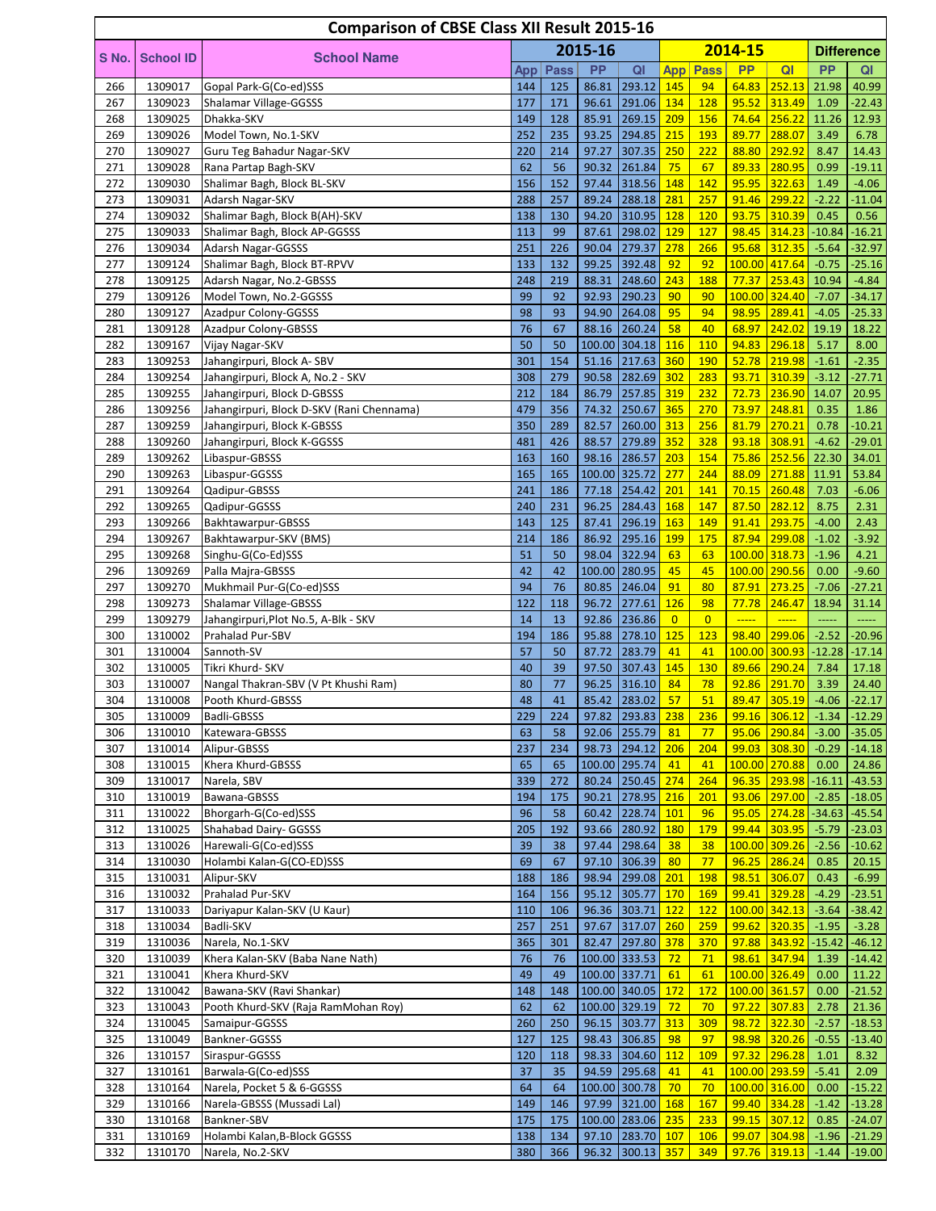# Comparison of CBSE Class XII Result 2015-16

| S No. | School ID | School Name | 2015-16 | | | | 2014-15 | | | | Difference | |
|---|---|---|---|---|---|---|---|---|---|---|---|---|
| | | | App | Pass | PP | QI | App | Pass | PP | QI | PP | QI |
| 266 | 1309017 | Gopal Park-G(Co-ed)SSS | 144 | 125 | 86.81 | 293.12 | 145 | 94 | 64.83 | 252.13 | 21.98 | 40.99 |
| 267 | 1309023 | Shalamar Village-GGSSS | 177 | 171 | 96.61 | 291.06 | 134 | 128 | 95.52 | 313.49 | 1.09 | -22.43 |
| 268 | 1309025 | Dhakka-SKV | 149 | 128 | 85.91 | 269.15 | 209 | 156 | 74.64 | 256.22 | 11.26 | 12.93 |
| 269 | 1309026 | Model Town, No.1-SKV | 252 | 235 | 93.25 | 294.85 | 215 | 193 | 89.77 | 288.07 | 3.49 | 6.78 |
| 270 | 1309027 | Guru Teg Bahadur Nagar-SKV | 220 | 214 | 97.27 | 307.35 | 250 | 222 | 88.80 | 292.92 | 8.47 | 14.43 |
| 271 | 1309028 | Rana Partap Bagh-SKV | 62 | 56 | 90.32 | 261.84 | 75 | 67 | 89.33 | 280.95 | 0.99 | -19.11 |
| 272 | 1309030 | Shalimar Bagh, Block BL-SKV | 156 | 152 | 97.44 | 318.56 | 148 | 142 | 95.95 | 322.63 | 1.49 | -4.06 |
| 273 | 1309031 | Adarsh Nagar-SKV | 288 | 257 | 89.24 | 288.18 | 281 | 257 | 91.46 | 299.22 | -2.22 | -11.04 |
| 274 | 1309032 | Shalimar Bagh, Block B(AH)-SKV | 138 | 130 | 94.20 | 310.95 | 128 | 120 | 93.75 | 310.39 | 0.45 | 0.56 |
| 275 | 1309033 | Shalimar Bagh, Block AP-GGSSS | 113 | 99 | 87.61 | 298.02 | 129 | 127 | 98.45 | 314.23 | -10.84 | -16.21 |
| 276 | 1309034 | Adarsh Nagar-GGSSS | 251 | 226 | 90.04 | 279.37 | 278 | 266 | 95.68 | 312.35 | -5.64 | -32.97 |
| 277 | 1309124 | Shalimar Bagh, Block BT-RPVV | 133 | 132 | 99.25 | 392.48 | 92 | 92 | 100.00 | 417.64 | -0.75 | -25.16 |
| 278 | 1309125 | Adarsh Nagar, No.2-GBSSS | 248 | 219 | 88.31 | 248.60 | 243 | 188 | 77.37 | 253.43 | 10.94 | -4.84 |
| 279 | 1309126 | Model Town, No.2-GGSSS | 99 | 92 | 92.93 | 290.23 | 90 | 90 | 100.00 | 324.40 | -7.07 | -34.17 |
| 280 | 1309127 | Azadpur Colony-GGSSS | 98 | 93 | 94.90 | 264.08 | 95 | 94 | 98.95 | 289.41 | -4.05 | -25.33 |
| 281 | 1309128 | Azadpur Colony-GBSSS | 76 | 67 | 88.16 | 260.24 | 58 | 40 | 68.97 | 242.02 | 19.19 | 18.22 |
| 282 | 1309167 | Vijay Nagar-SKV | 50 | 50 | 100.00 | 304.18 | 116 | 110 | 94.83 | 296.18 | 5.17 | 8.00 |
| 283 | 1309253 | Jahangirpuri, Block A- SBV | 301 | 154 | 51.16 | 217.63 | 360 | 190 | 52.78 | 219.98 | -1.61 | -2.35 |
| 284 | 1309254 | Jahangirpuri, Block A, No.2 - SKV | 308 | 279 | 90.58 | 282.69 | 302 | 283 | 93.71 | 310.39 | -3.12 | -27.71 |
| 285 | 1309255 | Jahangirpuri, Block D-GBSSS | 212 | 184 | 86.79 | 257.85 | 319 | 232 | 72.73 | 236.90 | 14.07 | 20.95 |
| 286 | 1309256 | Jahangirpuri, Block D-SKV (Rani Chennama) | 479 | 356 | 74.32 | 250.67 | 365 | 270 | 73.97 | 248.81 | 0.35 | 1.86 |
| 287 | 1309259 | Jahangirpuri, Block K-GBSSS | 350 | 289 | 82.57 | 260.00 | 313 | 256 | 81.79 | 270.21 | 0.78 | -10.21 |
| 288 | 1309260 | Jahangirpuri, Block K-GGSSS | 481 | 426 | 88.57 | 279.89 | 352 | 328 | 93.18 | 308.91 | -4.62 | -29.01 |
| 289 | 1309262 | Libaspur-GBSSS | 163 | 160 | 98.16 | 286.57 | 203 | 154 | 75.86 | 252.56 | 22.30 | 34.01 |
| 290 | 1309263 | Libaspur-GGSSS | 165 | 165 | 100.00 | 325.72 | 277 | 244 | 88.09 | 271.88 | 11.91 | 53.84 |
| 291 | 1309264 | Qadipur-GBSSS | 241 | 186 | 77.18 | 254.42 | 201 | 141 | 70.15 | 260.48 | 7.03 | -6.06 |
| 292 | 1309265 | Qadipur-GGSSS | 240 | 231 | 96.25 | 284.43 | 168 | 147 | 87.50 | 282.12 | 8.75 | 2.31 |
| 293 | 1309266 | Bakhtawarpur-GBSSS | 143 | 125 | 87.41 | 296.19 | 163 | 149 | 91.41 | 293.75 | -4.00 | 2.43 |
| 294 | 1309267 | Bakhtawarpur-SKV (BMS) | 214 | 186 | 86.92 | 295.16 | 199 | 175 | 87.94 | 299.08 | -1.02 | -3.92 |
| 295 | 1309268 | Singhu-G(Co-Ed)SSS | 51 | 50 | 98.04 | 322.94 | 63 | 63 | 100.00 | 318.73 | -1.96 | 4.21 |
| 296 | 1309269 | Palla Majra-GBSSS | 42 | 42 | 100.00 | 280.95 | 45 | 45 | 100.00 | 290.56 | 0.00 | -9.60 |
| 297 | 1309270 | Mukhmail Pur-G(Co-ed)SSS | 94 | 76 | 80.85 | 246.04 | 91 | 80 | 87.91 | 273.25 | -7.06 | -27.21 |
| 298 | 1309273 | Shalamar Village-GBSSS | 122 | 118 | 96.72 | 277.61 | 126 | 98 | 77.78 | 246.47 | 18.94 | 31.14 |
| 299 | 1309279 | Jahangirpuri,Plot No.5, A-Blk - SKV | 14 | 13 | 92.86 | 236.86 | 0 | 0 | ----- | ----- | ----- | ----- |
| 300 | 1310002 | Prahalad Pur-SBV | 194 | 186 | 95.88 | 278.10 | 125 | 123 | 98.40 | 299.06 | -2.52 | -20.96 |
| 301 | 1310004 | Sannoth-SV | 57 | 50 | 87.72 | 283.79 | 41 | 41 | 100.00 | 300.93 | -12.28 | -17.14 |
| 302 | 1310005 | Tikri Khurd- SKV | 40 | 39 | 97.50 | 307.43 | 145 | 130 | 89.66 | 290.24 | 7.84 | 17.18 |
| 303 | 1310007 | Nangal Thakran-SBV (V Pt Khushi Ram) | 80 | 77 | 96.25 | 316.10 | 84 | 78 | 92.86 | 291.70 | 3.39 | 24.40 |
| 304 | 1310008 | Pooth Khurd-GBSSS | 48 | 41 | 85.42 | 283.02 | 57 | 51 | 89.47 | 305.19 | -4.06 | -22.17 |
| 305 | 1310009 | Badli-GBSSS | 229 | 224 | 97.82 | 293.83 | 238 | 236 | 99.16 | 306.12 | -1.34 | -12.29 |
| 306 | 1310010 | Katewara-GBSSS | 63 | 58 | 92.06 | 255.79 | 81 | 77 | 95.06 | 290.84 | -3.00 | -35.05 |
| 307 | 1310014 | Alipur-GBSSS | 237 | 234 | 98.73 | 294.12 | 206 | 204 | 99.03 | 308.30 | -0.29 | -14.18 |
| 308 | 1310015 | Khera Khurd-GBSSS | 65 | 65 | 100.00 | 295.74 | 41 | 41 | 100.00 | 270.88 | 0.00 | 24.86 |
| 309 | 1310017 | Narela, SBV | 339 | 272 | 80.24 | 250.45 | 274 | 264 | 96.35 | 293.98 | -16.11 | -43.53 |
| 310 | 1310019 | Bawana-GBSSS | 194 | 175 | 90.21 | 278.95 | 216 | 201 | 93.06 | 297.00 | -2.85 | -18.05 |
| 311 | 1310022 | Bhorgarh-G(Co-ed)SSS | 96 | 58 | 60.42 | 228.74 | 101 | 96 | 95.05 | 274.28 | -34.63 | -45.54 |
| 312 | 1310025 | Shahabad Dairy- GGSSS | 205 | 192 | 93.66 | 280.92 | 180 | 179 | 99.44 | 303.95 | -5.79 | -23.03 |
| 313 | 1310026 | Harewali-G(Co-ed)SSS | 39 | 38 | 97.44 | 298.64 | 38 | 38 | 100.00 | 309.26 | -2.56 | -10.62 |
| 314 | 1310030 | Holambi Kalan-G(CO-ED)SSS | 69 | 67 | 97.10 | 306.39 | 80 | 77 | 96.25 | 286.24 | 0.85 | 20.15 |
| 315 | 1310031 | Alipur-SKV | 188 | 186 | 98.94 | 299.08 | 201 | 198 | 98.51 | 306.07 | 0.43 | -6.99 |
| 316 | 1310032 | Prahalad Pur-SKV | 164 | 156 | 95.12 | 305.77 | 170 | 169 | 99.41 | 329.28 | -4.29 | -23.51 |
| 317 | 1310033 | Dariyapur Kalan-SKV (U Kaur) | 110 | 106 | 96.36 | 303.71 | 122 | 122 | 100.00 | 342.13 | -3.64 | -38.42 |
| 318 | 1310034 | Badli-SKV | 257 | 251 | 97.67 | 317.07 | 260 | 259 | 99.62 | 320.35 | -1.95 | -3.28 |
| 319 | 1310036 | Narela, No.1-SKV | 365 | 301 | 82.47 | 297.80 | 378 | 370 | 97.88 | 343.92 | -15.42 | -46.12 |
| 320 | 1310039 | Khera Kalan-SKV (Baba Nane Nath) | 76 | 76 | 100.00 | 333.53 | 72 | 71 | 98.61 | 347.94 | 1.39 | -14.42 |
| 321 | 1310041 | Khera Khurd-SKV | 49 | 49 | 100.00 | 337.71 | 61 | 61 | 100.00 | 326.49 | 0.00 | 11.22 |
| 322 | 1310042 | Bawana-SKV (Ravi Shankar) | 148 | 148 | 100.00 | 340.05 | 172 | 172 | 100.00 | 361.57 | 0.00 | -21.52 |
| 323 | 1310043 | Pooth Khurd-SKV (Raja RamMohan Roy) | 62 | 62 | 100.00 | 329.19 | 72 | 70 | 97.22 | 307.83 | 2.78 | 21.36 |
| 324 | 1310045 | Samaipur-GGSSS | 260 | 250 | 96.15 | 303.77 | 313 | 309 | 98.72 | 322.30 | -2.57 | -18.53 |
| 325 | 1310049 | Bankner-GGSSS | 127 | 125 | 98.43 | 306.85 | 98 | 97 | 98.98 | 320.26 | -0.55 | -13.40 |
| 326 | 1310157 | Siraspur-GGSSS | 120 | 118 | 98.33 | 304.60 | 112 | 109 | 97.32 | 296.28 | 1.01 | 8.32 |
| 327 | 1310161 | Barwala-G(Co-ed)SSS | 37 | 35 | 94.59 | 295.68 | 41 | 41 | 100.00 | 293.59 | -5.41 | 2.09 |
| 328 | 1310164 | Narela, Pocket 5 & 6-GGSSS | 64 | 64 | 100.00 | 300.78 | 70 | 70 | 100.00 | 316.00 | 0.00 | -15.22 |
| 329 | 1310166 | Narela-GBSSS (Mussadi Lal) | 149 | 146 | 97.99 | 321.00 | 168 | 167 | 99.40 | 334.28 | -1.42 | -13.28 |
| 330 | 1310168 | Bankner-SBV | 175 | 175 | 100.00 | 283.06 | 235 | 233 | 99.15 | 307.12 | 0.85 | -24.07 |
| 331 | 1310169 | Holambi Kalan,B-Block GGSSS | 138 | 134 | 97.10 | 283.70 | 107 | 106 | 99.07 | 304.98 | -1.96 | -21.29 |
| 332 | 1310170 | Narela, No.2-SKV | 380 | 366 | 96.32 | 300.13 | 357 | 349 | 97.76 | 319.13 | -1.44 | -19.00 |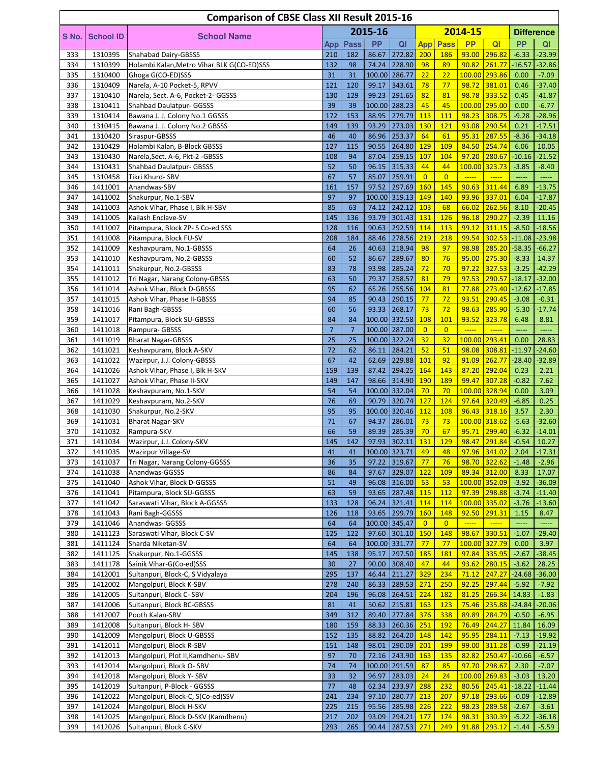# Comparison of CBSE Class XII Result 2015-16

| S No. | School ID | School Name | 2015-16 | | | | 2014-15 | | | | Difference | |
|---|---|---|---|---|---|---|---|---|---|---|---|---|
| | | | App | Pass | PP | QI | App | Pass | PP | QI | PP | QI |
| 333 | 1310395 | Shahabad Dairy-GBSSS | 210 | 182 | 86.67 | 272.82 | 200 | 186 | 93.00 | 296.82 | -6.33 | -23.99 |
| 334 | 1310399 | Holambi Kalan,Metro Vihar BLK G(CO-ED)SSS | 132 | 98 | 74.24 | 228.90 | 98 | 89 | 90.82 | 261.77 | -16.57 | -32.86 |
| 335 | 1310400 | Ghoga G(CO-ED)SSS | 31 | 31 | 100.00 | 286.77 | 22 | 22 | 100.00 | 293.86 | 0.00 | -7.09 |
| 336 | 1310409 | Narela, A-10 Pocket-5, RPVV | 121 | 120 | 99.17 | 343.61 | 78 | 77 | 98.72 | 381.01 | 0.46 | -37.40 |
| 337 | 1310410 | Narela, Sect. A-6, Pocket-2- GGSSS | 130 | 129 | 99.23 | 291.65 | 82 | 81 | 98.78 | 333.52 | 0.45 | -41.87 |
| 338 | 1310411 | Shahbad Daulatpur- GGSSS | 39 | 39 | 100.00 | 288.23 | 45 | 45 | 100.00 | 295.00 | 0.00 | -6.77 |
| 339 | 1310414 | Bawana J. J. Colony No.1 GGSSS | 172 | 153 | 88.95 | 279.79 | 113 | 111 | 98.23 | 308.75 | -9.28 | -28.96 |
| 340 | 1310415 | Bawana J. J. Colony No.2 GBSSS | 149 | 139 | 93.29 | 273.03 | 130 | 121 | 93.08 | 290.54 | 0.21 | -17.51 |
| 341 | 1310420 | Sirasprur-GBSSS | 46 | 40 | 86.96 | 253.37 | 64 | 61 | 95.31 | 287.55 | -8.36 | -34.18 |
| 342 | 1310429 | Holambi Kalan, B-Block GBSSS | 127 | 115 | 90.55 | 264.80 | 129 | 109 | 84.50 | 254.74 | 6.06 | 10.05 |
| 343 | 1310430 | Narela,Sect. A-6, Pkt-2 -GBSSS | 108 | 94 | 87.04 | 259.15 | 107 | 104 | 97.20 | 280.67 | -10.16 | -21.52 |
| 344 | 1310431 | Shahbad Daulatpur- GBSSS | 52 | 50 | 96.15 | 315.33 | 44 | 44 | 100.00 | 323.73 | -3.85 | -8.40 |
| 345 | 1310458 | Tikri Khurd- SBV | 67 | 57 | 85.07 | 259.91 | 0 | 0 | ----- | ----- | ----- | ----- |
| 346 | 1411001 | Anandwas-SBV | 161 | 157 | 97.52 | 297.69 | 160 | 145 | 90.63 | 311.44 | 6.89 | -13.75 |
| 347 | 1411002 | Shakurpur, No.1-SBV | 97 | 97 | 100.00 | 319.13 | 149 | 140 | 93.96 | 337.01 | 6.04 | -17.87 |
| 348 | 1411003 | Ashok Vihar, Phase I, Blk H-SBV | 85 | 63 | 74.12 | 242.12 | 103 | 68 | 66.02 | 262.56 | 8.10 | -20.45 |
| 349 | 1411005 | Kailash Enclave-SV | 145 | 136 | 93.79 | 301.43 | 131 | 126 | 96.18 | 290.27 | -2.39 | 11.16 |
| 350 | 1411007 | Pitampura, Block ZP- S Co-ed SSS | 128 | 116 | 90.63 | 292.59 | 114 | 113 | 99.12 | 311.15 | -8.50 | -18.56 |
| 351 | 1411008 | Pitampura, Block FU-SV | 208 | 184 | 88.46 | 278.56 | 219 | 218 | 99.54 | 302.53 | -11.08 | -23.98 |
| 352 | 1411009 | Keshavpuram, No.1-GBSSS | 64 | 26 | 40.63 | 218.94 | 98 | 97 | 98.98 | 285.20 | -58.35 | -66.27 |
| 353 | 1411010 | Keshavpuram, No.2-GBSSS | 60 | 52 | 86.67 | 289.67 | 80 | 76 | 95.00 | 275.30 | -8.33 | 14.37 |
| 354 | 1411011 | Shakurpur, No.2-GBSSS | 83 | 78 | 93.98 | 285.24 | 72 | 70 | 97.22 | 327.53 | -3.25 | -42.29 |
| 355 | 1411012 | Tri Nagar, Narang Colony-GBSSS | 63 | 50 | 79.37 | 258.57 | 81 | 79 | 97.53 | 290.57 | -18.17 | -32.00 |
| 356 | 1411014 | Ashok Vihar, Block D-GBSSS | 95 | 62 | 65.26 | 255.56 | 104 | 81 | 77.88 | 273.40 | -12.62 | -17.85 |
| 357 | 1411015 | Ashok Vihar, Phase II-GBSSS | 94 | 85 | 90.43 | 290.15 | 77 | 72 | 93.51 | 290.45 | -3.08 | -0.31 |
| 358 | 1411016 | Rani Bagh-GBSSS | 60 | 56 | 93.33 | 268.17 | 73 | 72 | 98.63 | 285.90 | -5.30 | -17.74 |
| 359 | 1411017 | Pitampura, Block SU-GBSSS | 84 | 84 | 100.00 | 332.58 | 108 | 101 | 93.52 | 323.78 | 6.48 | 8.81 |
| 360 | 1411018 | Rampura- GBSSS | 7 | 7 | 100.00 | 287.00 | 0 | 0 | ----- | ----- | ----- | ----- |
| 361 | 1411019 | Bharat Nagar-GBSSS | 25 | 25 | 100.00 | 322.24 | 32 | 32 | 100.00 | 293.41 | 0.00 | 28.83 |
| 362 | 1411021 | Keshavpuram, Block A-SKV | 72 | 62 | 86.11 | 284.21 | 52 | 51 | 98.08 | 308.81 | -11.97 | -24.60 |
| 363 | 1411022 | Wazirpur, J.J. Colony-GBSSS | 67 | 42 | 62.69 | 229.88 | 101 | 92 | 91.09 | 262.77 | -28.40 | -32.89 |
| 364 | 1411026 | Ashok Vihar, Phase I, Blk H-SKV | 159 | 139 | 87.42 | 294.25 | 164 | 143 | 87.20 | 292.04 | 0.23 | 2.21 |
| 365 | 1411027 | Ashok Vihar, Phase II-SKV | 149 | 147 | 98.66 | 314.90 | 190 | 189 | 99.47 | 307.28 | -0.82 | 7.62 |
| 366 | 1411028 | Keshavpuram, No.1-SKV | 54 | 54 | 100.00 | 332.04 | 70 | 70 | 100.00 | 328.94 | 0.00 | 3.09 |
| 367 | 1411029 | Keshavpuram, No.2-SKV | 76 | 69 | 90.79 | 320.74 | 127 | 124 | 97.64 | 320.49 | -6.85 | 0.25 |
| 368 | 1411030 | Shakurpur, No.2-SKV | 95 | 95 | 100.00 | 320.46 | 112 | 108 | 96.43 | 318.16 | 3.57 | 2.30 |
| 369 | 1411031 | Bharat Nagar-SKV | 71 | 67 | 94.37 | 286.01 | 73 | 73 | 100.00 | 318.62 | -5.63 | -32.60 |
| 370 | 1411032 | Rampura-SKV | 66 | 59 | 89.39 | 285.39 | 70 | 67 | 95.71 | 299.40 | -6.32 | -14.01 |
| 371 | 1411034 | Wazirpur, J.J. Colony-SKV | 145 | 142 | 97.93 | 302.11 | 131 | 129 | 98.47 | 291.84 | -0.54 | 10.27 |
| 372 | 1411035 | Wazirpur Village-SV | 41 | 41 | 100.00 | 323.71 | 49 | 48 | 97.96 | 341.02 | 2.04 | -17.31 |
| 373 | 1411037 | Tri Nagar, Narang Colony-GGSSS | 36 | 35 | 97.22 | 319.67 | 77 | 76 | 98.70 | 322.62 | -1.48 | -2.96 |
| 374 | 1411038 | Anandwas-GGSSS | 86 | 84 | 97.67 | 329.07 | 122 | 109 | 89.34 | 312.00 | 8.33 | 17.07 |
| 375 | 1411040 | Ashok Vihar, Block D-GGSSS | 51 | 49 | 96.08 | 316.00 | 53 | 53 | 100.00 | 352.09 | -3.92 | -36.09 |
| 376 | 1411041 | Pitampura, Block SU-GGSSS | 63 | 59 | 93.65 | 287.48 | 115 | 112 | 97.39 | 298.88 | -3.74 | -11.40 |
| 377 | 1411042 | Saraswati Vihar, Block A-GGSSS | 133 | 128 | 96.24 | 321.41 | 114 | 114 | 100.00 | 335.02 | -3.76 | -13.60 |
| 378 | 1411043 | Rani Bagh-GGSSS | 126 | 118 | 93.65 | 299.79 | 160 | 148 | 92.50 | 291.31 | 1.15 | 8.47 |
| 379 | 1411046 | Anandwas- GGSSS | 64 | 64 | 100.00 | 345.47 | 0 | 0 | ----- | ----- | ----- | ----- |
| 380 | 1411123 | Saraswati Vihar, Block C-SV | 125 | 122 | 97.60 | 301.10 | 150 | 148 | 98.67 | 330.51 | -1.07 | -29.40 |
| 381 | 1411124 | Sharda Niketan-SV | 64 | 64 | 100.00 | 331.77 | 77 | 77 | 100.00 | 327.79 | 0.00 | 3.97 |
| 382 | 1411125 | Shakurpur, No.1-GGSSS | 145 | 138 | 95.17 | 297.50 | 185 | 181 | 97.84 | 335.95 | -2.67 | -38.45 |
| 383 | 1411178 | Sainik Vihar-G(Co-ed)SSS | 30 | 27 | 90.00 | 308.40 | 47 | 44 | 93.62 | 280.15 | -3.62 | 28.25 |
| 384 | 1412001 | Sultanpuri, Block-C, S Vidyalaya | 295 | 137 | 46.44 | 211.27 | 329 | 234 | 71.12 | 247.27 | -24.68 | -36.00 |
| 385 | 1412002 | Mangolpuri, Block K-SBV | 278 | 240 | 86.33 | 289.53 | 271 | 250 | 92.25 | 297.44 | -5.92 | -7.92 |
| 386 | 1412005 | Sultanpuri, Block C- SBV | 204 | 196 | 96.08 | 264.51 | 224 | 182 | 81.25 | 266.34 | 14.83 | -1.83 |
| 387 | 1412006 | Sultanpuri, Block BC-GBSSS | 81 | 41 | 50.62 | 215.81 | 163 | 123 | 75.46 | 235.88 | -24.84 | -20.06 |
| 388 | 1412007 | Pooth Kalan-SBV | 349 | 312 | 89.40 | 277.84 | 376 | 338 | 89.89 | 284.79 | -0.50 | -6.95 |
| 389 | 1412008 | Sultanpuri, Block H- SBV | 180 | 159 | 88.33 | 260.36 | 251 | 192 | 76.49 | 244.27 | 11.84 | 16.09 |
| 390 | 1412009 | Mangolpuri, Block U-GBSSS | 152 | 135 | 88.82 | 264.20 | 148 | 142 | 95.95 | 284.11 | -7.13 | -19.92 |
| 391 | 1412011 | Mangolpuri, Block R-SBV | 151 | 148 | 98.01 | 290.09 | 201 | 199 | 99.00 | 311.28 | -0.99 | -21.19 |
| 392 | 1412013 | Mangolpuri, Plot II,Kamdhenu- SBV | 97 | 70 | 72.16 | 243.90 | 163 | 135 | 82.82 | 250.47 | -10.66 | -6.57 |
| 393 | 1412014 | Mangolpuri, Block O- SBV | 74 | 74 | 100.00 | 291.59 | 87 | 85 | 97.70 | 298.67 | 2.30 | -7.07 |
| 394 | 1412018 | Mangolpuri, Block Y- SBV | 33 | 32 | 96.97 | 283.03 | 24 | 24 | 100.00 | 269.83 | -3.03 | 13.20 |
| 395 | 1412019 | Sultanpuri, P-Block - GGSSS | 77 | 48 | 62.34 | 233.97 | 288 | 232 | 80.56 | 245.41 | -18.22 | -11.44 |
| 396 | 1412022 | Mangolpuri, Block-C, S(Co-ed)SSV | 241 | 234 | 97.10 | 280.77 | 213 | 207 | 97.18 | 293.66 | -0.09 | -12.89 |
| 397 | 1412024 | Mangolpuri, Block H-SKV | 225 | 215 | 95.56 | 285.98 | 226 | 222 | 98.23 | 289.58 | -2.67 | -3.61 |
| 398 | 1412025 | Mangolpuri, Block D-SKV (Kamdhenu) | 217 | 202 | 93.09 | 294.21 | 177 | 174 | 98.31 | 330.39 | -5.22 | -36.18 |
| 399 | 1412026 | Sultanpuri, Block C-SKV | 293 | 265 | 90.44 | 287.53 | 271 | 249 | 91.88 | 293.12 | -1.44 | -5.59 |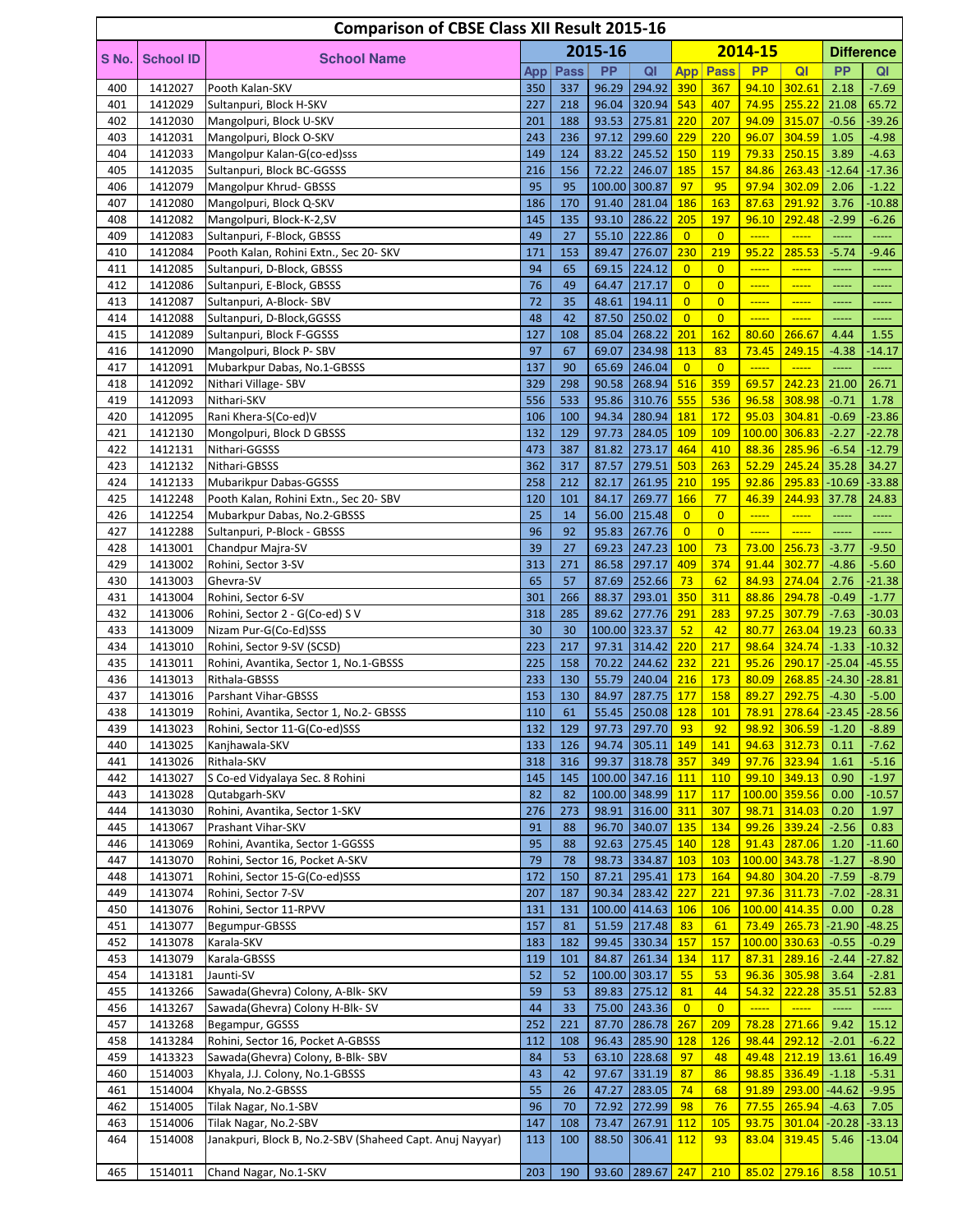# Comparison of CBSE Class XII Result 2015-16

| S No. | School ID | School Name | 2015-16 | | | | 2014-15 | | | | Difference | |
|---|---|---|---|---|---|---|---|---|---|---|---|---|
| | | | App | Pass | PP | QI | App | Pass | PP | QI | PP | QI |
| 400 | 1412027 | Pooth Kalan-SKV | 350 | 337 | 96.29 | 294.92 | 390 | 367 | 94.10 | 302.61 | 2.18 | -7.69 |
| 401 | 1412029 | Sultanpuri, Block H-SKV | 227 | 218 | 96.04 | 320.94 | 543 | 407 | 74.95 | 255.22 | 21.08 | 65.72 |
| 402 | 1412030 | Mangolpuri, Block U-SKV | 201 | 188 | 93.53 | 275.81 | 220 | 207 | 94.09 | 315.07 | -0.56 | -39.26 |
| 403 | 1412031 | Mangolpuri, Block O-SKV | 243 | 236 | 97.12 | 299.60 | 229 | 220 | 96.07 | 304.59 | 1.05 | -4.98 |
| 404 | 1412033 | Mangolpur Kalan-G(co-ed)sss | 149 | 124 | 83.22 | 245.52 | 150 | 119 | 79.33 | 250.15 | 3.89 | -4.63 |
| 405 | 1412035 | Sultanpuri, Block BC-GGSSS | 216 | 156 | 72.22 | 246.07 | 185 | 157 | 84.86 | 263.43 | -12.64 | -17.36 |
| 406 | 1412079 | Mangolpur Khrud- GBSSS | 95 | 95 | 100.00 | 300.87 | 97 | 95 | 97.94 | 302.09 | 2.06 | -1.22 |
| 407 | 1412080 | Mangolpuri, Block Q-SKV | 186 | 170 | 91.40 | 281.04 | 186 | 163 | 87.63 | 291.92 | 3.76 | -10.88 |
| 408 | 1412082 | Mangolpuri, Block-K-2,SV | 145 | 135 | 93.10 | 286.22 | 205 | 197 | 96.10 | 292.48 | -2.99 | -6.26 |
| 409 | 1412083 | Sultanpuri, F-Block, GBSSS | 49 | 27 | 55.10 | 222.86 | 0 | 0 | ----- | ----- | ----- | ----- |
| 410 | 1412084 | Pooth Kalan, Rohini Extn., Sec 20- SKV | 171 | 153 | 89.47 | 276.07 | 230 | 219 | 95.22 | 285.53 | -5.74 | -9.46 |
| 411 | 1412085 | Sultanpuri, D-Block, GBSSS | 94 | 65 | 69.15 | 224.12 | 0 | 0 | ----- | ----- | ----- | ----- |
| 412 | 1412086 | Sultanpuri, E-Block, GBSSS | 76 | 49 | 64.47 | 217.17 | 0 | 0 | ----- | ----- | ----- | ----- |
| 413 | 1412087 | Sultanpuri, A-Block- SBV | 72 | 35 | 48.61 | 194.11 | 0 | 0 | ----- | ----- | ----- | ----- |
| 414 | 1412088 | Sultanpuri, D-Block,GGSSS | 48 | 42 | 87.50 | 250.02 | 0 | 0 | ----- | ----- | ----- | ----- |
| 415 | 1412089 | Sultanpuri, Block F-GGSSS | 127 | 108 | 85.04 | 268.22 | 201 | 162 | 80.60 | 266.67 | 4.44 | 1.55 |
| 416 | 1412090 | Mangolpuri, Block P- SBV | 97 | 67 | 69.07 | 234.98 | 113 | 83 | 73.45 | 249.15 | -4.38 | -14.17 |
| 417 | 1412091 | Mubarkpur Dabas, No.1-GBSSS | 137 | 90 | 65.69 | 246.04 | 0 | 0 | ----- | ----- | ----- | ----- |
| 418 | 1412092 | Nithari Village- SBV | 329 | 298 | 90.58 | 268.94 | 516 | 359 | 69.57 | 242.23 | 21.00 | 26.71 |
| 419 | 1412093 | Nithari-SKV | 556 | 533 | 95.86 | 310.76 | 555 | 536 | 96.58 | 308.98 | -0.71 | 1.78 |
| 420 | 1412095 | Rani Khera-S(Co-ed)V | 106 | 100 | 94.34 | 280.94 | 181 | 172 | 95.03 | 304.81 | -0.69 | -23.86 |
| 421 | 1412130 | Mongolpuri, Block D GBSSS | 132 | 129 | 97.73 | 284.05 | 109 | 109 | 100.00 | 306.83 | -2.27 | -22.78 |
| 422 | 1412131 | Nithari-GGSSS | 473 | 387 | 81.82 | 273.17 | 464 | 410 | 88.36 | 285.96 | -6.54 | -12.79 |
| 423 | 1412132 | Nithari-GBSSS | 362 | 317 | 87.57 | 279.51 | 503 | 263 | 52.29 | 245.24 | 35.28 | 34.27 |
| 424 | 1412133 | Mubarikpur Dabas-GGSSS | 258 | 212 | 82.17 | 261.95 | 210 | 195 | 92.86 | 295.83 | -10.69 | -33.88 |
| 425 | 1412248 | Pooth Kalan, Rohini Extn., Sec 20- SBV | 120 | 101 | 84.17 | 269.77 | 166 | 77 | 46.39 | 244.93 | 37.78 | 24.83 |
| 426 | 1412254 | Mubarkpur Dabas, No.2-GBSSS | 25 | 14 | 56.00 | 215.48 | 0 | 0 | ----- | ----- | ----- | ----- |
| 427 | 1412288 | Sultanpuri, P-Block - GBSSS | 96 | 92 | 95.83 | 267.76 | 0 | 0 | ----- | ----- | ----- | ----- |
| 428 | 1413001 | Chandpur Majra-SV | 39 | 27 | 69.23 | 247.23 | 100 | 73 | 73.00 | 256.73 | -3.77 | -9.50 |
| 429 | 1413002 | Rohini, Sector 3-SV | 313 | 271 | 86.58 | 297.17 | 409 | 374 | 91.44 | 302.77 | -4.86 | -5.60 |
| 430 | 1413003 | Ghevra-SV | 65 | 57 | 87.69 | 252.66 | 73 | 62 | 84.93 | 274.04 | 2.76 | -21.38 |
| 431 | 1413004 | Rohini, Sector 6-SV | 301 | 266 | 88.37 | 293.01 | 350 | 311 | 88.86 | 294.78 | -0.49 | -1.77 |
| 432 | 1413006 | Rohini, Sector 2 - G(Co-ed) S V | 318 | 285 | 89.62 | 277.76 | 291 | 283 | 97.25 | 307.79 | -7.63 | -30.03 |
| 433 | 1413009 | Nizam Pur-G(Co-Ed)SSS | 30 | 30 | 100.00 | 323.37 | 52 | 42 | 80.77 | 263.04 | 19.23 | 60.33 |
| 434 | 1413010 | Rohini, Sector 9-SV (SCSD) | 223 | 217 | 97.31 | 314.42 | 220 | 217 | 98.64 | 324.74 | -1.33 | -10.32 |
| 435 | 1413011 | Rohini, Avantika, Sector 1, No.1-GBSSS | 225 | 158 | 70.22 | 244.62 | 232 | 221 | 95.26 | 290.17 | -25.04 | -45.55 |
| 436 | 1413013 | Rithala-GBSSS | 233 | 130 | 55.79 | 240.04 | 216 | 173 | 80.09 | 268.85 | -24.30 | -28.81 |
| 437 | 1413016 | Parshant Vihar-GBSSS | 153 | 130 | 84.97 | 287.75 | 177 | 158 | 89.27 | 292.75 | -4.30 | -5.00 |
| 438 | 1413019 | Rohini, Avantika, Sector 1, No.2- GBSSS | 110 | 61 | 55.45 | 250.08 | 128 | 101 | 78.91 | 278.64 | -23.45 | -28.56 |
| 439 | 1413023 | Rohini, Sector 11-G(Co-ed)SSS | 132 | 129 | 97.73 | 297.70 | 93 | 92 | 98.92 | 306.59 | -1.20 | -8.89 |
| 440 | 1413025 | Kanjhawala-SKV | 133 | 126 | 94.74 | 305.11 | 149 | 141 | 94.63 | 312.73 | 0.11 | -7.62 |
| 441 | 1413026 | Rithala-SKV | 318 | 316 | 99.37 | 318.78 | 357 | 349 | 97.76 | 323.94 | 1.61 | -5.16 |
| 442 | 1413027 | S Co-ed Vidyalaya Sec. 8 Rohini | 145 | 145 | 100.00 | 347.16 | 111 | 110 | 99.10 | 349.13 | 0.90 | -1.97 |
| 443 | 1413028 | Qutabgarh-SKV | 82 | 82 | 100.00 | 348.99 | 117 | 117 | 100.00 | 359.56 | 0.00 | -10.57 |
| 444 | 1413030 | Rohini, Avantika, Sector 1-SKV | 276 | 273 | 98.91 | 316.00 | 311 | 307 | 98.71 | 314.03 | 0.20 | 1.97 |
| 445 | 1413067 | Prashant Vihar-SKV | 91 | 88 | 96.70 | 340.07 | 135 | 134 | 99.26 | 339.24 | -2.56 | 0.83 |
| 446 | 1413069 | Rohini, Avantika, Sector 1-GGSSS | 95 | 88 | 92.63 | 275.45 | 140 | 128 | 91.43 | 287.06 | 1.20 | -11.60 |
| 447 | 1413070 | Rohini, Sector 16, Pocket A-SKV | 79 | 78 | 98.73 | 334.87 | 103 | 103 | 100.00 | 343.78 | -1.27 | -8.90 |
| 448 | 1413071 | Rohini, Sector 15-G(Co-ed)SSS | 172 | 150 | 87.21 | 295.41 | 173 | 164 | 94.80 | 304.20 | -7.59 | -8.79 |
| 449 | 1413074 | Rohini, Sector 7-SV | 207 | 187 | 90.34 | 283.42 | 227 | 221 | 97.36 | 311.73 | -7.02 | -28.31 |
| 450 | 1413076 | Rohini, Sector 11-RPVV | 131 | 131 | 100.00 | 414.63 | 106 | 106 | 100.00 | 414.35 | 0.00 | 0.28 |
| 451 | 1413077 | Begumpur-GBSSS | 157 | 81 | 51.59 | 217.48 | 83 | 61 | 73.49 | 265.73 | -21.90 | -48.25 |
| 452 | 1413078 | Karala-SKV | 183 | 182 | 99.45 | 330.34 | 157 | 157 | 100.00 | 330.63 | -0.55 | -0.29 |
| 453 | 1413079 | Karala-GBSSS | 119 | 101 | 84.87 | 261.34 | 134 | 117 | 87.31 | 289.16 | -2.44 | -27.82 |
| 454 | 1413181 | Jaunti-SV | 52 | 52 | 100.00 | 303.17 | 55 | 53 | 96.36 | 305.98 | 3.64 | -2.81 |
| 455 | 1413266 | Sawada(Ghevra) Colony, A-Blk- SKV | 59 | 53 | 89.83 | 275.12 | 81 | 44 | 54.32 | 222.28 | 35.51 | 52.83 |
| 456 | 1413267 | Sawada(Ghevra) Colony H-Blk- SV | 44 | 33 | 75.00 | 243.36 | 0 | 0 | ----- | ----- | ----- | ----- |
| 457 | 1413268 | Begampur, GGSSS | 252 | 221 | 87.70 | 286.78 | 267 | 209 | 78.28 | 271.66 | 9.42 | 15.12 |
| 458 | 1413284 | Rohini, Sector 16, Pocket A-GBSSS | 112 | 108 | 96.43 | 285.90 | 128 | 126 | 98.44 | 292.12 | -2.01 | -6.22 |
| 459 | 1413323 | Sawada(Ghevra) Colony, B-Blk- SBV | 84 | 53 | 63.10 | 228.68 | 97 | 48 | 49.48 | 212.19 | 13.61 | 16.49 |
| 460 | 1514003 | Khyala, J.J. Colony, No.1-GBSSS | 43 | 42 | 97.67 | 331.19 | 87 | 86 | 98.85 | 336.49 | -1.18 | -5.31 |
| 461 | 1514004 | Khyala, No.2-GBSSS | 55 | 26 | 47.27 | 283.05 | 74 | 68 | 91.89 | 293.00 | -44.62 | -9.95 |
| 462 | 1514005 | Tilak Nagar, No.1-SBV | 96 | 70 | 72.92 | 272.99 | 98 | 76 | 77.55 | 265.94 | -4.63 | 7.05 |
| 463 | 1514006 | Tilak Nagar, No.2-SBV | 147 | 108 | 73.47 | 267.91 | 112 | 105 | 93.75 | 301.04 | -20.28 | -33.13 |
| 464 | 1514008 | Janakpuri, Block B, No.2-SBV (Shaheed Capt. Anuj Nayyar) | 113 | 100 | 88.50 | 306.41 | 112 | 93 | 83.04 | 319.45 | 5.46 | -13.04 |
| 465 | 1514011 | Chand Nagar, No.1-SKV | 203 | 190 | 93.60 | 289.67 | 247 | 210 | 85.02 | 279.16 | 8.58 | 10.51 |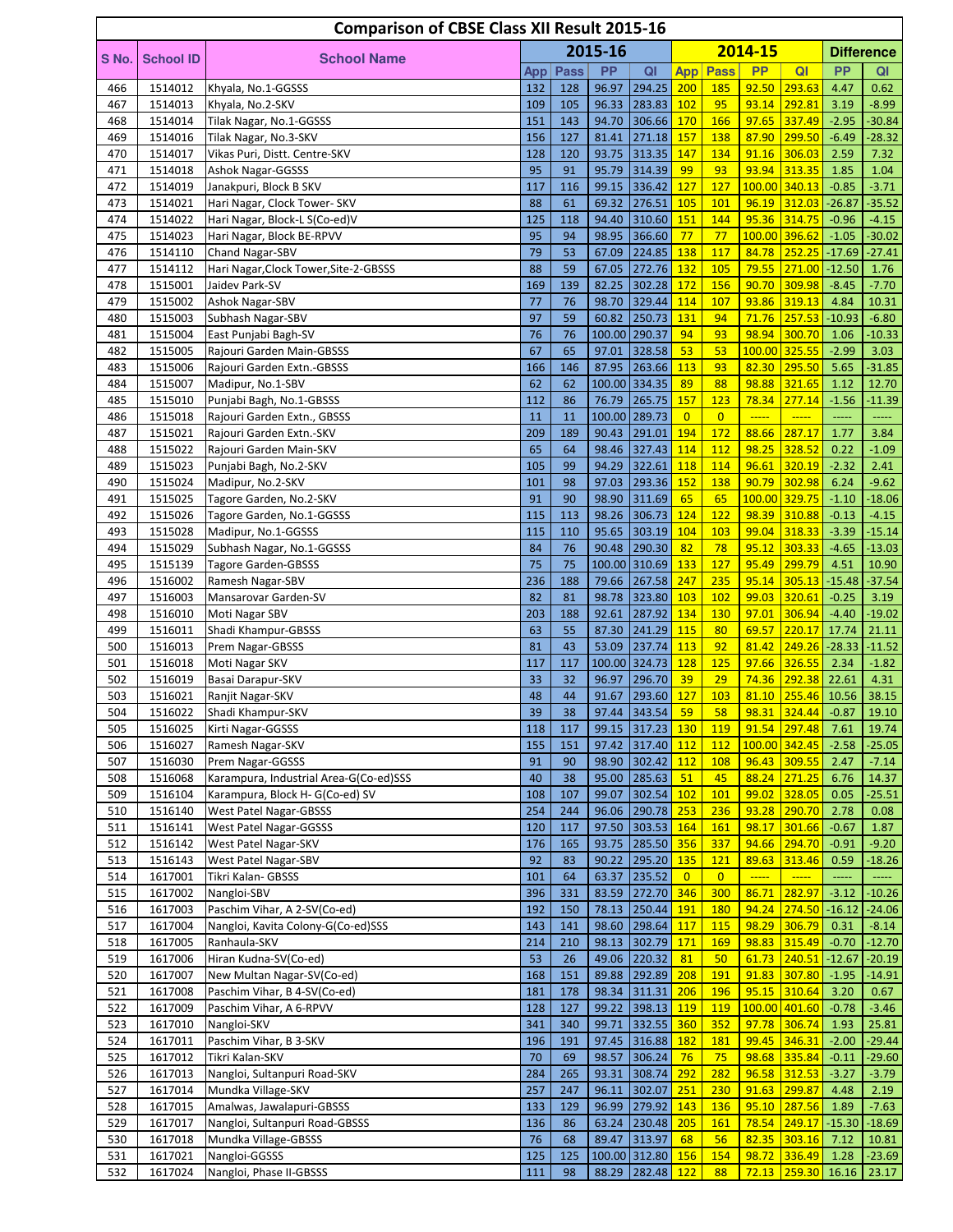# Comparison of CBSE Class XII Result 2015-16

| S No. | School ID | School Name | 2015-16 | | | | 2014-15 | | | | Difference | |
|---|---|---|---|---|---|---|---|---|---|---|---|---|
| | | | App | Pass | PP | QI | App | Pass | PP | QI | PP | QI |
| 466 | 1514012 | Khyala, No.1-GGSSS | 132 | 128 | 96.97 | 294.25 | 200 | 185 | 92.50 | 293.63 | 4.47 | 0.62 |
| 467 | 1514013 | Khyala, No.2-SKV | 109 | 105 | 96.33 | 283.83 | 102 | 95 | 93.14 | 292.81 | 3.19 | -8.99 |
| 468 | 1514014 | Tilak Nagar, No.1-GGSSS | 151 | 143 | 94.70 | 306.66 | 170 | 166 | 97.65 | 337.49 | -2.95 | -30.84 |
| 469 | 1514016 | Tilak Nagar, No.3-SKV | 156 | 127 | 81.41 | 271.18 | 157 | 138 | 87.90 | 299.50 | -6.49 | -28.32 |
| 470 | 1514017 | Vikas Puri, Distt. Centre-SKV | 128 | 120 | 93.75 | 313.35 | 147 | 134 | 91.16 | 306.03 | 2.59 | 7.32 |
| 471 | 1514018 | Ashok Nagar-GGSSS | 95 | 91 | 95.79 | 314.39 | 99 | 93 | 93.94 | 313.35 | 1.85 | 1.04 |
| 472 | 1514019 | Janakpuri, Block B SKV | 117 | 116 | 99.15 | 336.42 | 127 | 127 | 100.00 | 340.13 | -0.85 | -3.71 |
| 473 | 1514021 | Hari Nagar, Clock Tower- SKV | 88 | 61 | 69.32 | 276.51 | 105 | 101 | 96.19 | 312.03 | -26.87 | -35.52 |
| 474 | 1514022 | Hari Nagar, Block-L S(Co-ed)V | 125 | 118 | 94.40 | 310.60 | 151 | 144 | 95.36 | 314.75 | -0.96 | -4.15 |
| 475 | 1514023 | Hari Nagar, Block BE-RPVV | 95 | 94 | 98.95 | 366.60 | 77 | 77 | 100.00 | 396.62 | -1.05 | -30.02 |
| 476 | 1514110 | Chand Nagar-SBV | 79 | 53 | 67.09 | 224.85 | 138 | 117 | 84.78 | 252.25 | -17.69 | -27.41 |
| 477 | 1514112 | Hari Nagar,Clock Tower,Site-2-GBSSS | 88 | 59 | 67.05 | 272.76 | 132 | 105 | 79.55 | 271.00 | -12.50 | 1.76 |
| 478 | 1515001 | Jaidev Park-SV | 169 | 139 | 82.25 | 302.28 | 172 | 156 | 90.70 | 309.98 | -8.45 | -7.70 |
| 479 | 1515002 | Ashok Nagar-SBV | 77 | 76 | 98.70 | 329.44 | 114 | 107 | 93.86 | 319.13 | 4.84 | 10.31 |
| 480 | 1515003 | Subhash Nagar-SBV | 97 | 59 | 60.82 | 250.73 | 131 | 94 | 71.76 | 257.53 | -10.93 | -6.80 |
| 481 | 1515004 | East Punjabi Bagh-SV | 76 | 76 | 100.00 | 290.37 | 94 | 93 | 98.94 | 300.70 | 1.06 | -10.33 |
| 482 | 1515005 | Rajouri Garden Main-GBSSS | 67 | 65 | 97.01 | 328.58 | 53 | 53 | 100.00 | 325.55 | -2.99 | 3.03 |
| 483 | 1515006 | Rajouri Garden Extn.-GBSSS | 166 | 146 | 87.95 | 263.66 | 113 | 93 | 82.30 | 295.50 | 5.65 | -31.85 |
| 484 | 1515007 | Madipur, No.1-SBV | 62 | 62 | 100.00 | 334.35 | 89 | 88 | 98.88 | 321.65 | 1.12 | 12.70 |
| 485 | 1515010 | Punjabi Bagh, No.1-GBSSS | 112 | 86 | 76.79 | 265.75 | 157 | 123 | 78.34 | 277.14 | -1.56 | -11.39 |
| 486 | 1515018 | Rajouri Garden Extn., GBSSS | 11 | 11 | 100.00 | 289.73 | 0 | 0 | ----- | ----- | ----- | ----- |
| 487 | 1515021 | Rajouri Garden Extn.-SKV | 209 | 189 | 90.43 | 291.01 | 194 | 172 | 88.66 | 287.17 | 1.77 | 3.84 |
| 488 | 1515022 | Rajouri Garden Main-SKV | 65 | 64 | 98.46 | 327.43 | 114 | 112 | 98.25 | 328.52 | 0.22 | -1.09 |
| 489 | 1515023 | Punjabi Bagh, No.2-SKV | 105 | 99 | 94.29 | 322.61 | 118 | 114 | 96.61 | 320.19 | -2.32 | 2.41 |
| 490 | 1515024 | Madipur, No.2-SKV | 101 | 98 | 97.03 | 293.36 | 152 | 138 | 90.79 | 302.98 | 6.24 | -9.62 |
| 491 | 1515025 | Tagore Garden, No.2-SKV | 91 | 90 | 98.90 | 311.69 | 65 | 65 | 100.00 | 329.75 | -1.10 | -18.06 |
| 492 | 1515026 | Tagore Garden, No.1-GGSSS | 115 | 113 | 98.26 | 306.73 | 124 | 122 | 98.39 | 310.88 | -0.13 | -4.15 |
| 493 | 1515028 | Madipur, No.1-GGSSS | 115 | 110 | 95.65 | 303.19 | 104 | 103 | 99.04 | 318.33 | -3.39 | -15.14 |
| 494 | 1515029 | Subhash Nagar, No.1-GGSSS | 84 | 76 | 90.48 | 290.30 | 82 | 78 | 95.12 | 303.33 | -4.65 | -13.03 |
| 495 | 1515139 | Tagore Garden-GBSSS | 75 | 75 | 100.00 | 310.69 | 133 | 127 | 95.49 | 299.79 | 4.51 | 10.90 |
| 496 | 1516002 | Ramesh Nagar-SBV | 236 | 188 | 79.66 | 267.58 | 247 | 235 | 95.14 | 305.13 | -15.48 | -37.54 |
| 497 | 1516003 | Mansarovar Garden-SV | 82 | 81 | 98.78 | 323.80 | 103 | 102 | 99.03 | 320.61 | -0.25 | 3.19 |
| 498 | 1516010 | Moti Nagar SBV | 203 | 188 | 92.61 | 287.92 | 134 | 130 | 97.01 | 306.94 | -4.40 | -19.02 |
| 499 | 1516011 | Shadi Khampur-GBSSS | 63 | 55 | 87.30 | 241.29 | 115 | 80 | 69.57 | 220.17 | 17.74 | 21.11 |
| 500 | 1516013 | Prem Nagar-GBSSS | 81 | 43 | 53.09 | 237.74 | 113 | 92 | 81.42 | 249.26 | -28.33 | -11.52 |
| 501 | 1516018 | Moti Nagar SKV | 117 | 117 | 100.00 | 324.73 | 128 | 125 | 97.66 | 326.55 | 2.34 | -1.82 |
| 502 | 1516019 | Basai Darapur-SKV | 33 | 32 | 96.97 | 296.70 | 39 | 29 | 74.36 | 292.38 | 22.61 | 4.31 |
| 503 | 1516021 | Ranjit Nagar-SKV | 48 | 44 | 91.67 | 293.60 | 127 | 103 | 81.10 | 255.46 | 10.56 | 38.15 |
| 504 | 1516022 | Shadi Khampur-SKV | 39 | 38 | 97.44 | 343.54 | 59 | 58 | 98.31 | 324.44 | -0.87 | 19.10 |
| 505 | 1516025 | Kirti Nagar-GGSSS | 118 | 117 | 99.15 | 317.23 | 130 | 119 | 91.54 | 297.48 | 7.61 | 19.74 |
| 506 | 1516027 | Ramesh Nagar-SKV | 155 | 151 | 97.42 | 317.40 | 112 | 112 | 100.00 | 342.45 | -2.58 | -25.05 |
| 507 | 1516030 | Prem Nagar-GGSSS | 91 | 90 | 98.90 | 302.42 | 112 | 108 | 96.43 | 309.55 | 2.47 | -7.14 |
| 508 | 1516068 | Karampura, Industrial Area-G(Co-ed)SSS | 40 | 38 | 95.00 | 285.63 | 51 | 45 | 88.24 | 271.25 | 6.76 | 14.37 |
| 509 | 1516104 | Karampura, Block H- G(Co-ed) SV | 108 | 107 | 99.07 | 302.54 | 102 | 101 | 99.02 | 328.05 | 0.05 | -25.51 |
| 510 | 1516140 | West Patel Nagar-GBSSS | 254 | 244 | 96.06 | 290.78 | 253 | 236 | 93.28 | 290.70 | 2.78 | 0.08 |
| 511 | 1516141 | West Patel Nagar-GGSSS | 120 | 117 | 97.50 | 303.53 | 164 | 161 | 98.17 | 301.66 | -0.67 | 1.87 |
| 512 | 1516142 | West Patel Nagar-SKV | 176 | 165 | 93.75 | 285.50 | 356 | 337 | 94.66 | 294.70 | -0.91 | -9.20 |
| 513 | 1516143 | West Patel Nagar-SBV | 92 | 83 | 90.22 | 295.20 | 135 | 121 | 89.63 | 313.46 | 0.59 | -18.26 |
| 514 | 1617001 | Tikri Kalan- GBSSS | 101 | 64 | 63.37 | 235.52 | 0 | 0 | ----- | ----- | ----- | ----- |
| 515 | 1617002 | Nangloi-SBV | 396 | 331 | 83.59 | 272.70 | 346 | 300 | 86.71 | 282.97 | -3.12 | -10.26 |
| 516 | 1617003 | Paschim Vihar, A 2-SV(Co-ed) | 192 | 150 | 78.13 | 250.44 | 191 | 180 | 94.24 | 274.50 | -16.12 | -24.06 |
| 517 | 1617004 | Nangloi, Kavita Colony-G(Co-ed)SSS | 143 | 141 | 98.60 | 298.64 | 117 | 115 | 98.29 | 306.79 | 0.31 | -8.14 |
| 518 | 1617005 | Ranhaula-SKV | 214 | 210 | 98.13 | 302.79 | 171 | 169 | 98.83 | 315.49 | -0.70 | -12.70 |
| 519 | 1617006 | Hiran Kudna-SV(Co-ed) | 53 | 26 | 49.06 | 220.32 | 81 | 50 | 61.73 | 240.51 | -12.67 | -20.19 |
| 520 | 1617007 | New Multan Nagar-SV(Co-ed) | 168 | 151 | 89.88 | 292.89 | 208 | 191 | 91.83 | 307.80 | -1.95 | -14.91 |
| 521 | 1617008 | Paschim Vihar, B 4-SV(Co-ed) | 181 | 178 | 98.34 | 311.31 | 206 | 196 | 95.15 | 310.64 | 3.20 | 0.67 |
| 522 | 1617009 | Paschim Vihar, A 6-RPVV | 128 | 127 | 99.22 | 398.13 | 119 | 119 | 100.00 | 401.60 | -0.78 | -3.46 |
| 523 | 1617010 | Nangloi-SKV | 341 | 340 | 99.71 | 332.55 | 360 | 352 | 97.78 | 306.74 | 1.93 | 25.81 |
| 524 | 1617011 | Paschim Vihar, B 3-SKV | 196 | 191 | 97.45 | 316.88 | 182 | 181 | 99.45 | 346.31 | -2.00 | -29.44 |
| 525 | 1617012 | Tikri Kalan-SKV | 70 | 69 | 98.57 | 306.24 | 76 | 75 | 98.68 | 335.84 | -0.11 | -29.60 |
| 526 | 1617013 | Nangloi, Sultanpuri Road-SKV | 284 | 265 | 93.31 | 308.74 | 292 | 282 | 96.58 | 312.53 | -3.27 | -3.79 |
| 527 | 1617014 | Mundka Village-SKV | 257 | 247 | 96.11 | 302.07 | 251 | 230 | 91.63 | 299.87 | 4.48 | 2.19 |
| 528 | 1617015 | Amalwas, Jawalapuri-GBSSS | 133 | 129 | 96.99 | 279.92 | 143 | 136 | 95.10 | 287.56 | 1.89 | -7.63 |
| 529 | 1617017 | Nangloi, Sultanpuri Road-GBSSS | 136 | 86 | 63.24 | 230.48 | 205 | 161 | 78.54 | 249.17 | -15.30 | -18.69 |
| 530 | 1617018 | Mundka Village-GBSSS | 76 | 68 | 89.47 | 313.97 | 68 | 56 | 82.35 | 303.16 | 7.12 | 10.81 |
| 531 | 1617021 | Nangloi-GGSSS | 125 | 125 | 100.00 | 312.80 | 156 | 154 | 98.72 | 336.49 | 1.28 | -23.69 |
| 532 | 1617024 | Nangloi, Phase II-GBSSS | 111 | 98 | 88.29 | 282.48 | 122 | 88 | 72.13 | 259.30 | 16.16 | 23.17 |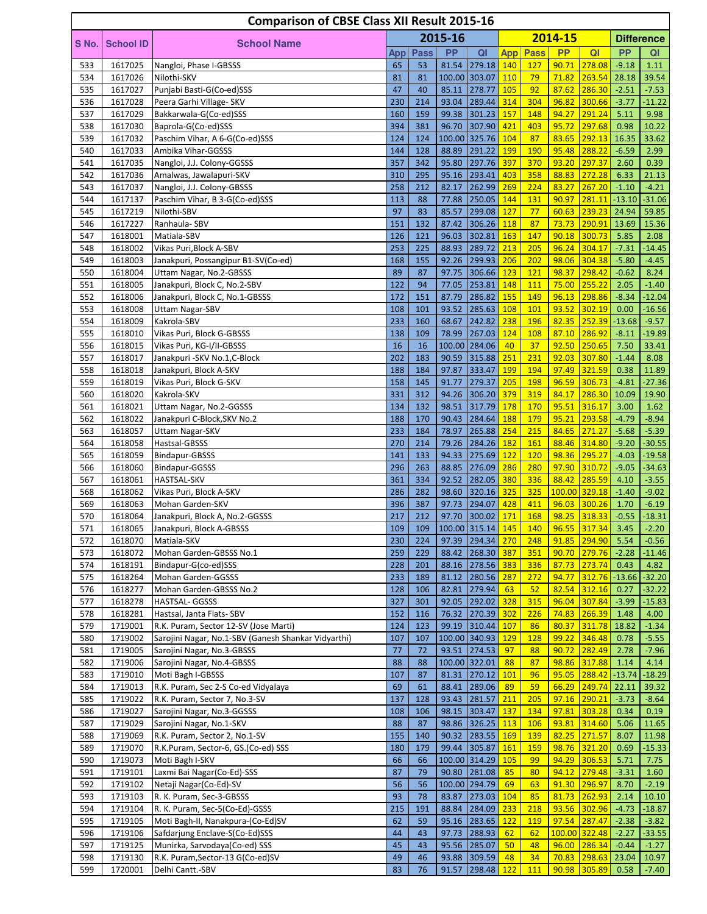# Comparison of CBSE Class XII Result 2015-16

| S No. | School ID | School Name | 2015-16 | | | | 2014-15 | | | | Difference | |
|---|---|---|---|---|---|---|---|---|---|---|---|---|
| | | | App | Pass | PP | QI | App | Pass | PP | QI | PP | QI |
| 533 | 1617025 | Nangloi, Phase I-GBSSS | 65 | 53 | 81.54 | 279.18 | 140 | 127 | 90.71 | 278.08 | -9.18 | 1.11 |
| 534 | 1617026 | Nilothi-SKV | 81 | 81 | 100.00 | 303.07 | 110 | 79 | 71.82 | 263.54 | 28.18 | 39.54 |
| 535 | 1617027 | Punjabi Basti-G(Co-ed)SSS | 47 | 40 | 85.11 | 278.77 | 105 | 92 | 87.62 | 286.30 | -2.51 | -7.53 |
| 536 | 1617028 | Peera Garhi Village- SKV | 230 | 214 | 93.04 | 289.44 | 314 | 304 | 96.82 | 300.66 | -3.77 | -11.22 |
| 537 | 1617029 | Bakkarwala-G(Co-ed)SSS | 160 | 159 | 99.38 | 301.23 | 157 | 148 | 94.27 | 291.24 | 5.11 | 9.98 |
| 538 | 1617030 | Baprola-G(Co-ed)SSS | 394 | 381 | 96.70 | 307.90 | 421 | 403 | 95.72 | 297.68 | 0.98 | 10.22 |
| 539 | 1617032 | Paschim Vihar, A 6-G(Co-ed)SSS | 124 | 124 | 100.00 | 325.76 | 104 | 87 | 83.65 | 292.13 | 16.35 | 33.62 |
| 540 | 1617033 | Ambika Vihar-GGSSS | 144 | 128 | 88.89 | 291.22 | 199 | 190 | 95.48 | 288.22 | -6.59 | 2.99 |
| 541 | 1617035 | Nangloi, J.J. Colony-GGSSS | 357 | 342 | 95.80 | 297.76 | 397 | 370 | 93.20 | 297.37 | 2.60 | 0.39 |
| 542 | 1617036 | Amalwas, Jawalapuri-SKV | 310 | 295 | 95.16 | 293.41 | 403 | 358 | 88.83 | 272.28 | 6.33 | 21.13 |
| 543 | 1617037 | Nangloi, J.J. Colony-GBSSS | 258 | 212 | 82.17 | 262.99 | 269 | 224 | 83.27 | 267.20 | -1.10 | -4.21 |
| 544 | 1617137 | Paschim Vihar, B 3-G(Co-ed)SSS | 113 | 88 | 77.88 | 250.05 | 144 | 131 | 90.97 | 281.11 | -13.10 | -31.06 |
| 545 | 1617219 | Nilothi-SBV | 97 | 83 | 85.57 | 299.08 | 127 | 77 | 60.63 | 239.23 | 24.94 | 59.85 |
| 546 | 1617227 | Ranhaula- SBV | 151 | 132 | 87.42 | 306.26 | 118 | 87 | 73.73 | 290.91 | 13.69 | 15.36 |
| 547 | 1618001 | Matiala-SBV | 126 | 121 | 96.03 | 302.81 | 163 | 147 | 90.18 | 300.73 | 5.85 | 2.08 |
| 548 | 1618002 | Vikas Puri,Block A-SBV | 253 | 225 | 88.93 | 289.72 | 213 | 205 | 96.24 | 304.17 | -7.31 | -14.45 |
| 549 | 1618003 | Janakpuri, Possangipur B1-SV(Co-ed) | 168 | 155 | 92.26 | 299.93 | 206 | 202 | 98.06 | 304.38 | -5.80 | -4.45 |
| 550 | 1618004 | Uttam Nagar, No.2-GBSSS | 89 | 87 | 97.75 | 306.66 | 123 | 121 | 98.37 | 298.42 | -0.62 | 8.24 |
| 551 | 1618005 | Janakpuri, Block C, No.2-SBV | 122 | 94 | 77.05 | 253.81 | 148 | 111 | 75.00 | 255.22 | 2.05 | -1.40 |
| 552 | 1618006 | Janakpuri, Block C, No.1-GBSSS | 172 | 151 | 87.79 | 286.82 | 155 | 149 | 96.13 | 298.86 | -8.34 | -12.04 |
| 553 | 1618008 | Uttam Nagar-SBV | 108 | 101 | 93.52 | 285.63 | 108 | 101 | 93.52 | 302.19 | 0.00 | -16.56 |
| 554 | 1618009 | Kakrola-SBV | 233 | 160 | 68.67 | 242.82 | 238 | 196 | 82.35 | 252.39 | -13.68 | -9.57 |
| 555 | 1618010 | Vikas Puri, Block G-GBSSS | 138 | 109 | 78.99 | 267.03 | 124 | 108 | 87.10 | 286.92 | -8.11 | -19.89 |
| 556 | 1618015 | Vikas Puri, KG-I/II-GBSSS | 16 | 16 | 100.00 | 284.06 | 40 | 37 | 92.50 | 250.65 | 7.50 | 33.41 |
| 557 | 1618017 | Janakpuri -SKV No.1,C-Block | 202 | 183 | 90.59 | 315.88 | 251 | 231 | 92.03 | 307.80 | -1.44 | 8.08 |
| 558 | 1618018 | Janakpuri, Block A-SKV | 188 | 184 | 97.87 | 333.47 | 199 | 194 | 97.49 | 321.59 | 0.38 | 11.89 |
| 559 | 1618019 | Vikas Puri, Block G-SKV | 158 | 145 | 91.77 | 279.37 | 205 | 198 | 96.59 | 306.73 | -4.81 | -27.36 |
| 560 | 1618020 | Kakrola-SKV | 331 | 312 | 94.26 | 306.20 | 379 | 319 | 84.17 | 286.30 | 10.09 | 19.90 |
| 561 | 1618021 | Uttam Nagar, No.2-GGSSS | 134 | 132 | 98.51 | 317.79 | 178 | 170 | 95.51 | 316.17 | 3.00 | 1.62 |
| 562 | 1618022 | Janakpuri C-Block,SKV No.2 | 188 | 170 | 90.43 | 284.64 | 188 | 179 | 95.21 | 293.58 | -4.79 | -8.94 |
| 563 | 1618057 | Uttam Nagar-SKV | 233 | 184 | 78.97 | 265.88 | 254 | 215 | 84.65 | 271.27 | -5.68 | -5.39 |
| 564 | 1618058 | Hastsal-GBSSS | 270 | 214 | 79.26 | 284.26 | 182 | 161 | 88.46 | 314.80 | -9.20 | -30.55 |
| 565 | 1618059 | Bindapur-GBSSS | 141 | 133 | 94.33 | 275.69 | 122 | 120 | 98.36 | 295.27 | -4.03 | -19.58 |
| 566 | 1618060 | Bindapur-GGSSS | 296 | 263 | 88.85 | 276.09 | 286 | 280 | 97.90 | 310.72 | -9.05 | -34.63 |
| 567 | 1618061 | HASTSAL-SKV | 361 | 334 | 92.52 | 282.05 | 380 | 336 | 88.42 | 285.59 | 4.10 | -3.55 |
| 568 | 1618062 | Vikas Puri, Block A-SKV | 286 | 282 | 98.60 | 320.16 | 325 | 325 | 100.00 | 329.18 | -1.40 | -9.02 |
| 569 | 1618063 | Mohan Garden-SKV | 396 | 387 | 97.73 | 294.07 | 428 | 411 | 96.03 | 300.26 | 1.70 | -6.19 |
| 570 | 1618064 | Janakpuri, Block A, No.2-GGSSS | 217 | 212 | 97.70 | 300.02 | 171 | 168 | 98.25 | 318.33 | -0.55 | -18.31 |
| 571 | 1618065 | Janakpuri, Block A-GBSSS | 109 | 109 | 100.00 | 315.14 | 145 | 140 | 96.55 | 317.34 | 3.45 | -2.20 |
| 572 | 1618070 | Matiala-SKV | 230 | 224 | 97.39 | 294.34 | 270 | 248 | 91.85 | 294.90 | 5.54 | -0.56 |
| 573 | 1618072 | Mohan Garden-GBSSS No.1 | 259 | 229 | 88.42 | 268.30 | 387 | 351 | 90.70 | 279.76 | -2.28 | -11.46 |
| 574 | 1618191 | Bindapur-G(co-ed)SSS | 228 | 201 | 88.16 | 278.56 | 383 | 336 | 87.73 | 273.74 | 0.43 | 4.82 |
| 575 | 1618264 | Mohan Garden-GGSSS | 233 | 189 | 81.12 | 280.56 | 287 | 272 | 94.77 | 312.76 | -13.66 | -32.20 |
| 576 | 1618277 | Mohan Garden-GBSSS No.2 | 128 | 106 | 82.81 | 279.94 | 63 | 52 | 82.54 | 312.16 | 0.27 | -32.22 |
| 577 | 1618278 | HASTSAL- GGSSS | 327 | 301 | 92.05 | 292.02 | 328 | 315 | 96.04 | 307.84 | -3.99 | -15.83 |
| 578 | 1618281 | Hastsal, Janta Flats- SBV | 152 | 116 | 76.32 | 270.39 | 302 | 226 | 74.83 | 266.39 | 1.48 | 4.00 |
| 579 | 1719001 | R.K. Puram, Sector 12-SV (Jose Marti) | 124 | 123 | 99.19 | 310.44 | 107 | 86 | 80.37 | 311.78 | 18.82 | -1.34 |
| 580 | 1719002 | Sarojini Nagar, No.1-SBV (Ganesh Shankar Vidyarthi) | 107 | 107 | 100.00 | 340.93 | 129 | 128 | 99.22 | 346.48 | 0.78 | -5.55 |
| 581 | 1719005 | Sarojini Nagar, No.3-GBSSS | 77 | 72 | 93.51 | 274.53 | 97 | 88 | 90.72 | 282.49 | 2.78 | -7.96 |
| 582 | 1719006 | Sarojini Nagar, No.4-GBSSS | 88 | 88 | 100.00 | 322.01 | 88 | 87 | 98.86 | 317.88 | 1.14 | 4.14 |
| 583 | 1719010 | Moti Bagh I-GBSSS | 107 | 87 | 81.31 | 270.12 | 101 | 96 | 95.05 | 288.42 | -13.74 | -18.29 |
| 584 | 1719013 | R.K. Puram, Sec 2-S Co-ed Vidyalaya | 69 | 61 | 88.41 | 289.06 | 89 | 59 | 66.29 | 249.74 | 22.11 | 39.32 |
| 585 | 1719022 | R.K. Puram, Sector 7, No.3-SV | 137 | 128 | 93.43 | 281.57 | 211 | 205 | 97.16 | 290.21 | -3.73 | -8.64 |
| 586 | 1719027 | Sarojini Nagar, No.3-GGSSS | 108 | 106 | 98.15 | 303.47 | 137 | 134 | 97.81 | 303.28 | 0.34 | 0.19 |
| 587 | 1719029 | Sarojini Nagar, No.1-SKV | 88 | 87 | 98.86 | 326.25 | 113 | 106 | 93.81 | 314.60 | 5.06 | 11.65 |
| 588 | 1719069 | R.K. Puram, Sector 2, No.1-SV | 155 | 140 | 90.32 | 283.55 | 169 | 139 | 82.25 | 271.57 | 8.07 | 11.98 |
| 589 | 1719070 | R.K.Puram, Sector-6, GS.(Co-ed) SSS | 180 | 179 | 99.44 | 305.87 | 161 | 159 | 98.76 | 321.20 | 0.69 | -15.33 |
| 590 | 1719073 | Moti Bagh I-SKV | 66 | 66 | 100.00 | 314.29 | 105 | 99 | 94.29 | 306.53 | 5.71 | 7.75 |
| 591 | 1719101 | Laxmi Bai Nagar(Co-Ed)-SSS | 87 | 79 | 90.80 | 281.08 | 85 | 80 | 94.12 | 279.48 | -3.31 | 1.60 |
| 592 | 1719102 | Netaji Nagar(Co-Ed)-SV | 56 | 56 | 100.00 | 294.79 | 69 | 63 | 91.30 | 296.97 | 8.70 | -2.19 |
| 593 | 1719103 | R. K. Puram, Sec-3-GBSSS | 93 | 78 | 83.87 | 273.03 | 104 | 85 | 81.73 | 262.93 | 2.14 | 10.10 |
| 594 | 1719104 | R. K. Puram, Sec-5(Co-Ed)-GSSS | 215 | 191 | 88.84 | 284.09 | 233 | 218 | 93.56 | 302.96 | -4.73 | -18.87 |
| 595 | 1719105 | Moti Bagh-II, Nanakpura-(Co-Ed)SV | 62 | 59 | 95.16 | 283.65 | 122 | 119 | 97.54 | 287.47 | -2.38 | -3.82 |
| 596 | 1719106 | Safdarjung Enclave-S(Co-Ed)SSS | 44 | 43 | 97.73 | 288.93 | 62 | 62 | 100.00 | 322.48 | -2.27 | -33.55 |
| 597 | 1719125 | Munirka, Sarvodaya(Co-ed) SSS | 45 | 43 | 95.56 | 285.07 | 50 | 48 | 96.00 | 286.34 | -0.44 | -1.27 |
| 598 | 1719130 | R.K. Puram,Sector-13 G(Co-ed)SV | 49 | 46 | 93.88 | 309.59 | 48 | 34 | 70.83 | 298.63 | 23.04 | 10.97 |
| 599 | 1720001 | Delhi Cantt.-SBV | 83 | 76 | 91.57 | 298.48 | 122 | 111 | 90.98 | 305.89 | 0.58 | -7.40 |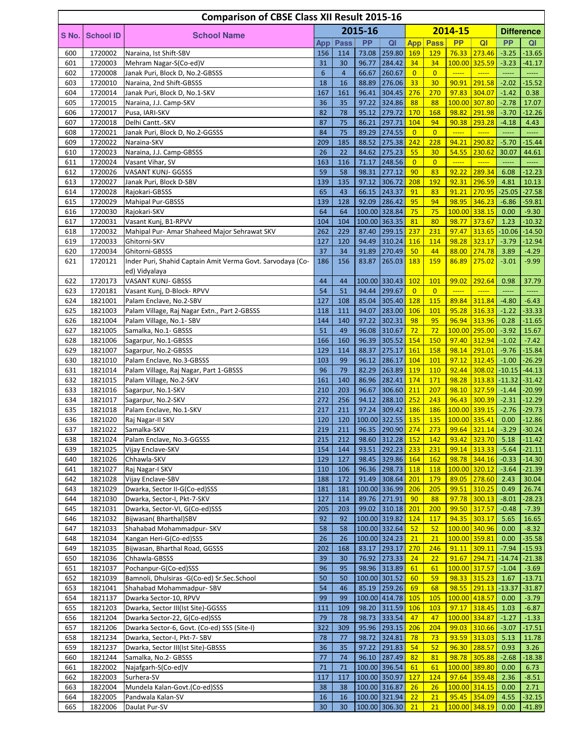# Comparison of CBSE Class XII Result 2015-16

| S No. | School ID | School Name | 2015-16 | | | | 2014-15 | | | | Difference | |
|---|---|---|---|---|---|---|---|---|---|---|---|---|
| | | | App | Pass | PP | QI | App | Pass | PP | QI | PP | QI |
| 600 | 1720002 | Naraina, Ist Shift-SBV | 156 | 114 | 73.08 | 259.80 | 169 | 129 | 76.33 | 273.46 | -3.25 | -13.65 |
| 601 | 1720003 | Mehram Nagar-S(Co-ed)V | 31 | 30 | 96.77 | 284.42 | 34 | 34 | 100.00 | 325.59 | -3.23 | -41.17 |
| 602 | 1720008 | Janak Puri, Block D, No.2-GBSSS | 6 | 4 | 66.67 | 260.67 | 0 | 0 | ----- | ----- | ----- | ----- |
| 603 | 1720010 | Naraina, 2nd Shift-GBSSS | 18 | 16 | 88.89 | 276.06 | 33 | 30 | 90.91 | 291.58 | -2.02 | -15.52 |
| 604 | 1720014 | Janak Puri, Block D, No.1-SKV | 167 | 161 | 96.41 | 304.45 | 276 | 270 | 97.83 | 304.07 | -1.42 | 0.38 |
| 605 | 1720015 | Naraina, J.J. Camp-SKV | 36 | 35 | 97.22 | 324.86 | 88 | 88 | 100.00 | 307.80 | -2.78 | 17.07 |
| 606 | 1720017 | Pusa, IARI-SKV | 82 | 78 | 95.12 | 279.72 | 170 | 168 | 98.82 | 291.98 | -3.70 | -12.26 |
| 607 | 1720018 | Delhi Cantt.-SKV | 87 | 75 | 86.21 | 297.71 | 104 | 94 | 90.38 | 293.28 | -4.18 | 4.43 |
| 608 | 1720021 | Janak Puri, Block D, No.2-GGSSS | 84 | 75 | 89.29 | 274.55 | 0 | 0 | ----- | ----- | ----- | ----- |
| 609 | 1720022 | Naraina-SKV | 209 | 185 | 88.52 | 275.38 | 242 | 228 | 94.21 | 290.82 | -5.70 | -15.44 |
| 610 | 1720023 | Naraina, J.J. Camp-GBSSS | 26 | 22 | 84.62 | 275.23 | 55 | 30 | 54.55 | 230.62 | 30.07 | 44.61 |
| 611 | 1720024 | Vasant Vihar, SV | 163 | 116 | 71.17 | 248.56 | 0 | 0 | ----- | ----- | ----- | ----- |
| 612 | 1720026 | VASANT KUNJ- GGSSS | 59 | 58 | 98.31 | 277.12 | 90 | 83 | 92.22 | 289.34 | 6.08 | -12.23 |
| 613 | 1720027 | Janak Puri, Block D-SBV | 139 | 135 | 97.12 | 306.72 | 208 | 192 | 92.31 | 296.59 | 4.81 | 10.13 |
| 614 | 1720028 | Rajokari-GBSSS | 65 | 43 | 66.15 | 243.37 | 91 | 83 | 91.21 | 270.95 | -25.05 | -27.58 |
| 615 | 1720029 | Mahipal Pur-GBSSS | 139 | 128 | 92.09 | 286.42 | 95 | 94 | 98.95 | 346.23 | -6.86 | -59.81 |
| 616 | 1720030 | Rajokari-SKV | 64 | 64 | 100.00 | 328.84 | 75 | 75 | 100.00 | 338.15 | 0.00 | -9.30 |
| 617 | 1720031 | Vasant Kunj, B1-RPVV | 104 | 104 | 100.00 | 363.35 | 81 | 80 | 98.77 | 373.67 | 1.23 | -10.32 |
| 618 | 1720032 | Mahipal Pur- Amar Shaheed Major Sehrawat SKV | 262 | 229 | 87.40 | 299.15 | 237 | 231 | 97.47 | 313.65 | -10.06 | -14.50 |
| 619 | 1720033 | Ghitorni-SKV | 127 | 120 | 94.49 | 310.24 | 116 | 114 | 98.28 | 323.17 | -3.79 | -12.94 |
| 620 | 1720034 | Ghitorni-GBSSS | 37 | 34 | 91.89 | 270.49 | 50 | 44 | 88.00 | 274.78 | 3.89 | -4.29 |
| 621 | 1720121 | Inder Puri, Shahid Captain Amit Verma Govt. Sarvodaya (Co-ed) Vidyalaya | 186 | 156 | 83.87 | 265.03 | 183 | 159 | 86.89 | 275.02 | -3.01 | -9.99 |
| 622 | 1720173 | VASANT KUNJ- GBSSS | 44 | 44 | 100.00 | 330.43 | 102 | 101 | 99.02 | 292.64 | 0.98 | 37.79 |
| 623 | 1720181 | Vasant Kunj, D-Block- RPVV | 54 | 51 | 94.44 | 299.67 | 0 | 0 | ----- | ----- | ----- | ----- |
| 624 | 1821001 | Palam Enclave, No.2-SBV | 127 | 108 | 85.04 | 305.40 | 128 | 115 | 89.84 | 311.84 | -4.80 | -6.43 |
| 625 | 1821003 | Palam Village, Raj Nagar Extn., Part 2-GBSSS | 118 | 111 | 94.07 | 283.00 | 106 | 101 | 95.28 | 316.33 | -1.22 | -33.33 |
| 626 | 1821004 | Palam Village, No.1- SBV | 144 | 140 | 97.22 | 302.31 | 98 | 95 | 96.94 | 313.96 | 0.28 | -11.65 |
| 627 | 1821005 | Samalka, No.1- GBSSS | 51 | 49 | 96.08 | 310.67 | 72 | 72 | 100.00 | 295.00 | -3.92 | 15.67 |
| 628 | 1821006 | Sagarpur, No.1-GBSSS | 166 | 160 | 96.39 | 305.52 | 154 | 150 | 97.40 | 312.94 | -1.02 | -7.42 |
| 629 | 1821007 | Sagarpur, No.2-GBSSS | 129 | 114 | 88.37 | 275.17 | 161 | 158 | 98.14 | 291.01 | -9.76 | -15.84 |
| 630 | 1821010 | Palam Enclave, No.3-GBSSS | 103 | 99 | 96.12 | 286.17 | 104 | 101 | 97.12 | 312.45 | -1.00 | -26.29 |
| 631 | 1821014 | Palam Village, Raj Nagar, Part 1-GBSSS | 96 | 79 | 82.29 | 263.89 | 119 | 110 | 92.44 | 308.02 | -10.15 | -44.13 |
| 632 | 1821015 | Palam Village, No.2-SKV | 161 | 140 | 86.96 | 282.41 | 174 | 171 | 98.28 | 313.83 | -11.32 | -31.42 |
| 633 | 1821016 | Sagarpur, No.1-SKV | 210 | 203 | 96.67 | 306.60 | 211 | 207 | 98.10 | 327.59 | -1.44 | -20.99 |
| 634 | 1821017 | Sagarpur, No.2-SKV | 272 | 256 | 94.12 | 288.10 | 252 | 243 | 96.43 | 300.39 | -2.31 | -12.29 |
| 635 | 1821018 | Palam Enclave, No.1-SKV | 217 | 211 | 97.24 | 309.42 | 186 | 186 | 100.00 | 339.15 | -2.76 | -29.73 |
| 636 | 1821020 | Raj Nagar-II SKV | 120 | 120 | 100.00 | 322.55 | 135 | 135 | 100.00 | 335.41 | 0.00 | -12.86 |
| 637 | 1821022 | Samalka-SKV | 219 | 211 | 96.35 | 290.90 | 274 | 273 | 99.64 | 321.14 | -3.29 | -30.24 |
| 638 | 1821024 | Palam Enclave, No.3-GGSSS | 215 | 212 | 98.60 | 312.28 | 152 | 142 | 93.42 | 323.70 | 5.18 | -11.42 |
| 639 | 1821025 | Vijay Enclave-SKV | 154 | 144 | 93.51 | 292.23 | 233 | 231 | 99.14 | 313.33 | -5.64 | -21.11 |
| 640 | 1821026 | Chhawla-SKV | 129 | 127 | 98.45 | 329.86 | 164 | 162 | 98.78 | 344.16 | -0.33 | -14.30 |
| 641 | 1821027 | Raj Nagar-I SKV | 110 | 106 | 96.36 | 298.73 | 118 | 118 | 100.00 | 320.12 | -3.64 | -21.39 |
| 642 | 1821028 | Vijay Enclave-SBV | 188 | 172 | 91.49 | 308.64 | 201 | 179 | 89.05 | 278.60 | 2.43 | 30.04 |
| 643 | 1821029 | Dwarka, Sector II-G(Co-ed)SSS | 181 | 181 | 100.00 | 336.99 | 206 | 205 | 99.51 | 310.25 | 0.49 | 26.74 |
| 644 | 1821030 | Dwarka, Sector-I, Pkt-7-SKV | 127 | 114 | 89.76 | 271.91 | 90 | 88 | 97.78 | 300.13 | -8.01 | -28.23 |
| 645 | 1821031 | Dwarka, Sector-VI, G(Co-ed)SSS | 205 | 203 | 99.02 | 310.18 | 201 | 200 | 99.50 | 317.57 | -0.48 | -7.39 |
| 646 | 1821032 | Bijwasan( Bharthal)SBV | 92 | 92 | 100.00 | 319.82 | 124 | 117 | 94.35 | 303.17 | 5.65 | 16.65 |
| 647 | 1821033 | Shahabad Mohammadpur- SKV | 58 | 58 | 100.00 | 332.64 | 52 | 52 | 100.00 | 340.96 | 0.00 | -8.32 |
| 648 | 1821034 | Kangan Heri-G(Co-ed)SSS | 26 | 26 | 100.00 | 324.23 | 21 | 21 | 100.00 | 359.81 | 0.00 | -35.58 |
| 649 | 1821035 | Bijwasan, Bharthal Road, GGSSS | 202 | 168 | 83.17 | 293.17 | 270 | 246 | 91.11 | 309.11 | -7.94 | -15.93 |
| 650 | 1821036 | Chhawla-GBSSS | 39 | 30 | 76.92 | 273.33 | 24 | 22 | 91.67 | 294.71 | -14.74 | -21.38 |
| 651 | 1821037 | Pochanpur-G(Co-ed)SSS | 96 | 95 | 98.96 | 313.89 | 61 | 61 | 100.00 | 317.57 | -1.04 | -3.69 |
| 652 | 1821039 | Bamnoli, Dhulsiras -G(Co-ed) Sr.Sec.School | 50 | 50 | 100.00 | 301.52 | 60 | 59 | 98.33 | 315.23 | 1.67 | -13.71 |
| 653 | 1821041 | Shahabad Mohammadpur- SBV | 54 | 46 | 85.19 | 259.26 | 69 | 68 | 98.55 | 291.13 | -13.37 | -31.87 |
| 654 | 1821137 | Dwarka Sector-10, RPVV | 99 | 99 | 100.00 | 414.78 | 105 | 105 | 100.00 | 418.57 | 0.00 | -3.79 |
| 655 | 1821203 | Dwarka, Sector III(Ist Site)-GGSSS | 111 | 109 | 98.20 | 311.59 | 106 | 103 | 97.17 | 318.45 | 1.03 | -6.87 |
| 656 | 1821204 | Dwarka Sector-22, G(Co-ed)SSS | 79 | 78 | 98.73 | 333.54 | 47 | 47 | 100.00 | 334.87 | -1.27 | -1.33 |
| 657 | 1821206 | Dwarka Sector-6, Govt. (Co-ed) SSS (Site-I) | 322 | 309 | 95.96 | 293.15 | 206 | 204 | 99.03 | 310.66 | -3.07 | -17.51 |
| 658 | 1821234 | Dwarka, Sector-I, Pkt-7- SBV | 78 | 77 | 98.72 | 324.81 | 78 | 73 | 93.59 | 313.03 | 5.13 | 11.78 |
| 659 | 1821237 | Dwarka, Sector III(Ist Site)-GBSSS | 36 | 35 | 97.22 | 291.83 | 54 | 52 | 96.30 | 288.57 | 0.93 | 3.26 |
| 660 | 1821244 | Samalka, No.2- GBSSS | 77 | 74 | 96.10 | 287.49 | 82 | 81 | 98.78 | 305.88 | -2.68 | -18.38 |
| 661 | 1822002 | Najafgarh-S(Co-ed)V | 71 | 71 | 100.00 | 396.54 | 61 | 61 | 100.00 | 389.80 | 0.00 | 6.73 |
| 662 | 1822003 | Surhera-SV | 117 | 117 | 100.00 | 350.97 | 127 | 124 | 97.64 | 359.48 | 2.36 | -8.51 |
| 663 | 1822004 | Mundela Kalan-Govt.(Co-ed)SSS | 38 | 38 | 100.00 | 316.87 | 26 | 26 | 100.00 | 314.15 | 0.00 | 2.71 |
| 664 | 1822005 | Pandwala Kalan-SV | 16 | 16 | 100.00 | 321.94 | 22 | 21 | 95.45 | 354.09 | 4.55 | -32.15 |
| 665 | 1822006 | Daulat Pur-SV | 30 | 30 | 100.00 | 306.30 | 21 | 21 | 100.00 | 348.19 | 0.00 | -41.89 |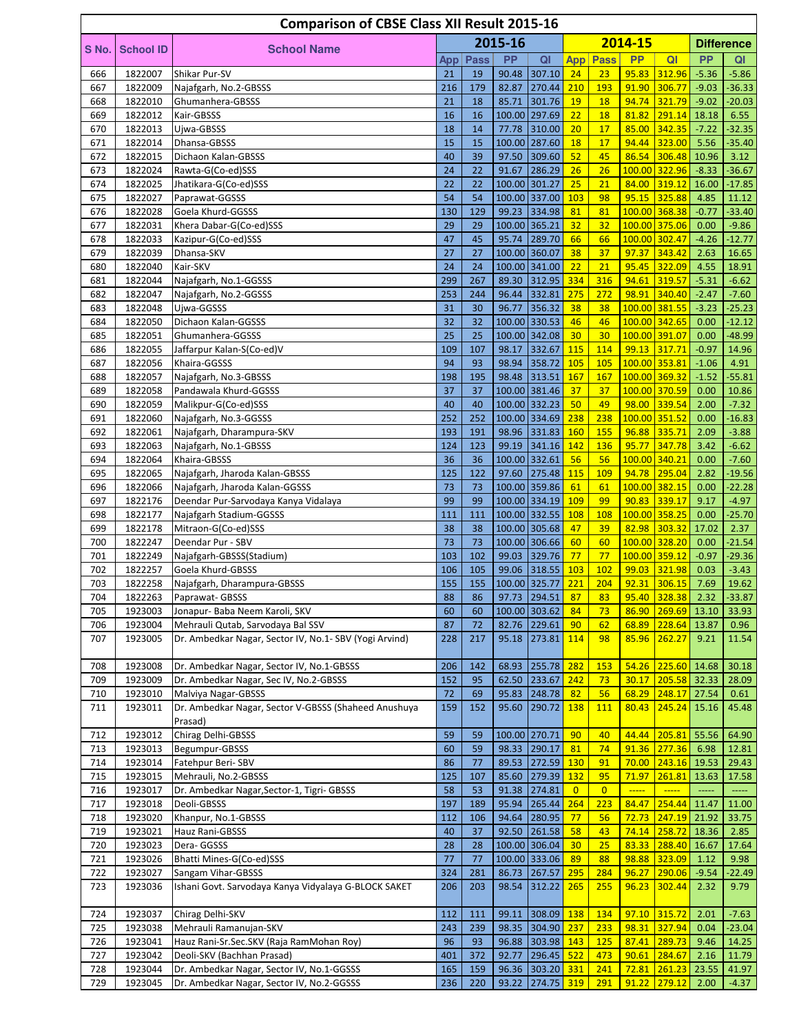# Comparison of CBSE Class XII Result 2015-16

| S No. | School ID | School Name | 2015-16 | | | | 2014-15 | | | | Difference | |
|---|---|---|---|---|---|---|---|---|---|---|---|---|
| | | | App | Pass | PP | QI | App | Pass | PP | QI | PP | QI |
| 666 | 1822007 | Shikar Pur-SV | 21 | 19 | 90.48 | 307.10 | 24 | 23 | 95.83 | 312.96 | -5.36 | -5.86 |
| 667 | 1822009 | Najafgarh, No.2-GBSSS | 216 | 179 | 82.87 | 270.44 | 210 | 193 | 91.90 | 306.77 | -9.03 | -36.33 |
| 668 | 1822010 | Ghumanhera-GBSSS | 21 | 18 | 85.71 | 301.76 | 19 | 18 | 94.74 | 321.79 | -9.02 | -20.03 |
| 669 | 1822012 | Kair-GBSSS | 16 | 16 | 100.00 | 297.69 | 22 | 18 | 81.82 | 291.14 | 18.18 | 6.55 |
| 670 | 1822013 | Ujwa-GBSSS | 18 | 14 | 77.78 | 310.00 | 20 | 17 | 85.00 | 342.35 | -7.22 | -32.35 |
| 671 | 1822014 | Dhansa-GBSSS | 15 | 15 | 100.00 | 287.60 | 18 | 17 | 94.44 | 323.00 | 5.56 | -35.40 |
| 672 | 1822015 | Dichaon Kalan-GBSSS | 40 | 39 | 97.50 | 309.60 | 52 | 45 | 86.54 | 306.48 | 10.96 | 3.12 |
| 673 | 1822024 | Rawta-G(Co-ed)SSS | 24 | 22 | 91.67 | 286.29 | 26 | 26 | 100.00 | 322.96 | -8.33 | -36.67 |
| 674 | 1822025 | Jhatikara-G(Co-ed)SSS | 22 | 22 | 100.00 | 301.27 | 25 | 21 | 84.00 | 319.12 | 16.00 | -17.85 |
| 675 | 1822027 | Paprawat-GGSSS | 54 | 54 | 100.00 | 337.00 | 103 | 98 | 95.15 | 325.88 | 4.85 | 11.12 |
| 676 | 1822028 | Goela Khurd-GGSSS | 130 | 129 | 99.23 | 334.98 | 81 | 81 | 100.00 | 368.38 | -0.77 | -33.40 |
| 677 | 1822031 | Khera Dabar-G(Co-ed)SSS | 29 | 29 | 100.00 | 365.21 | 32 | 32 | 100.00 | 375.06 | 0.00 | -9.86 |
| 678 | 1822033 | Kazipur-G(Co-ed)SSS | 47 | 45 | 95.74 | 289.70 | 66 | 66 | 100.00 | 302.47 | -4.26 | -12.77 |
| 679 | 1822039 | Dhansa-SKV | 27 | 27 | 100.00 | 360.07 | 38 | 37 | 97.37 | 343.42 | 2.63 | 16.65 |
| 680 | 1822040 | Kair-SKV | 24 | 24 | 100.00 | 341.00 | 22 | 21 | 95.45 | 322.09 | 4.55 | 18.91 |
| 681 | 1822044 | Najafgarh, No.1-GGSSS | 299 | 267 | 89.30 | 312.95 | 334 | 316 | 94.61 | 319.57 | -5.31 | -6.62 |
| 682 | 1822047 | Najafgarh, No.2-GGSSS | 253 | 244 | 96.44 | 332.81 | 275 | 272 | 98.91 | 340.40 | -2.47 | -7.60 |
| 683 | 1822048 | Ujwa-GGSSS | 31 | 30 | 96.77 | 356.32 | 38 | 38 | 100.00 | 381.55 | -3.23 | -25.23 |
| 684 | 1822050 | Dichaon Kalan-GGSSS | 32 | 32 | 100.00 | 330.53 | 46 | 46 | 100.00 | 342.65 | 0.00 | -12.12 |
| 685 | 1822051 | Ghumanhera-GGSSS | 25 | 25 | 100.00 | 342.08 | 30 | 30 | 100.00 | 391.07 | 0.00 | -48.99 |
| 686 | 1822055 | Jaffarpur Kalan-S(Co-ed)V | 109 | 107 | 98.17 | 332.67 | 115 | 114 | 99.13 | 317.71 | -0.97 | 14.96 |
| 687 | 1822056 | Khaira-GGSSS | 94 | 93 | 98.94 | 358.72 | 105 | 105 | 100.00 | 353.81 | -1.06 | 4.91 |
| 688 | 1822057 | Najafgarh, No.3-GBSSS | 198 | 195 | 98.48 | 313.51 | 167 | 167 | 100.00 | 369.32 | -1.52 | -55.81 |
| 689 | 1822058 | Pandawala Khurd-GGSSS | 37 | 37 | 100.00 | 381.46 | 37 | 37 | 100.00 | 370.59 | 0.00 | 10.86 |
| 690 | 1822059 | Malikpur-G(Co-ed)SSS | 40 | 40 | 100.00 | 332.23 | 50 | 49 | 98.00 | 339.54 | 2.00 | -7.32 |
| 691 | 1822060 | Najafgarh, No.3-GGSSS | 252 | 252 | 100.00 | 334.69 | 238 | 238 | 100.00 | 351.52 | 0.00 | -16.83 |
| 692 | 1822061 | Najafgarh, Dharampura-SKV | 193 | 191 | 98.96 | 331.83 | 160 | 155 | 96.88 | 335.71 | 2.09 | -3.88 |
| 693 | 1822063 | Najafgarh, No.1-GBSSS | 124 | 123 | 99.19 | 341.16 | 142 | 136 | 95.77 | 347.78 | 3.42 | -6.62 |
| 694 | 1822064 | Khaira-GBSSS | 36 | 36 | 100.00 | 332.61 | 56 | 56 | 100.00 | 340.21 | 0.00 | -7.60 |
| 695 | 1822065 | Najafgarh, Jharoda Kalan-GBSSS | 125 | 122 | 97.60 | 275.48 | 115 | 109 | 94.78 | 295.04 | 2.82 | -19.56 |
| 696 | 1822066 | Najafgarh, Jharoda Kalan-GGSSS | 73 | 73 | 100.00 | 359.86 | 61 | 61 | 100.00 | 382.15 | 0.00 | -22.28 |
| 697 | 1822176 | Deendar Pur-Sarvodaya Kanya Vidalaya | 99 | 99 | 100.00 | 334.19 | 109 | 99 | 90.83 | 339.17 | 9.17 | -4.97 |
| 698 | 1822177 | Najafgarh Stadium-GGSSS | 111 | 111 | 100.00 | 332.55 | 108 | 108 | 100.00 | 358.25 | 0.00 | -25.70 |
| 699 | 1822178 | Mitraon-G(Co-ed)SSS | 38 | 38 | 100.00 | 305.68 | 47 | 39 | 82.98 | 303.32 | 17.02 | 2.37 |
| 700 | 1822247 | Deendar Pur - SBV | 73 | 73 | 100.00 | 306.66 | 60 | 60 | 100.00 | 328.20 | 0.00 | -21.54 |
| 701 | 1822249 | Najafgarh-GBSSS(Stadium) | 103 | 102 | 99.03 | 329.76 | 77 | 77 | 100.00 | 359.12 | -0.97 | -29.36 |
| 702 | 1822257 | Goela Khurd-GBSSS | 106 | 105 | 99.06 | 318.55 | 103 | 102 | 99.03 | 321.98 | 0.03 | -3.43 |
| 703 | 1822258 | Najafgarh, Dharampura-GBSSS | 155 | 155 | 100.00 | 325.77 | 221 | 204 | 92.31 | 306.15 | 7.69 | 19.62 |
| 704 | 1822263 | Paprawat- GBSSS | 88 | 86 | 97.73 | 294.51 | 87 | 83 | 95.40 | 328.38 | 2.32 | -33.87 |
| 705 | 1923003 | Jonapur- Baba Neem Karoli, SKV | 60 | 60 | 100.00 | 303.62 | 84 | 73 | 86.90 | 269.69 | 13.10 | 33.93 |
| 706 | 1923004 | Mehrauli Qutab, Sarvodaya Bal SSV | 87 | 72 | 82.76 | 229.61 | 90 | 62 | 68.89 | 228.64 | 13.87 | 0.96 |
| 707 | 1923005 | Dr. Ambedkar Nagar, Sector IV, No.1- SBV (Yogi Arvind) | 228 | 217 | 95.18 | 273.81 | 114 | 98 | 85.96 | 262.27 | 9.21 | 11.54 |
| 708 | 1923008 | Dr. Ambedkar Nagar, Sector IV, No.1-GBSSS | 206 | 142 | 68.93 | 255.78 | 282 | 153 | 54.26 | 225.60 | 14.68 | 30.18 |
| 709 | 1923009 | Dr. Ambedkar Nagar, Sec IV, No.2-GBSSS | 152 | 95 | 62.50 | 233.67 | 242 | 73 | 30.17 | 205.58 | 32.33 | 28.09 |
| 710 | 1923010 | Malviya Nagar-GBSSS | 72 | 69 | 95.83 | 248.78 | 82 | 56 | 68.29 | 248.17 | 27.54 | 0.61 |
| 711 | 1923011 | Dr. Ambedkar Nagar, Sector V-GBSSS (Shaheed Anushuya Prasad) | 159 | 152 | 95.60 | 290.72 | 138 | 111 | 80.43 | 245.24 | 15.16 | 45.48 |
| 712 | 1923012 | Chirag Delhi-GBSSS | 59 | 59 | 100.00 | 270.71 | 90 | 40 | 44.44 | 205.81 | 55.56 | 64.90 |
| 713 | 1923013 | Begumpur-GBSSS | 60 | 59 | 98.33 | 290.17 | 81 | 74 | 91.36 | 277.36 | 6.98 | 12.81 |
| 714 | 1923014 | Fatehpur Beri- SBV | 86 | 77 | 89.53 | 272.59 | 130 | 91 | 70.00 | 243.16 | 19.53 | 29.43 |
| 715 | 1923015 | Mehrauli, No.2-GBSSS | 125 | 107 | 85.60 | 279.39 | 132 | 95 | 71.97 | 261.81 | 13.63 | 17.58 |
| 716 | 1923017 | Dr. Ambedkar Nagar,Sector-1, Tigri- GBSSS | 58 | 53 | 91.38 | 274.81 | 0 | 0 | ----- | ----- | ----- | ----- |
| 717 | 1923018 | Deoli-GBSSS | 197 | 189 | 95.94 | 265.44 | 264 | 223 | 84.47 | 254.44 | 11.47 | 11.00 |
| 718 | 1923020 | Khanpur, No.1-GBSSS | 112 | 106 | 94.64 | 280.95 | 77 | 56 | 72.73 | 247.19 | 21.92 | 33.75 |
| 719 | 1923021 | Hauz Rani-GBSSS | 40 | 37 | 92.50 | 261.58 | 58 | 43 | 74.14 | 258.72 | 18.36 | 2.85 |
| 720 | 1923023 | Dera- GGSSS | 28 | 28 | 100.00 | 306.04 | 30 | 25 | 83.33 | 288.40 | 16.67 | 17.64 |
| 721 | 1923026 | Bhatti Mines-G(Co-ed)SSS | 77 | 77 | 100.00 | 333.06 | 89 | 88 | 98.88 | 323.09 | 1.12 | 9.98 |
| 722 | 1923027 | Sangam Vihar-GBSSS | 324 | 281 | 86.73 | 267.57 | 295 | 284 | 96.27 | 290.06 | -9.54 | -22.49 |
| 723 | 1923036 | Ishani Govt. Sarvodaya Kanya Vidyalaya G-BLOCK SAKET | 206 | 203 | 98.54 | 312.22 | 265 | 255 | 96.23 | 302.44 | 2.32 | 9.79 |
| 724 | 1923037 | Chirag Delhi-SKV | 112 | 111 | 99.11 | 308.09 | 138 | 134 | 97.10 | 315.72 | 2.01 | -7.63 |
| 725 | 1923038 | Mehrauli Ramanujan-SKV | 243 | 239 | 98.35 | 304.90 | 237 | 233 | 98.31 | 327.94 | 0.04 | -23.04 |
| 726 | 1923041 | Hauz Rani-Sr.Sec.SKV (Raja RamMohan Roy) | 96 | 93 | 96.88 | 303.98 | 143 | 125 | 87.41 | 289.73 | 9.46 | 14.25 |
| 727 | 1923042 | Deoli-SKV (Bachhan Prasad) | 401 | 372 | 92.77 | 296.45 | 522 | 473 | 90.61 | 284.67 | 2.16 | 11.79 |
| 728 | 1923044 | Dr. Ambedkar Nagar, Sector IV, No.1-GGSSS | 165 | 159 | 96.36 | 303.20 | 331 | 241 | 72.81 | 261.23 | 23.55 | 41.97 |
| 729 | 1923045 | Dr. Ambedkar Nagar, Sector IV, No.2-GGSSS | 236 | 220 | 93.22 | 274.75 | 319 | 291 | 91.22 | 279.12 | 2.00 | -4.37 |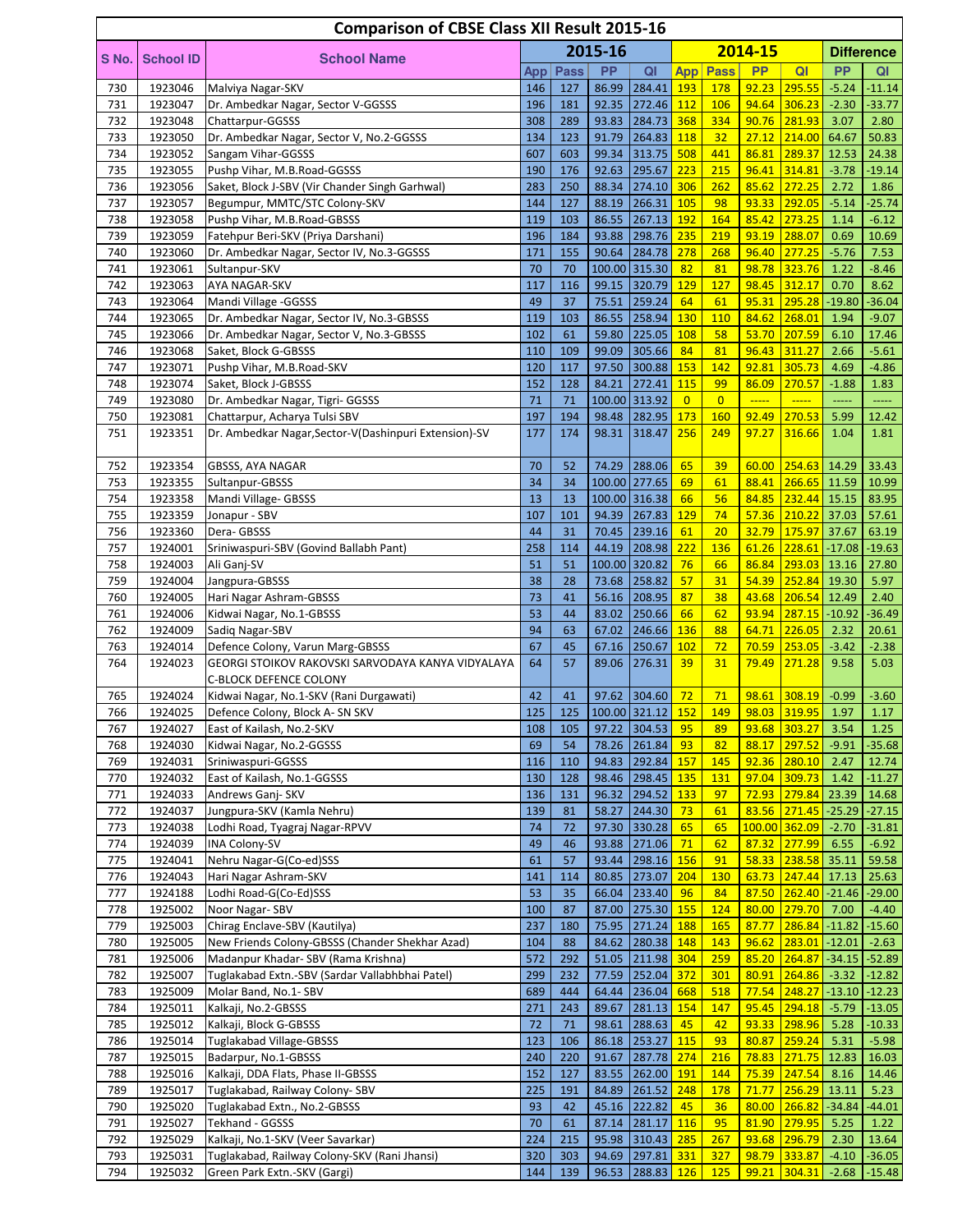# Comparison of CBSE Class XII Result 2015-16

| S No. | School ID | School Name | 2015-16 | | | | 2014-15 | | | | Difference | |
|---|---|---|---|---|---|---|---|---|---|---|---|---|
| | | | App | Pass | PP | QI | App | Pass | PP | QI | PP | QI |
| 730 | 1923046 | Malviya Nagar-SKV | 146 | 127 | 86.99 | 284.41 | 193 | 178 | 92.23 | 295.55 | -5.24 | -11.14 |
| 731 | 1923047 | Dr. Ambedkar Nagar, Sector V-GGSSS | 196 | 181 | 92.35 | 272.46 | 112 | 106 | 94.64 | 306.23 | -2.30 | -33.77 |
| 732 | 1923048 | Chattarpur-GGSSS | 308 | 289 | 93.83 | 284.73 | 368 | 334 | 90.76 | 281.93 | 3.07 | 2.80 |
| 733 | 1923050 | Dr. Ambedkar Nagar, Sector V, No.2-GGSSS | 134 | 123 | 91.79 | 264.83 | 118 | 32 | 27.12 | 214.00 | 64.67 | 50.83 |
| 734 | 1923052 | Sangam Vihar-GGSSS | 607 | 603 | 99.34 | 313.75 | 508 | 441 | 86.81 | 289.37 | 12.53 | 24.38 |
| 735 | 1923055 | Pushp Vihar, M.B.Road-GGSSS | 190 | 176 | 92.63 | 295.67 | 223 | 215 | 96.41 | 314.81 | -3.78 | -19.14 |
| 736 | 1923056 | Saket, Block J-SBV (Vir Chander Singh Garhwal) | 283 | 250 | 88.34 | 274.10 | 306 | 262 | 85.62 | 272.25 | 2.72 | 1.86 |
| 737 | 1923057 | Begumpur, MMTC/STC Colony-SKV | 144 | 127 | 88.19 | 266.31 | 105 | 98 | 93.33 | 292.05 | -5.14 | -25.74 |
| 738 | 1923058 | Pushp Vihar, M.B.Road-GBSSS | 119 | 103 | 86.55 | 267.13 | 192 | 164 | 85.42 | 273.25 | 1.14 | -6.12 |
| 739 | 1923059 | Fatehpur Beri-SKV (Priya Darshani) | 196 | 184 | 93.88 | 298.76 | 235 | 219 | 93.19 | 288.07 | 0.69 | 10.69 |
| 740 | 1923060 | Dr. Ambedkar Nagar, Sector IV, No.3-GGSSS | 171 | 155 | 90.64 | 284.78 | 278 | 268 | 96.40 | 277.25 | -5.76 | 7.53 |
| 741 | 1923061 | Sultanpur-SKV | 70 | 70 | 100.00 | 315.30 | 82 | 81 | 98.78 | 323.76 | 1.22 | -8.46 |
| 742 | 1923063 | AYA NAGAR-SKV | 117 | 116 | 99.15 | 320.79 | 129 | 127 | 98.45 | 312.17 | 0.70 | 8.62 |
| 743 | 1923064 | Mandi Village -GGSSS | 49 | 37 | 75.51 | 259.24 | 64 | 61 | 95.31 | 295.28 | -19.80 | -36.04 |
| 744 | 1923065 | Dr. Ambedkar Nagar, Sector IV, No.3-GBSSS | 119 | 103 | 86.55 | 258.94 | 130 | 110 | 84.62 | 268.01 | 1.94 | -9.07 |
| 745 | 1923066 | Dr. Ambedkar Nagar, Sector V, No.3-GBSSS | 102 | 61 | 59.80 | 225.05 | 108 | 58 | 53.70 | 207.59 | 6.10 | 17.46 |
| 746 | 1923068 | Saket, Block G-GBSSS | 110 | 109 | 99.09 | 305.66 | 84 | 81 | 96.43 | 311.27 | 2.66 | -5.61 |
| 747 | 1923071 | Pushp Vihar, M.B.Road-SKV | 120 | 117 | 97.50 | 300.88 | 153 | 142 | 92.81 | 305.73 | 4.69 | -4.86 |
| 748 | 1923074 | Saket, Block J-GBSSS | 152 | 128 | 84.21 | 272.41 | 115 | 99 | 86.09 | 270.57 | -1.88 | 1.83 |
| 749 | 1923080 | Dr. Ambedkar Nagar, Tigri- GGSSS | 71 | 71 | 100.00 | 313.92 | 0 | 0 | ----- | ----- | ----- | ----- |
| 750 | 1923081 | Chattarpur, Acharya Tulsi SBV | 197 | 194 | 98.48 | 282.95 | 173 | 160 | 92.49 | 270.53 | 5.99 | 12.42 |
| 751 | 1923351 | Dr. Ambedkar Nagar,Sector-V(Dashinpuri Extension)-SV | 177 | 174 | 98.31 | 318.47 | 256 | 249 | 97.27 | 316.66 | 1.04 | 1.81 |
| 752 | 1923354 | GBSSS, AYA NAGAR | 70 | 52 | 74.29 | 288.06 | 65 | 39 | 60.00 | 254.63 | 14.29 | 33.43 |
| 753 | 1923355 | Sultanpur-GBSSS | 34 | 34 | 100.00 | 277.65 | 69 | 61 | 88.41 | 266.65 | 11.59 | 10.99 |
| 754 | 1923358 | Mandi Village- GBSSS | 13 | 13 | 100.00 | 316.38 | 66 | 56 | 84.85 | 232.44 | 15.15 | 83.95 |
| 755 | 1923359 | Jonapur - SBV | 107 | 101 | 94.39 | 267.83 | 129 | 74 | 57.36 | 210.22 | 37.03 | 57.61 |
| 756 | 1923360 | Dera- GBSSS | 44 | 31 | 70.45 | 239.16 | 61 | 20 | 32.79 | 175.97 | 37.67 | 63.19 |
| 757 | 1924001 | Sriniwaspuri-SBV (Govind Ballabh Pant) | 258 | 114 | 44.19 | 208.98 | 222 | 136 | 61.26 | 228.61 | -17.08 | -19.63 |
| 758 | 1924003 | Ali Ganj-SV | 51 | 51 | 100.00 | 320.82 | 76 | 66 | 86.84 | 293.03 | 13.16 | 27.80 |
| 759 | 1924004 | Jangpura-GBSSS | 38 | 28 | 73.68 | 258.82 | 57 | 31 | 54.39 | 252.84 | 19.30 | 5.97 |
| 760 | 1924005 | Hari Nagar Ashram-GBSSS | 73 | 41 | 56.16 | 208.95 | 87 | 38 | 43.68 | 206.54 | 12.49 | 2.40 |
| 761 | 1924006 | Kidwai Nagar, No.1-GBSSS | 53 | 44 | 83.02 | 250.66 | 66 | 62 | 93.94 | 287.15 | -10.92 | -36.49 |
| 762 | 1924009 | Sadiq Nagar-SBV | 94 | 63 | 67.02 | 246.66 | 136 | 88 | 64.71 | 226.05 | 2.32 | 20.61 |
| 763 | 1924014 | Defence Colony, Varun Marg-GBSSS | 67 | 45 | 67.16 | 250.67 | 102 | 72 | 70.59 | 253.05 | -3.42 | -2.38 |
| 764 | 1924023 | GEORGI STOIKOV RAKOVSKI SARVODAYA KANYA VIDYALAYA C-BLOCK DEFENCE COLONY | 64 | 57 | 89.06 | 276.31 | 39 | 31 | 79.49 | 271.28 | 9.58 | 5.03 |
| 765 | 1924024 | Kidwai Nagar, No.1-SKV (Rani Durgawati) | 42 | 41 | 97.62 | 304.60 | 72 | 71 | 98.61 | 308.19 | -0.99 | -3.60 |
| 766 | 1924025 | Defence Colony, Block A- SN SKV | 125 | 125 | 100.00 | 321.12 | 152 | 149 | 98.03 | 319.95 | 1.97 | 1.17 |
| 767 | 1924027 | East of Kailash, No.2-SKV | 108 | 105 | 97.22 | 304.53 | 95 | 89 | 93.68 | 303.27 | 3.54 | 1.25 |
| 768 | 1924030 | Kidwai Nagar, No.2-GGSSS | 69 | 54 | 78.26 | 261.84 | 93 | 82 | 88.17 | 297.52 | -9.91 | -35.68 |
| 769 | 1924031 | Sriniwaspuri-GGSSS | 116 | 110 | 94.83 | 292.84 | 157 | 145 | 92.36 | 280.10 | 2.47 | 12.74 |
| 770 | 1924032 | East of Kailash, No.1-GGSSS | 130 | 128 | 98.46 | 298.45 | 135 | 131 | 97.04 | 309.73 | 1.42 | -11.27 |
| 771 | 1924033 | Andrews Ganj- SKV | 136 | 131 | 96.32 | 294.52 | 133 | 97 | 72.93 | 279.84 | 23.39 | 14.68 |
| 772 | 1924037 | Jungpura-SKV (Kamla Nehru) | 139 | 81 | 58.27 | 244.30 | 73 | 61 | 83.56 | 271.45 | -25.29 | -27.15 |
| 773 | 1924038 | Lodhi Road, Tyagraj Nagar-RPVV | 74 | 72 | 97.30 | 330.28 | 65 | 65 | 100.00 | 362.09 | -2.70 | -31.81 |
| 774 | 1924039 | INA Colony-SV | 49 | 46 | 93.88 | 271.06 | 71 | 62 | 87.32 | 277.99 | 6.55 | -6.92 |
| 775 | 1924041 | Nehru Nagar-G(Co-ed)SSS | 61 | 57 | 93.44 | 298.16 | 156 | 91 | 58.33 | 238.58 | 35.11 | 59.58 |
| 776 | 1924043 | Hari Nagar Ashram-SKV | 141 | 114 | 80.85 | 273.07 | 204 | 130 | 63.73 | 247.44 | 17.13 | 25.63 |
| 777 | 1924188 | Lodhi Road-G(Co-Ed)SSS | 53 | 35 | 66.04 | 233.40 | 96 | 84 | 87.50 | 262.40 | -21.46 | -29.00 |
| 778 | 1925002 | Noor Nagar- SBV | 100 | 87 | 87.00 | 275.30 | 155 | 124 | 80.00 | 279.70 | 7.00 | -4.40 |
| 779 | 1925003 | Chirag Enclave-SBV (Kautilya) | 237 | 180 | 75.95 | 271.24 | 188 | 165 | 87.77 | 286.84 | -11.82 | -15.60 |
| 780 | 1925005 | New Friends Colony-GBSSS (Chander Shekhar Azad) | 104 | 88 | 84.62 | 280.38 | 148 | 143 | 96.62 | 283.01 | -12.01 | -2.63 |
| 781 | 1925006 | Madanpur Khadar- SBV (Rama Krishna) | 572 | 292 | 51.05 | 211.98 | 304 | 259 | 85.20 | 264.87 | -34.15 | -52.89 |
| 782 | 1925007 | Tuglakabad Extn.-SBV (Sardar Vallabhbhai Patel) | 299 | 232 | 77.59 | 252.04 | 372 | 301 | 80.91 | 264.86 | -3.32 | -12.82 |
| 783 | 1925009 | Molar Band, No.1- SBV | 689 | 444 | 64.44 | 236.04 | 668 | 518 | 77.54 | 248.27 | -13.10 | -12.23 |
| 784 | 1925011 | Kalkaji, No.2-GBSSS | 271 | 243 | 89.67 | 281.13 | 154 | 147 | 95.45 | 294.18 | -5.79 | -13.05 |
| 785 | 1925012 | Kalkaji, Block G-GBSSS | 72 | 71 | 98.61 | 288.63 | 45 | 42 | 93.33 | 298.96 | 5.28 | -10.33 |
| 786 | 1925014 | Tuglakabad Village-GBSSS | 123 | 106 | 86.18 | 253.27 | 115 | 93 | 80.87 | 259.24 | 5.31 | -5.98 |
| 787 | 1925015 | Badarpur, No.1-GBSSS | 240 | 220 | 91.67 | 287.78 | 274 | 216 | 78.83 | 271.75 | 12.83 | 16.03 |
| 788 | 1925016 | Kalkaji, DDA Flats, Phase II-GBSSS | 152 | 127 | 83.55 | 262.00 | 191 | 144 | 75.39 | 247.54 | 8.16 | 14.46 |
| 789 | 1925017 | Tuglakabad, Railway Colony- SBV | 225 | 191 | 84.89 | 261.52 | 248 | 178 | 71.77 | 256.29 | 13.11 | 5.23 |
| 790 | 1925020 | Tuglakabad Extn., No.2-GBSSS | 93 | 42 | 45.16 | 222.82 | 45 | 36 | 80.00 | 266.82 | -34.84 | -44.01 |
| 791 | 1925027 | Tekhand - GGSSS | 70 | 61 | 87.14 | 281.17 | 116 | 95 | 81.90 | 279.95 | 5.25 | 1.22 |
| 792 | 1925029 | Kalkaji, No.1-SKV (Veer Savarkar) | 224 | 215 | 95.98 | 310.43 | 285 | 267 | 93.68 | 296.79 | 2.30 | 13.64 |
| 793 | 1925031 | Tuglakabad, Railway Colony-SKV (Rani Jhansi) | 320 | 303 | 94.69 | 297.81 | 331 | 327 | 98.79 | 333.87 | -4.10 | -36.05 |
| 794 | 1925032 | Green Park Extn.-SKV (Gargi) | 144 | 139 | 96.53 | 288.83 | 126 | 125 | 99.21 | 304.31 | -2.68 | -15.48 |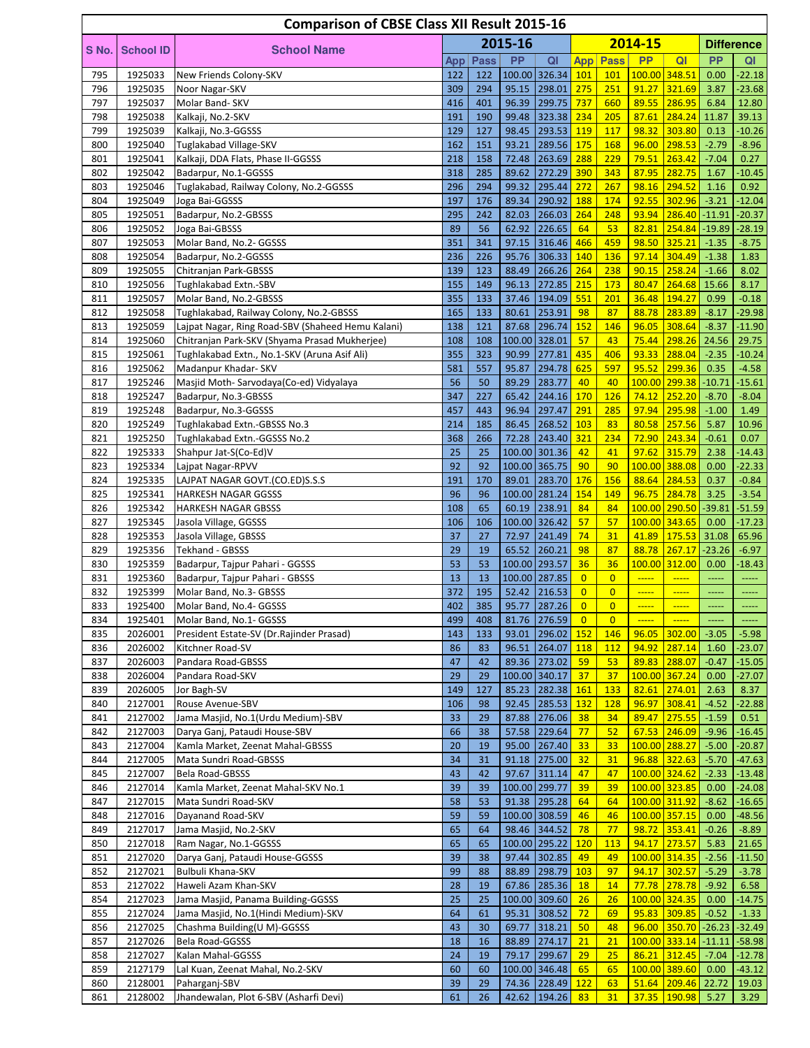# Comparison of CBSE Class XII Result 2015-16

| S No. | School ID | School Name | 2015-16 | | | | 2014-15 | | | | Difference | |
|---|---|---|---|---|---|---|---|---|---|---|---|---|
| | | | App | Pass | PP | QI | App | Pass | PP | QI | PP | QI |
| 795 | 1925033 | New Friends Colony-SKV | 122 | 122 | 100.00 | 326.34 | 101 | 101 | 100.00 | 348.51 | 0.00 | -22.18 |
| 796 | 1925035 | Noor Nagar-SKV | 309 | 294 | 95.15 | 298.01 | 275 | 251 | 91.27 | 321.69 | 3.87 | -23.68 |
| 797 | 1925037 | Molar Band- SKV | 416 | 401 | 96.39 | 299.75 | 737 | 660 | 89.55 | 286.95 | 6.84 | 12.80 |
| 798 | 1925038 | Kalkaji, No.2-SKV | 191 | 190 | 99.48 | 323.38 | 234 | 205 | 87.61 | 284.24 | 11.87 | 39.13 |
| 799 | 1925039 | Kalkaji, No.3-GGSSS | 129 | 127 | 98.45 | 293.53 | 119 | 117 | 98.32 | 303.80 | 0.13 | -10.26 |
| 800 | 1925040 | Tuglakabad Village-SKV | 162 | 151 | 93.21 | 289.56 | 175 | 168 | 96.00 | 298.53 | -2.79 | -8.96 |
| 801 | 1925041 | Kalkaji, DDA Flats, Phase II-GGSSS | 218 | 158 | 72.48 | 263.69 | 288 | 229 | 79.51 | 263.42 | -7.04 | 0.27 |
| 802 | 1925042 | Badarpur, No.1-GGSSS | 318 | 285 | 89.62 | 272.29 | 390 | 343 | 87.95 | 282.75 | 1.67 | -10.45 |
| 803 | 1925046 | Tuglakabad, Railway Colony, No.2-GGSSS | 296 | 294 | 99.32 | 295.44 | 272 | 267 | 98.16 | 294.52 | 1.16 | 0.92 |
| 804 | 1925049 | Joga Bai-GGSSS | 197 | 176 | 89.34 | 290.92 | 188 | 174 | 92.55 | 302.96 | -3.21 | -12.04 |
| 805 | 1925051 | Badarpur, No.2-GBSSS | 295 | 242 | 82.03 | 266.03 | 264 | 248 | 93.94 | 286.40 | -11.91 | -20.37 |
| 806 | 1925052 | Joga Bai-GBSSS | 89 | 56 | 62.92 | 226.65 | 64 | 53 | 82.81 | 254.84 | -19.89 | -28.19 |
| 807 | 1925053 | Molar Band, No.2- GGSSS | 351 | 341 | 97.15 | 316.46 | 466 | 459 | 98.50 | 325.21 | -1.35 | -8.75 |
| 808 | 1925054 | Badarpur, No.2-GGSSS | 236 | 226 | 95.76 | 306.33 | 140 | 136 | 97.14 | 304.49 | -1.38 | 1.83 |
| 809 | 1925055 | Chitranjan Park-GBSSS | 139 | 123 | 88.49 | 266.26 | 264 | 238 | 90.15 | 258.24 | -1.66 | 8.02 |
| 810 | 1925056 | Tughlakabad Extn.-SBV | 155 | 149 | 96.13 | 272.85 | 215 | 173 | 80.47 | 264.68 | 15.66 | 8.17 |
| 811 | 1925057 | Molar Band, No.2-GBSSS | 355 | 133 | 37.46 | 194.09 | 551 | 201 | 36.48 | 194.27 | 0.99 | -0.18 |
| 812 | 1925058 | Tughlakabad, Railway Colony, No.2-GBSSS | 165 | 133 | 80.61 | 253.91 | 98 | 87 | 88.78 | 283.89 | -8.17 | -29.98 |
| 813 | 1925059 | Lajpat Nagar, Ring Road-SBV (Shaheed Hemu Kalani) | 138 | 121 | 87.68 | 296.74 | 152 | 146 | 96.05 | 308.64 | -8.37 | -11.90 |
| 814 | 1925060 | Chitranjan Park-SKV (Shyama Prasad Mukherjee) | 108 | 108 | 100.00 | 328.01 | 57 | 43 | 75.44 | 298.26 | 24.56 | 29.75 |
| 815 | 1925061 | Tughlakabad Extn., No.1-SKV (Aruna Asif Ali) | 355 | 323 | 90.99 | 277.81 | 435 | 406 | 93.33 | 288.04 | -2.35 | -10.24 |
| 816 | 1925062 | Madanpur Khadar- SKV | 581 | 557 | 95.87 | 294.78 | 625 | 597 | 95.52 | 299.36 | 0.35 | -4.58 |
| 817 | 1925246 | Masjid Moth- Sarvodaya(Co-ed) Vidyalaya | 56 | 50 | 89.29 | 283.77 | 40 | 40 | 100.00 | 299.38 | -10.71 | -15.61 |
| 818 | 1925247 | Badarpur, No.3-GBSSS | 347 | 227 | 65.42 | 244.16 | 170 | 126 | 74.12 | 252.20 | -8.70 | -8.04 |
| 819 | 1925248 | Badarpur, No.3-GGSSS | 457 | 443 | 96.94 | 297.47 | 291 | 285 | 97.94 | 295.98 | -1.00 | 1.49 |
| 820 | 1925249 | Tughlakabad Extn.-GBSSS No.3 | 214 | 185 | 86.45 | 268.52 | 103 | 83 | 80.58 | 257.56 | 5.87 | 10.96 |
| 821 | 1925250 | Tughlakabad Extn.-GGSSS No.2 | 368 | 266 | 72.28 | 243.40 | 321 | 234 | 72.90 | 243.34 | -0.61 | 0.07 |
| 822 | 1925333 | Shahpur Jat-S(Co-Ed)V | 25 | 25 | 100.00 | 301.36 | 42 | 41 | 97.62 | 315.79 | 2.38 | -14.43 |
| 823 | 1925334 | Lajpat Nagar-RPVV | 92 | 92 | 100.00 | 365.75 | 90 | 90 | 100.00 | 388.08 | 0.00 | -22.33 |
| 824 | 1925335 | LAJPAT NAGAR GOVT.(CO.ED)S.S.S | 191 | 170 | 89.01 | 283.70 | 176 | 156 | 88.64 | 284.53 | 0.37 | -0.84 |
| 825 | 1925341 | HARKESH NAGAR GGSSS | 96 | 96 | 100.00 | 281.24 | 154 | 149 | 96.75 | 284.78 | 3.25 | -3.54 |
| 826 | 1925342 | HARKESH NAGAR GBSSS | 108 | 65 | 60.19 | 238.91 | 84 | 84 | 100.00 | 290.50 | -39.81 | -51.59 |
| 827 | 1925345 | Jasola Village, GGSSS | 106 | 106 | 100.00 | 326.42 | 57 | 57 | 100.00 | 343.65 | 0.00 | -17.23 |
| 828 | 1925353 | Jasola Village, GBSSS | 37 | 27 | 72.97 | 241.49 | 74 | 31 | 41.89 | 175.53 | 31.08 | 65.96 |
| 829 | 1925356 | Tekhand - GBSSS | 29 | 19 | 65.52 | 260.21 | 98 | 87 | 88.78 | 267.17 | -23.26 | -6.97 |
| 830 | 1925359 | Badarpur, Tajpur Pahari - GGSSS | 53 | 53 | 100.00 | 293.57 | 36 | 36 | 100.00 | 312.00 | 0.00 | -18.43 |
| 831 | 1925360 | Badarpur, Tajpur Pahari - GBSSS | 13 | 13 | 100.00 | 287.85 | 0 | 0 | ----- | ----- | ----- | ----- |
| 832 | 1925399 | Molar Band, No.3- GBSSS | 372 | 195 | 52.42 | 216.53 | 0 | 0 | ----- | ----- | ----- | ----- |
| 833 | 1925400 | Molar Band, No.4- GGSSS | 402 | 385 | 95.77 | 287.26 | 0 | 0 | ----- | ----- | ----- | ----- |
| 834 | 1925401 | Molar Band, No.1- GGSSS | 499 | 408 | 81.76 | 276.59 | 0 | 0 | ----- | ----- | ----- | ----- |
| 835 | 2026001 | President Estate-SV (Dr.Rajinder Prasad) | 143 | 133 | 93.01 | 296.02 | 152 | 146 | 96.05 | 302.00 | -3.05 | -5.98 |
| 836 | 2026002 | Kitchner Road-SV | 86 | 83 | 96.51 | 264.07 | 118 | 112 | 94.92 | 287.14 | 1.60 | -23.07 |
| 837 | 2026003 | Pandara Road-GBSSS | 47 | 42 | 89.36 | 273.02 | 59 | 53 | 89.83 | 288.07 | -0.47 | -15.05 |
| 838 | 2026004 | Pandara Road-SKV | 29 | 29 | 100.00 | 340.17 | 37 | 37 | 100.00 | 367.24 | 0.00 | -27.07 |
| 839 | 2026005 | Jor Bagh-SV | 149 | 127 | 85.23 | 282.38 | 161 | 133 | 82.61 | 274.01 | 2.63 | 8.37 |
| 840 | 2127001 | Rouse Avenue-SBV | 106 | 98 | 92.45 | 285.53 | 132 | 128 | 96.97 | 308.41 | -4.52 | -22.88 |
| 841 | 2127002 | Jama Masjid, No.1(Urdu Medium)-SBV | 33 | 29 | 87.88 | 276.06 | 38 | 34 | 89.47 | 275.55 | -1.59 | 0.51 |
| 842 | 2127003 | Darya Ganj, Pataudi House-SBV | 66 | 38 | 57.58 | 229.64 | 77 | 52 | 67.53 | 246.09 | -9.96 | -16.45 |
| 843 | 2127004 | Kamla Market, Zeenat Mahal-GBSSS | 20 | 19 | 95.00 | 267.40 | 33 | 33 | 100.00 | 288.27 | -5.00 | -20.87 |
| 844 | 2127005 | Mata Sundri Road-GBSSS | 34 | 31 | 91.18 | 275.00 | 32 | 31 | 96.88 | 322.63 | -5.70 | -47.63 |
| 845 | 2127007 | Bela Road-GBSSS | 43 | 42 | 97.67 | 311.14 | 47 | 47 | 100.00 | 324.62 | -2.33 | -13.48 |
| 846 | 2127014 | Kamla Market, Zeenat Mahal-SKV No.1 | 39 | 39 | 100.00 | 299.77 | 39 | 39 | 100.00 | 323.85 | 0.00 | -24.08 |
| 847 | 2127015 | Mata Sundri Road-SKV | 58 | 53 | 91.38 | 295.28 | 64 | 64 | 100.00 | 311.92 | -8.62 | -16.65 |
| 848 | 2127016 | Dayanand Road-SKV | 59 | 59 | 100.00 | 308.59 | 46 | 46 | 100.00 | 357.15 | 0.00 | -48.56 |
| 849 | 2127017 | Jama Masjid, No.2-SKV | 65 | 64 | 98.46 | 344.52 | 78 | 77 | 98.72 | 353.41 | -0.26 | -8.89 |
| 850 | 2127018 | Ram Nagar, No.1-GGSSS | 65 | 65 | 100.00 | 295.22 | 120 | 113 | 94.17 | 273.57 | 5.83 | 21.65 |
| 851 | 2127020 | Darya Ganj, Pataudi House-GGSSS | 39 | 38 | 97.44 | 302.85 | 49 | 49 | 100.00 | 314.35 | -2.56 | -11.50 |
| 852 | 2127021 | Bulbuli Khana-SKV | 99 | 88 | 88.89 | 298.79 | 103 | 97 | 94.17 | 302.57 | -5.29 | -3.78 |
| 853 | 2127022 | Haweli Azam Khan-SKV | 28 | 19 | 67.86 | 285.36 | 18 | 14 | 77.78 | 278.78 | -9.92 | 6.58 |
| 854 | 2127023 | Jama Masjid, Panama Building-GGSSS | 25 | 25 | 100.00 | 309.60 | 26 | 26 | 100.00 | 324.35 | 0.00 | -14.75 |
| 855 | 2127024 | Jama Masjid, No.1(Hindi Medium)-SKV | 64 | 61 | 95.31 | 308.52 | 72 | 69 | 95.83 | 309.85 | -0.52 | -1.33 |
| 856 | 2127025 | Chashma Building(U M)-GGSSS | 43 | 30 | 69.77 | 318.21 | 50 | 48 | 96.00 | 350.70 | -26.23 | -32.49 |
| 857 | 2127026 | Bela Road-GGSSS | 18 | 16 | 88.89 | 274.17 | 21 | 21 | 100.00 | 333.14 | -11.11 | -58.98 |
| 858 | 2127027 | Kalan Mahal-GGSSS | 24 | 19 | 79.17 | 299.67 | 29 | 25 | 86.21 | 312.45 | -7.04 | -12.78 |
| 859 | 2127179 | Lal Kuan, Zeenat Mahal, No.2-SKV | 60 | 60 | 100.00 | 346.48 | 65 | 65 | 100.00 | 389.60 | 0.00 | -43.12 |
| 860 | 2128001 | Paharganj-SBV | 39 | 29 | 74.36 | 228.49 | 122 | 63 | 51.64 | 209.46 | 22.72 | 19.03 |
| 861 | 2128002 | Jhandewalan, Plot 6-SBV (Asharfi Devi) | 61 | 26 | 42.62 | 194.26 | 83 | 31 | 37.35 | 190.98 | 5.27 | 3.29 |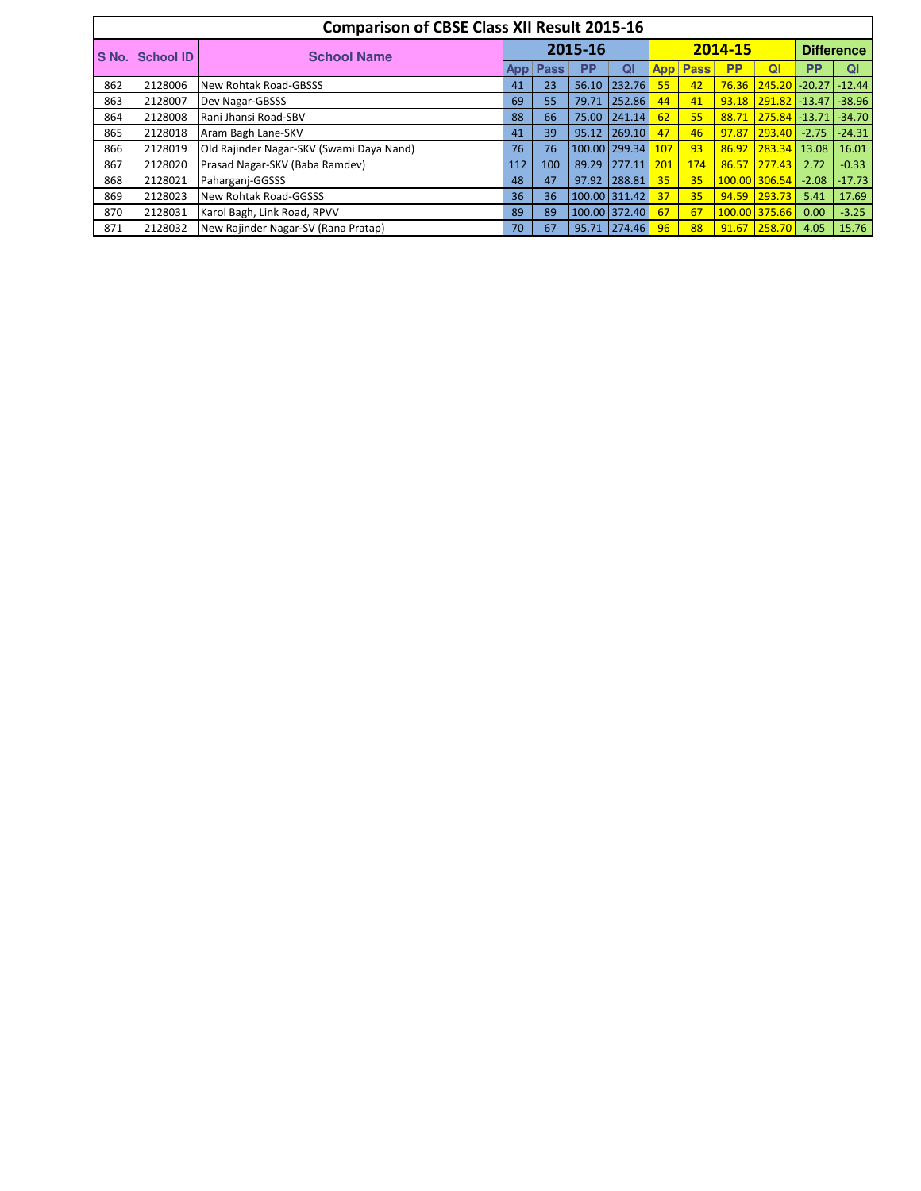# Comparison of CBSE Class XII Result 2015-16

| S No. | School ID | School Name | 2015-16 | | | | 2014-15 | | | | Difference | |
|---|---|---|---|---|---|---|---|---|---|---|---|---|
| | | | App | Pass | PP | QI | App | Pass | PP | QI | PP | QI |
| 862 | 2128006 | New Rohtak Road-GBSSS | 41 | 23 | 56.10 | 232.76 | 55 | 42 | 76.36 | 245.20 | -20.27 | -12.44 |
| 863 | 2128007 | Dev Nagar-GBSSS | 69 | 55 | 79.71 | 252.86 | 44 | 41 | 93.18 | 291.82 | -13.47 | -38.96 |
| 864 | 2128008 | Rani Jhansi Road-SBV | 88 | 66 | 75.00 | 241.14 | 62 | 55 | 88.71 | 275.84 | -13.71 | -34.70 |
| 865 | 2128018 | Aram Bagh Lane-SKV | 41 | 39 | 95.12 | 269.10 | 47 | 46 | 97.87 | 293.40 | -2.75 | -24.31 |
| 866 | 2128019 | Old Rajinder Nagar-SKV (Swami Daya Nand) | 76 | 76 | 100.00 | 299.34 | 107 | 93 | 86.92 | 283.34 | 13.08 | 16.01 |
| 867 | 2128020 | Prasad Nagar-SKV (Baba Ramdev) | 112 | 100 | 89.29 | 277.11 | 201 | 174 | 86.57 | 277.43 | 2.72 | -0.33 |
| 868 | 2128021 | Paharganj-GGSSS | 48 | 47 | 97.92 | 288.81 | 35 | 35 | 100.00 | 306.54 | -2.08 | -17.73 |
| 869 | 2128023 | New Rohtak Road-GGSSS | 36 | 36 | 100.00 | 311.42 | 37 | 35 | 94.59 | 293.73 | 5.41 | 17.69 |
| 870 | 2128031 | Karol Bagh, Link Road, RPVV | 89 | 89 | 100.00 | 372.40 | 67 | 67 | 100.00 | 375.66 | 0.00 | -3.25 |
| 871 | 2128032 | New Rajinder Nagar-SV (Rana Pratap) | 70 | 67 | 95.71 | 274.46 | 96 | 88 | 91.67 | 258.70 | 4.05 | 15.76 |